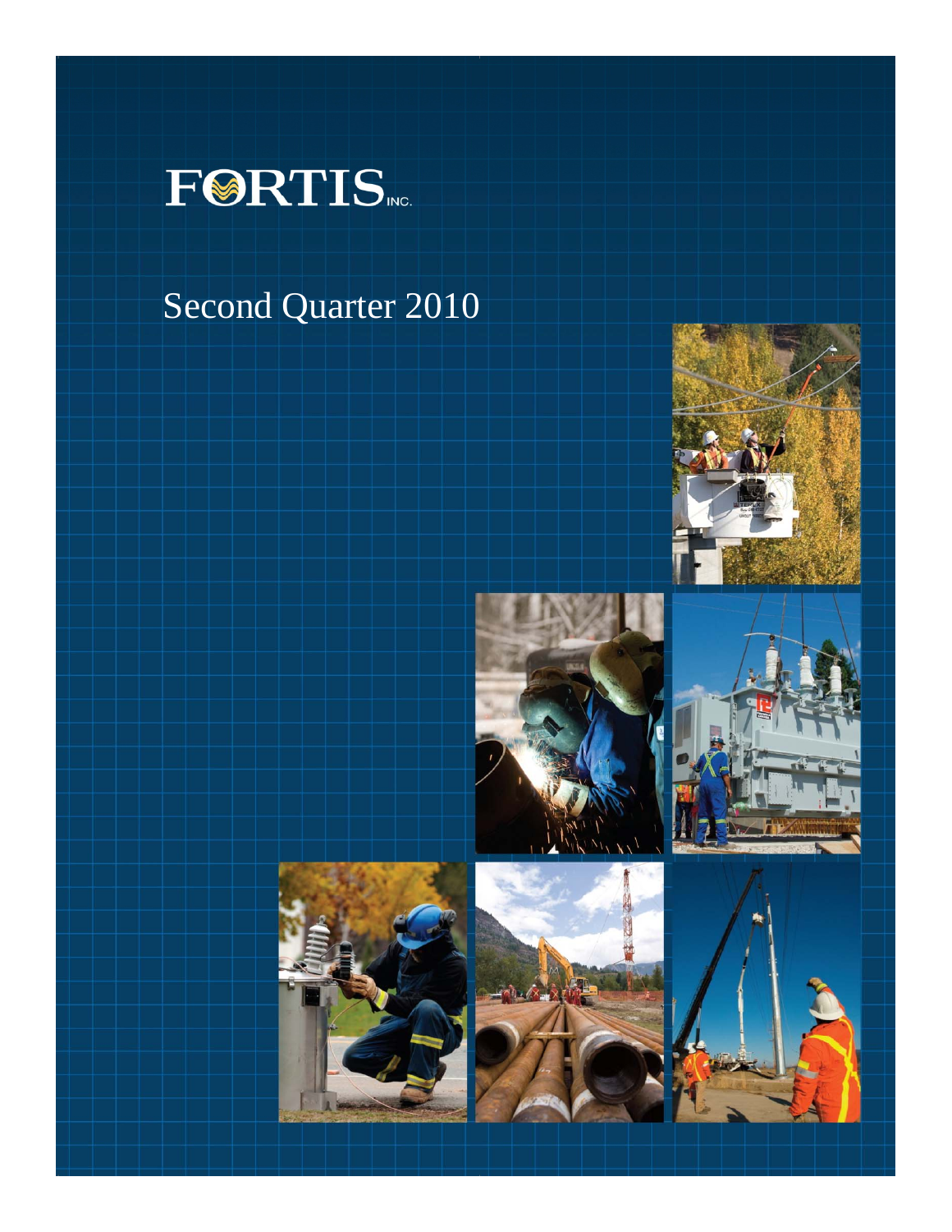# FORTIS INC.

## Second Quarter 2010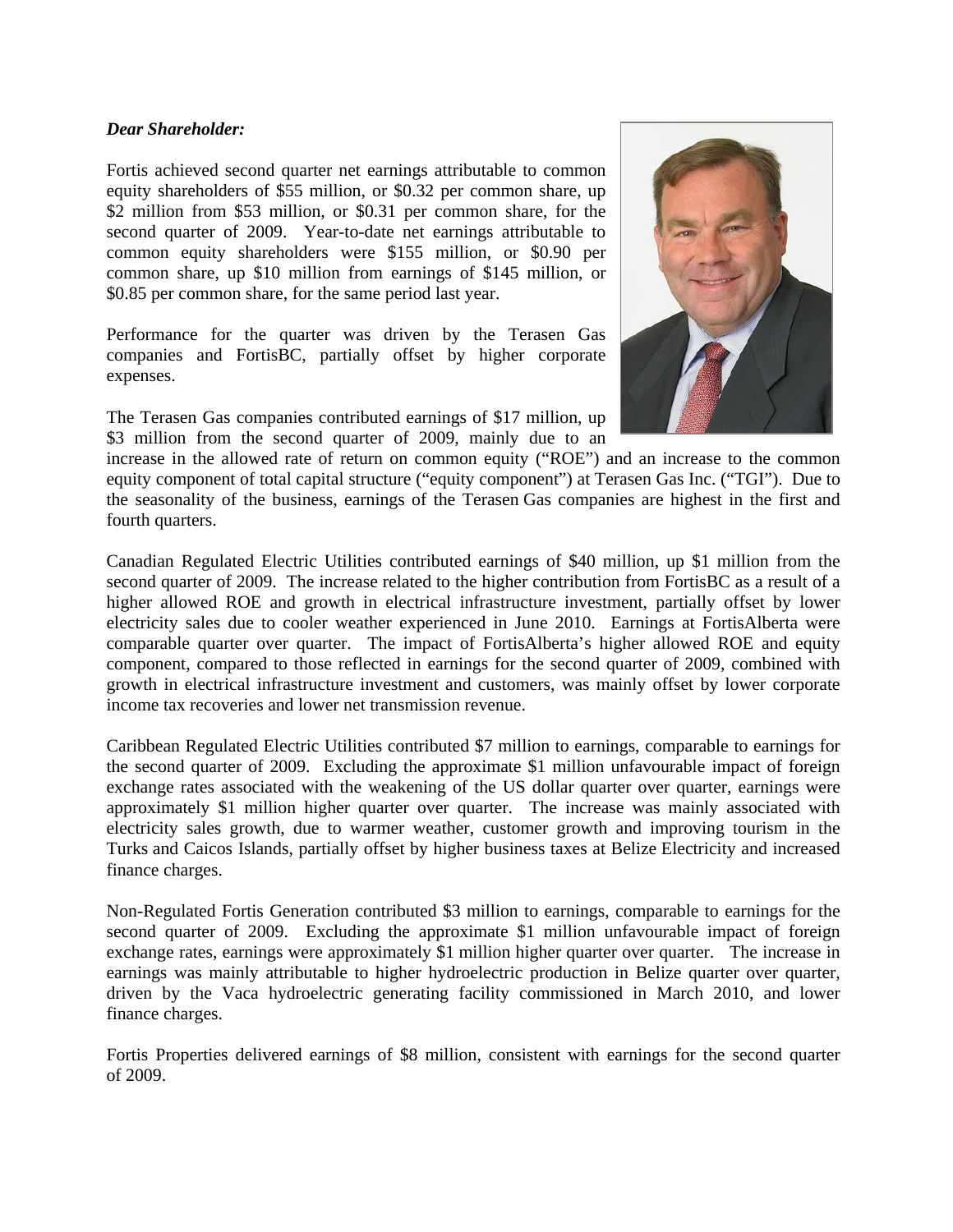***Dear Shareholder:***

Fortis achieved second quarter net earnings attributable to common equity shareholders of $55 million, or $0.32 per common share, up $2 million from $53 million, or $0.31 per common share, for the second quarter of 2009. Year-to-date net earnings attributable to common equity shareholders were $155 million, or $0.90 per common share, up $10 million from earnings of $145 million, or $0.85 per common share, for the same period last year.

Performance for the quarter was driven by the Terasen Gas companies and FortisBC, partially offset by higher corporate expenses.

The Terasen Gas companies contributed earnings of $17 million, up $3 million from the second quarter of 2009, mainly due to an increase in the allowed rate of return on common equity ("ROE") and an increase to the common equity component of total capital structure ("equity component") at Terasen Gas Inc. ("TGI"). Due to the seasonality of the business, earnings of the Terasen Gas companies are highest in the first and fourth quarters.

Canadian Regulated Electric Utilities contributed earnings of $40 million, up $1 million from the second quarter of 2009. The increase related to the higher contribution from FortisBC as a result of a higher allowed ROE and growth in electrical infrastructure investment, partially offset by lower electricity sales due to cooler weather experienced in June 2010. Earnings at FortisAlberta were comparable quarter over quarter. The impact of FortisAlberta's higher allowed ROE and equity component, compared to those reflected in earnings for the second quarter of 2009, combined with growth in electrical infrastructure investment and customers, was mainly offset by lower corporate income tax recoveries and lower net transmission revenue.

Caribbean Regulated Electric Utilities contributed $7 million to earnings, comparable to earnings for the second quarter of 2009. Excluding the approximate $1 million unfavourable impact of foreign exchange rates associated with the weakening of the US dollar quarter over quarter, earnings were approximately $1 million higher quarter over quarter. The increase was mainly associated with electricity sales growth, due to warmer weather, customer growth and improving tourism in the Turks and Caicos Islands, partially offset by higher business taxes at Belize Electricity and increased finance charges.

Non-Regulated Fortis Generation contributed $3 million to earnings, comparable to earnings for the second quarter of 2009. Excluding the approximate $1 million unfavourable impact of foreign exchange rates, earnings were approximately $1 million higher quarter over quarter. The increase in earnings was mainly attributable to higher hydroelectric production in Belize quarter over quarter, driven by the Vaca hydroelectric generating facility commissioned in March 2010, and lower finance charges.

Fortis Properties delivered earnings of $8 million, consistent with earnings for the second quarter of 2009.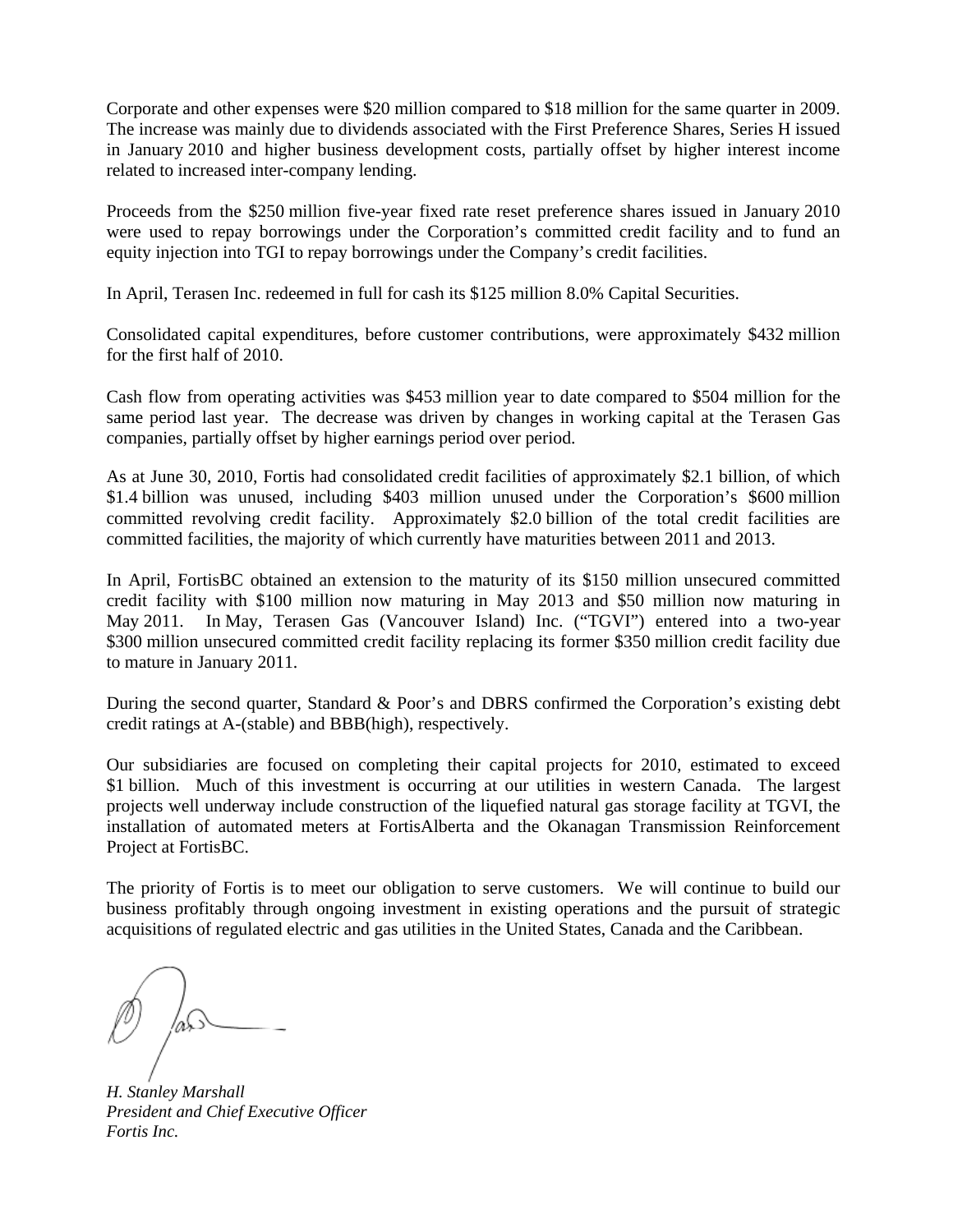Corporate and other expenses were $20 million compared to $18 million for the same quarter in 2009. The increase was mainly due to dividends associated with the First Preference Shares, Series H issued in January 2010 and higher business development costs, partially offset by higher interest income related to increased inter-company lending.

Proceeds from the $250 million five-year fixed rate reset preference shares issued in January 2010 were used to repay borrowings under the Corporation's committed credit facility and to fund an equity injection into TGI to repay borrowings under the Company's credit facilities.

In April, Terasen Inc. redeemed in full for cash its $125 million 8.0% Capital Securities.

Consolidated capital expenditures, before customer contributions, were approximately $432 million for the first half of 2010.

Cash flow from operating activities was $453 million year to date compared to $504 million for the same period last year. The decrease was driven by changes in working capital at the Terasen Gas companies, partially offset by higher earnings period over period.

As at June 30, 2010, Fortis had consolidated credit facilities of approximately $2.1 billion, of which $1.4 billion was unused, including $403 million unused under the Corporation's $600 million committed revolving credit facility. Approximately $2.0 billion of the total credit facilities are committed facilities, the majority of which currently have maturities between 2011 and 2013.

In April, FortisBC obtained an extension to the maturity of its $150 million unsecured committed credit facility with $100 million now maturing in May 2013 and $50 million now maturing in May 2011. In May, Terasen Gas (Vancouver Island) Inc. ("TGVI") entered into a two-year $300 million unsecured committed credit facility replacing its former $350 million credit facility due to mature in January 2011.

During the second quarter, Standard & Poor's and DBRS confirmed the Corporation's existing debt credit ratings at A-(stable) and BBB(high), respectively.

Our subsidiaries are focused on completing their capital projects for 2010, estimated to exceed $1 billion. Much of this investment is occurring at our utilities in western Canada. The largest projects well underway include construction of the liquefied natural gas storage facility at TGVI, the installation of automated meters at FortisAlberta and the Okanagan Transmission Reinforcement Project at FortisBC.

The priority of Fortis is to meet our obligation to serve customers. We will continue to build our business profitably through ongoing investment in existing operations and the pursuit of strategic acquisitions of regulated electric and gas utilities in the United States, Canada and the Caribbean.

*H. Stanley Marshall*
*President and Chief Executive Officer*
*Fortis Inc.*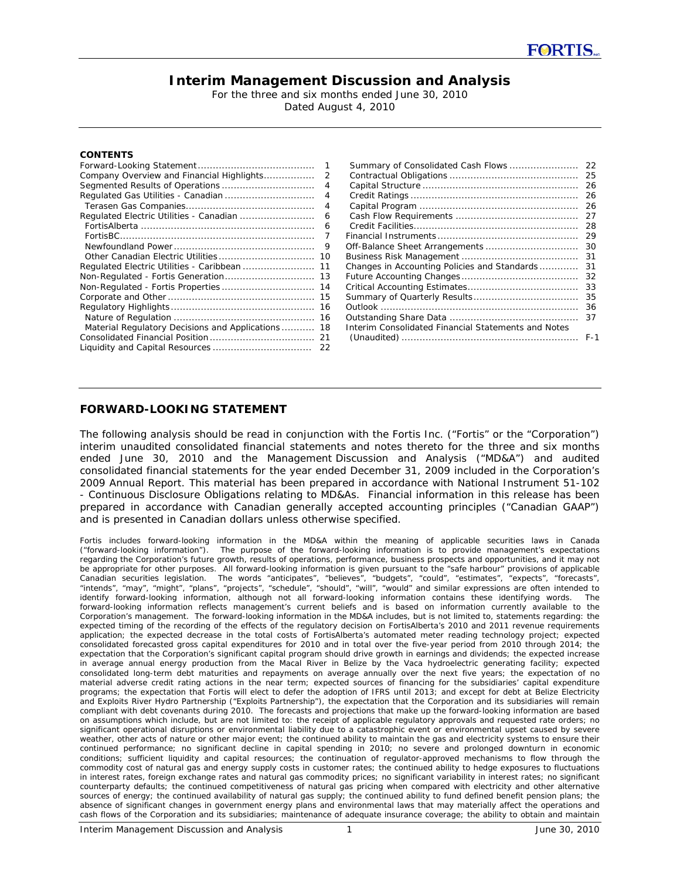# Interim Management Discussion and Analysis

For the three and six months ended June 30, 2010
Dated August 4, 2010

**CONTENTS**

| | | | |
|---|---|---|---|
| Forward-Looking Statement | 1 | Summary of Consolidated Cash Flows | 22 |
| Company Overview and Financial Highlights | 2 | Contractual Obligations | 25 |
| Segmented Results of Operations | 4 | Capital Structure | 26 |
| Regulated Gas Utilities - Canadian | 4 | Credit Ratings | 26 |
| Terasen Gas Companies | 4 | Capital Program | 26 |
| Regulated Electric Utilities - Canadian | 6 | Cash Flow Requirements | 27 |
| FortisAlberta | 6 | Credit Facilities | 28 |
| FortisBC | 7 | Financial Instruments | 29 |
| Newfoundland Power | 9 | Off-Balance Sheet Arrangements | 30 |
| Other Canadian Electric Utilities | 10 | Business Risk Management | 31 |
| Regulated Electric Utilities - Caribbean | 11 | Changes in Accounting Policies and Standards | 31 |
| Non-Regulated - Fortis Generation | 13 | Future Accounting Changes | 32 |
| Non-Regulated - Fortis Properties | 14 | Critical Accounting Estimates | 33 |
| Corporate and Other | 15 | Summary of Quarterly Results | 35 |
| Regulatory Highlights | 16 | Outlook | 36 |
| Nature of Regulation | 16 | Outstanding Share Data | 37 |
| Material Regulatory Decisions and Applications | 18 | Interim Consolidated Financial Statements and Notes (Unaudited) | F-1 |
| Consolidated Financial Position | 21 | | |
| Liquidity and Capital Resources | 22 | | |

## FORWARD-LOOKING STATEMENT

The following analysis should be read in conjunction with the Fortis Inc. ("Fortis" or the "Corporation") interim unaudited consolidated financial statements and notes thereto for the three and six months ended June 30, 2010 and the Management Discussion and Analysis ("MD&A") and audited consolidated financial statements for the year ended December 31, 2009 included in the Corporation's 2009 Annual Report. This material has been prepared in accordance with National Instrument 51-102 - Continuous Disclosure Obligations relating to MD&As. Financial information in this release has been prepared in accordance with Canadian generally accepted accounting principles ("Canadian GAAP") and is presented in Canadian dollars unless otherwise specified.

Fortis includes forward-looking information in the MD&A within the meaning of applicable securities laws in Canada ("forward-looking information"). The purpose of the forward-looking information is to provide management's expectations regarding the Corporation's future growth, results of operations, performance, business prospects and opportunities, and it may not be appropriate for other purposes. All forward-looking information is given pursuant to the "safe harbour" provisions of applicable Canadian securities legislation. The words "anticipates", "believes", "budgets", "could", "estimates", "expects", "forecasts", "intends", "may", "might", "plans", "projects", "schedule", "should", "will", "would" and similar expressions are often intended to identify forward-looking information, although not all forward-looking information contains these identifying words. The forward-looking information reflects management's current beliefs and is based on information currently available to the Corporation's management. The forward-looking information in the MD&A includes, but is not limited to, statements regarding: the expected timing of the recording of the effects of the regulatory decision on FortisAlberta's 2010 and 2011 revenue requirements application; the expected decrease in the total costs of FortisAlberta's automated meter reading technology project; expected consolidated forecasted gross capital expenditures for 2010 and in total over the five-year period from 2010 through 2014; the expectation that the Corporation's significant capital program should drive growth in earnings and dividends; the expected increase in average annual energy production from the Macal River in Belize by the Vaca hydroelectric generating facility; expected consolidated long-term debt maturities and repayments on average annually over the next five years; the expectation of no material adverse credit rating actions in the near term; expected sources of financing for the subsidiaries' capital expenditure programs; the expectation that Fortis will elect to defer the adoption of IFRS until 2013; and except for debt at Belize Electricity and Exploits River Hydro Partnership ("Exploits Partnership"), the expectation that the Corporation and its subsidiaries will remain compliant with debt covenants during 2010. The forecasts and projections that make up the forward-looking information are based on assumptions which include, but are not limited to: the receipt of applicable regulatory approvals and requested rate orders; no significant operational disruptions or environmental liability due to a catastrophic event or environmental upset caused by severe weather, other acts of nature or other major event; the continued ability to maintain the gas and electricity systems to ensure their continued performance; no significant decline in capital spending in 2010; no severe and prolonged downturn in economic conditions; sufficient liquidity and capital resources; the continuation of regulator-approved mechanisms to flow through the commodity cost of natural gas and energy supply costs in customer rates; the continued ability to hedge exposures to fluctuations in interest rates, foreign exchange rates and natural gas commodity prices; no significant variability in interest rates; no significant counterparty defaults; the continued competitiveness of natural gas pricing when compared with electricity and other alternative sources of energy; the continued availability of natural gas supply; the continued ability to fund defined benefit pension plans; the absence of significant changes in government energy plans and environmental laws that may materially affect the operations and cash flows of the Corporation and its subsidiaries; maintenance of adequate insurance coverage; the ability to obtain and maintain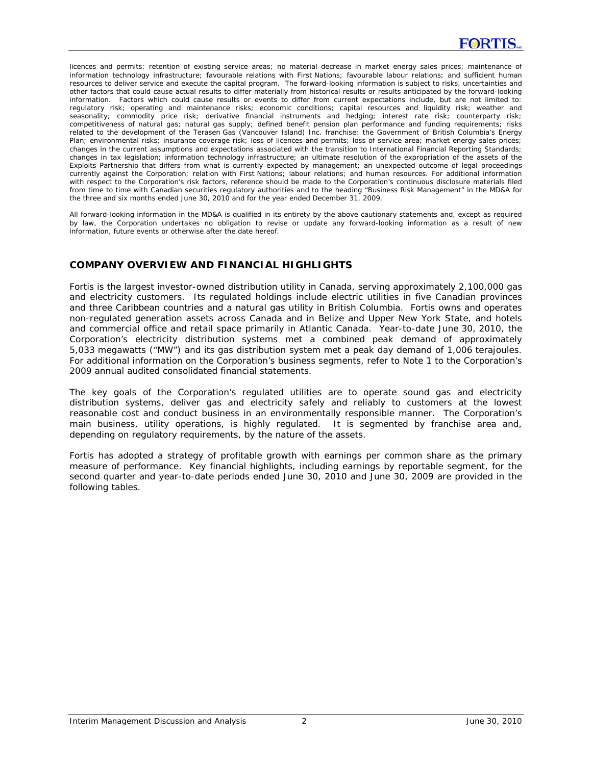licences and permits; retention of existing service areas; no material decrease in market energy sales prices; maintenance of information technology infrastructure; favourable relations with First Nations; favourable labour relations; and sufficient human resources to deliver service and execute the capital program. The forward-looking information is subject to risks, uncertainties and other factors that could cause actual results to differ materially from historical results or results anticipated by the forward-looking information. Factors which could cause results or events to differ from current expectations include, but are not limited to: regulatory risk; operating and maintenance risks; economic conditions; capital resources and liquidity risk; weather and seasonality; commodity price risk; derivative financial instruments and hedging; interest rate risk; counterparty risk; competitiveness of natural gas; natural gas supply; defined benefit pension plan performance and funding requirements; risks related to the development of the Terasen Gas (Vancouver Island) Inc. franchise; the Government of British Columbia's Energy Plan; environmental risks; insurance coverage risk; loss of licences and permits; loss of service area; market energy sales prices; changes in the current assumptions and expectations associated with the transition to International Financial Reporting Standards; changes in tax legislation; information technology infrastructure; an ultimate resolution of the expropriation of the assets of the Exploits Partnership that differs from what is currently expected by management; an unexpected outcome of legal proceedings currently against the Corporation; relation with First Nations; labour relations; and human resources. For additional information with respect to the Corporation's risk factors, reference should be made to the Corporation's continuous disclosure materials filed from time to time with Canadian securities regulatory authorities and to the heading "Business Risk Management" in the MD&A for the three and six months ended June 30, 2010 and for the year ended December 31, 2009.

All forward-looking information in the MD&A is qualified in its entirety by the above cautionary statements and, except as required by law, the Corporation undertakes no obligation to revise or update any forward-looking information as a result of new information, future events or otherwise after the date hereof.

## COMPANY OVERVIEW AND FINANCIAL HIGHLIGHTS

Fortis is the largest investor-owned distribution utility in Canada, serving approximately 2,100,000 gas and electricity customers. Its regulated holdings include electric utilities in five Canadian provinces and three Caribbean countries and a natural gas utility in British Columbia. Fortis owns and operates non-regulated generation assets across Canada and in Belize and Upper New York State, and hotels and commercial office and retail space primarily in Atlantic Canada. Year-to-date June 30, 2010, the Corporation's electricity distribution systems met a combined peak demand of approximately 5,033 megawatts ("MW") and its gas distribution system met a peak day demand of 1,006 terajoules. For additional information on the Corporation's business segments, refer to Note 1 to the Corporation's 2009 annual audited consolidated financial statements.

The key goals of the Corporation's regulated utilities are to operate sound gas and electricity distribution systems, deliver gas and electricity safely and reliably to customers at the lowest reasonable cost and conduct business in an environmentally responsible manner. The Corporation's main business, utility operations, is highly regulated. It is segmented by franchise area and, depending on regulatory requirements, by the nature of the assets.

Fortis has adopted a strategy of profitable growth with earnings per common share as the primary measure of performance. Key financial highlights, including earnings by reportable segment, for the second quarter and year-to-date periods ended June 30, 2010 and June 30, 2009 are provided in the following tables.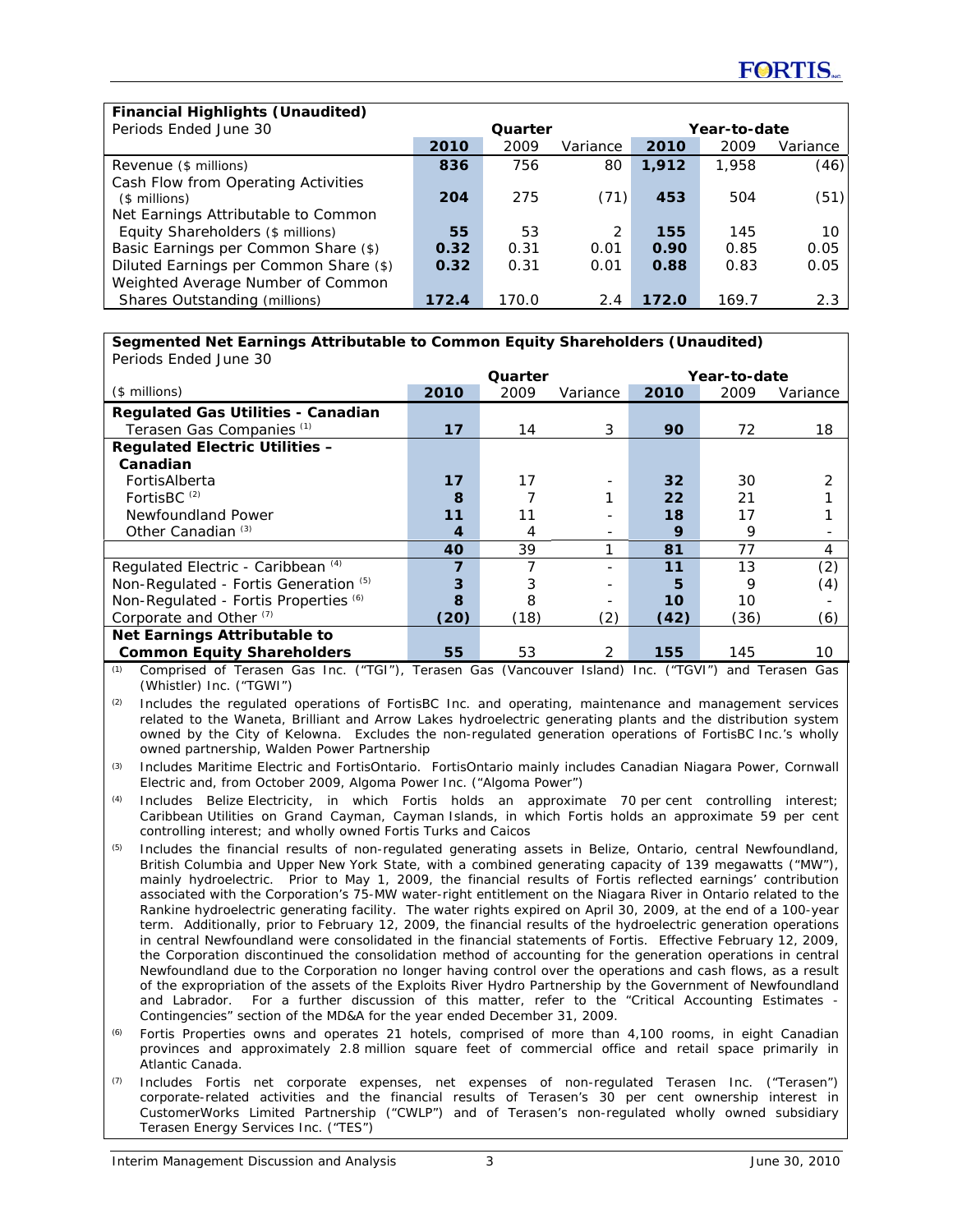| **Financial Highlights (Unaudited)** | | | | | | |
|---|---|---|---|---|---|---|
| Periods Ended June 30 | Quarter | | | Year-to-date | | |
| | **2010** | 2009 | Variance | **2010** | 2009 | Variance |
| Revenue ($ millions) | **836** | 756 | 80 | **1,912** | 1,958 | (46) |
| Cash Flow from Operating Activities ($ millions) | **204** | 275 | (71) | **453** | 504 | (51) |
| Net Earnings Attributable to Common Equity Shareholders ($ millions) | **55** | 53 | 2 | **155** | 145 | 10 |
| Basic Earnings per Common Share ($) | **0.32** | 0.31 | 0.01 | **0.90** | 0.85 | 0.05 |
| Diluted Earnings per Common Share ($) | **0.32** | 0.31 | 0.01 | **0.88** | 0.83 | 0.05 |
| Weighted Average Number of Common Shares Outstanding (millions) | **172.4** | 170.0 | 2.4 | **172.0** | 169.7 | 2.3 |

**Segmented Net Earnings Attributable to Common Equity Shareholders (Unaudited)**
*Periods Ended June 30*

| | Quarter | | | Year-to-date | | |
|---|---|---|---|---|---|---|
| ($ millions) | **2010** | 2009 | Variance | **2010** | 2009 | Variance |
| **Regulated Gas Utilities - Canadian** | | | | | | |
| Terasen Gas Companies [(1)] | **17** | 14 | 3 | **90** | 72 | 18 |
| **Regulated Electric Utilities – Canadian** | | | | | | |
| FortisAlberta | **17** | 17 | - | **32** | 30 | 2 |
| FortisBC [(2)] | **8** | 7 | 1 | **22** | 21 | 1 |
| Newfoundland Power | **11** | 11 | - | **18** | 17 | 1 |
| Other Canadian [(3)] | **4** | 4 | - | **9** | 9 | - |
| | **40** | 39 | 1 | **81** | 77 | 4 |
| Regulated Electric - Caribbean [(4)] | **7** | 7 | - | **11** | 13 | (2) |
| Non-Regulated - Fortis Generation [(5)] | **3** | 3 | - | **5** | 9 | (4) |
| Non-Regulated - Fortis Properties [(6)] | **8** | 8 | - | **10** | 10 | - |
| Corporate and Other [(7)] | **(20)** | (18) | (2) | **(42)** | (36) | (6) |
| **Net Earnings Attributable to Common Equity Shareholders** | **55** | 53 | 2 | **155** | 145 | 10 |

(1) Comprised of Terasen Gas Inc. ("TGI"), Terasen Gas (Vancouver Island) Inc. ("TGVI") and Terasen Gas (Whistler) Inc. ("TGWI")

(2) Includes the regulated operations of FortisBC Inc. and operating, maintenance and management services related to the Waneta, Brilliant and Arrow Lakes hydroelectric generating plants and the distribution system owned by the City of Kelowna. Excludes the non-regulated generation operations of FortisBC Inc.'s wholly owned partnership, Walden Power Partnership

(3) Includes Maritime Electric and FortisOntario. FortisOntario mainly includes Canadian Niagara Power, Cornwall Electric and, from October 2009, Algoma Power Inc. ("Algoma Power")

(4) Includes Belize Electricity, in which Fortis holds an approximate 70 per cent controlling interest; Caribbean Utilities on Grand Cayman, Cayman Islands, in which Fortis holds an approximate 59 per cent controlling interest; and wholly owned Fortis Turks and Caicos

(5) Includes the financial results of non-regulated generating assets in Belize, Ontario, central Newfoundland, British Columbia and Upper New York State, with a combined generating capacity of 139 megawatts ("MW"), mainly hydroelectric. Prior to May 1, 2009, the financial results of Fortis reflected earnings' contribution associated with the Corporation's 75-MW water-right entitlement on the Niagara River in Ontario related to the Rankine hydroelectric generating facility. The water rights expired on April 30, 2009, at the end of a 100-year term. Additionally, prior to February 12, 2009, the financial results of the hydroelectric generation operations in central Newfoundland were consolidated in the financial statements of Fortis. Effective February 12, 2009, the Corporation discontinued the consolidation method of accounting for the generation operations in central Newfoundland due to the Corporation no longer having control over the operations and cash flows, as a result of the expropriation of the assets of the Exploits River Hydro Partnership by the Government of Newfoundland and Labrador. For a further discussion of this matter, refer to the "Critical Accounting Estimates - Contingencies" section of the MD&A for the year ended December 31, 2009.

(6) Fortis Properties owns and operates 21 hotels, comprised of more than 4,100 rooms, in eight Canadian provinces and approximately 2.8 million square feet of commercial office and retail space primarily in Atlantic Canada.

(7) Includes Fortis net corporate expenses, net expenses of non-regulated Terasen Inc. ("Terasen") corporate-related activities and the financial results of Terasen's 30 per cent ownership interest in CustomerWorks Limited Partnership ("CWLP") and of Terasen's non-regulated wholly owned subsidiary Terasen Energy Services Inc. ("TES")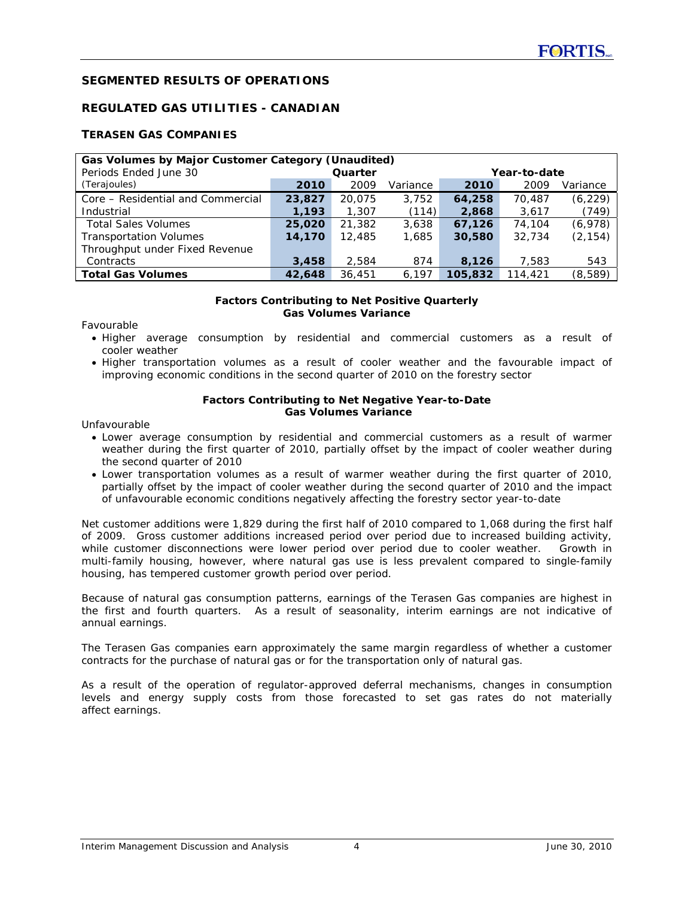## SEGMENTED RESULTS OF OPERATIONS

## REGULATED GAS UTILITIES - CANADIAN

### TERASEN GAS COMPANIES

| Gas Volumes by Major Customer Category (Unaudited) | | | | | | |
|---|---|---|---|---|---|---|
| Periods Ended June 30 | Quarter | | | Year-to-date | | |
| (Terajoules) | **2010** | 2009 | Variance | **2010** | 2009 | Variance |
| Core – Residential and Commercial | **23,827** | 20,075 | 3,752 | **64,258** | 70,487 | (6,229) |
| Industrial | **1,193** | 1,307 | (114) | **2,868** | 3,617 | (749) |
| Total Sales Volumes | **25,020** | 21,382 | 3,638 | **67,126** | 74,104 | (6,978) |
| Transportation Volumes | **14,170** | 12,485 | 1,685 | **30,580** | 32,734 | (2,154) |
| Throughput under Fixed Revenue Contracts | **3,458** | 2,584 | 874 | **8,126** | 7,583 | 543 |
| **Total Gas Volumes** | **42,648** | 36,451 | 6,197 | **105,832** | 114,421 | (8,589) |

**Factors Contributing to Net Positive Quarterly Gas Volumes Variance**

Favourable

- Higher average consumption by residential and commercial customers as a result of cooler weather
- Higher transportation volumes as a result of cooler weather and the favourable impact of improving economic conditions in the second quarter of 2010 on the forestry sector

**Factors Contributing to Net Negative Year-to-Date Gas Volumes Variance**

Unfavourable

- Lower average consumption by residential and commercial customers as a result of warmer weather during the first quarter of 2010, partially offset by the impact of cooler weather during the second quarter of 2010
- Lower transportation volumes as a result of warmer weather during the first quarter of 2010, partially offset by the impact of cooler weather during the second quarter of 2010 and the impact of unfavourable economic conditions negatively affecting the forestry sector year-to-date

Net customer additions were 1,829 during the first half of 2010 compared to 1,068 during the first half of 2009. Gross customer additions increased period over period due to increased building activity, while customer disconnections were lower period over period due to cooler weather. Growth in multi-family housing, however, where natural gas use is less prevalent compared to single-family housing, has tempered customer growth period over period.

Because of natural gas consumption patterns, earnings of the Terasen Gas companies are highest in the first and fourth quarters. As a result of seasonality, interim earnings are not indicative of annual earnings.

The Terasen Gas companies earn approximately the same margin regardless of whether a customer contracts for the purchase of natural gas or for the transportation only of natural gas.

As a result of the operation of regulator-approved deferral mechanisms, changes in consumption levels and energy supply costs from those forecasted to set gas rates do not materially affect earnings.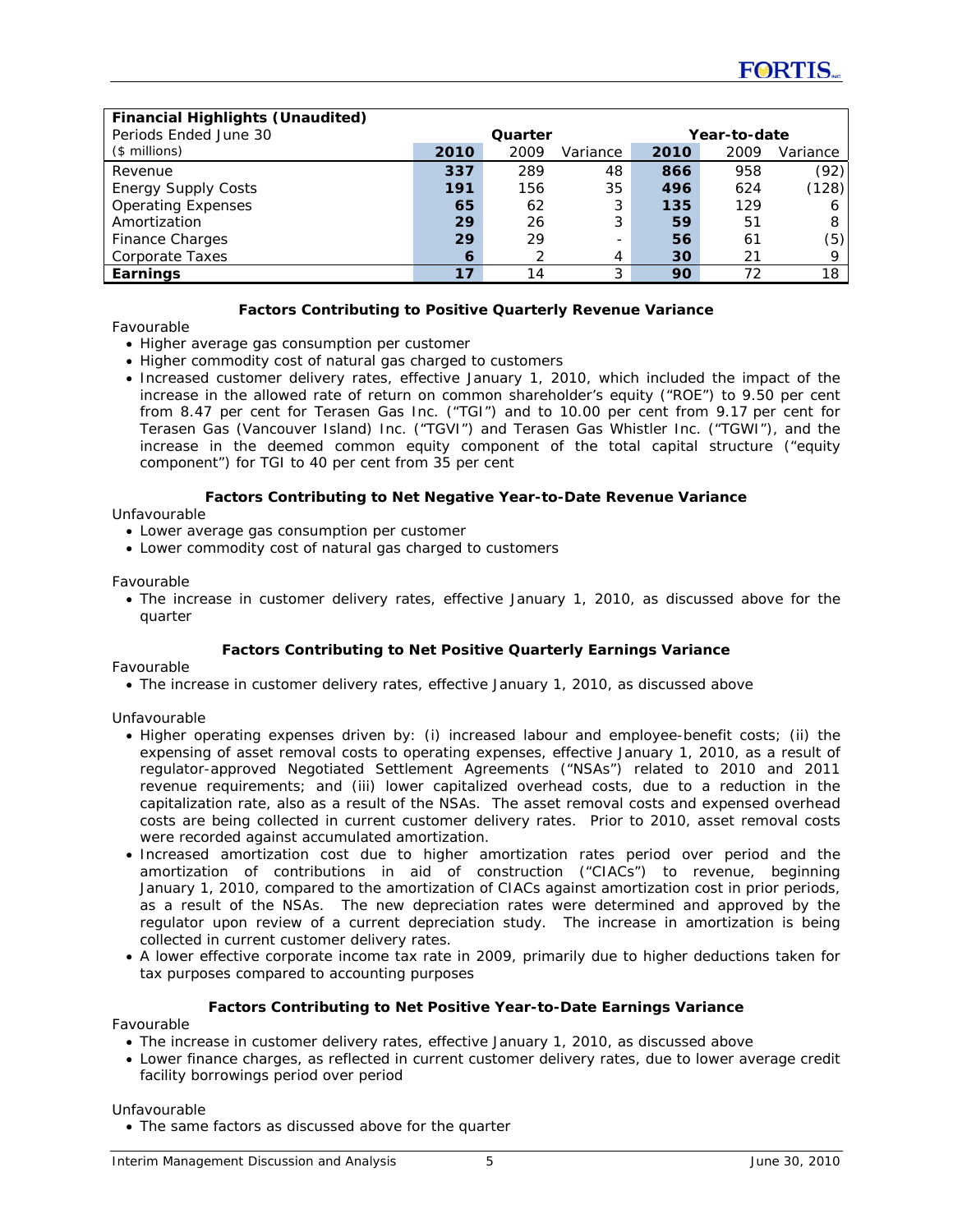| **Financial Highlights (Unaudited)** | | | | | | |
|---|---|---|---|---|---|---|
| Periods Ended June 30 | Quarter | | | Year-to-date | | |
| ($ millions) | **2010** | 2009 | Variance | **2010** | 2009 | Variance |
| Revenue | **337** | 289 | 48 | **866** | 958 | (92) |
| Energy Supply Costs | **191** | 156 | 35 | **496** | 624 | (128) |
| Operating Expenses | **65** | 62 | 3 | **135** | 129 | 6 |
| Amortization | **29** | 26 | 3 | **59** | 51 | 8 |
| Finance Charges | **29** | 29 | - | **56** | 61 | (5) |
| Corporate Taxes | **6** | 2 | 4 | **30** | 21 | 9 |
| **Earnings** | **17** | 14 | 3 | **90** | 72 | 18 |

**Factors Contributing to Positive Quarterly Revenue Variance**

Favourable

- Higher average gas consumption per customer
- Higher commodity cost of natural gas charged to customers
- Increased customer delivery rates, effective January 1, 2010, which included the impact of the increase in the allowed rate of return on common shareholder's equity ("ROE") to 9.50 per cent from 8.47 per cent for Terasen Gas Inc. ("TGI") and to 10.00 per cent from 9.17 per cent for Terasen Gas (Vancouver Island) Inc. ("TGVI") and Terasen Gas Whistler Inc. ("TGWI"), and the increase in the deemed common equity component of the total capital structure ("equity component") for TGI to 40 per cent from 35 per cent

**Factors Contributing to Net Negative Year-to-Date Revenue Variance**

Unfavourable

- Lower average gas consumption per customer
- Lower commodity cost of natural gas charged to customers

Favourable

- The increase in customer delivery rates, effective January 1, 2010, as discussed above for the quarter

**Factors Contributing to Net Positive Quarterly Earnings Variance**

Favourable

- The increase in customer delivery rates, effective January 1, 2010, as discussed above

Unfavourable

- Higher operating expenses driven by: (i) increased labour and employee-benefit costs; (ii) the expensing of asset removal costs to operating expenses, effective January 1, 2010, as a result of regulator-approved Negotiated Settlement Agreements ("NSAs") related to 2010 and 2011 revenue requirements; and (iii) lower capitalized overhead costs, due to a reduction in the capitalization rate, also as a result of the NSAs. The asset removal costs and expensed overhead costs are being collected in current customer delivery rates. Prior to 2010, asset removal costs were recorded against accumulated amortization.
- Increased amortization cost due to higher amortization rates period over period and the amortization of contributions in aid of construction ("CIACs") to revenue, beginning January 1, 2010, compared to the amortization of CIACs against amortization cost in prior periods, as a result of the NSAs. The new depreciation rates were determined and approved by the regulator upon review of a current depreciation study. The increase in amortization is being collected in current customer delivery rates.
- A lower effective corporate income tax rate in 2009, primarily due to higher deductions taken for tax purposes compared to accounting purposes

**Factors Contributing to Net Positive Year-to-Date Earnings Variance**

Favourable

- The increase in customer delivery rates, effective January 1, 2010, as discussed above
- Lower finance charges, as reflected in current customer delivery rates, due to lower average credit facility borrowings period over period

Unfavourable

- The same factors as discussed above for the quarter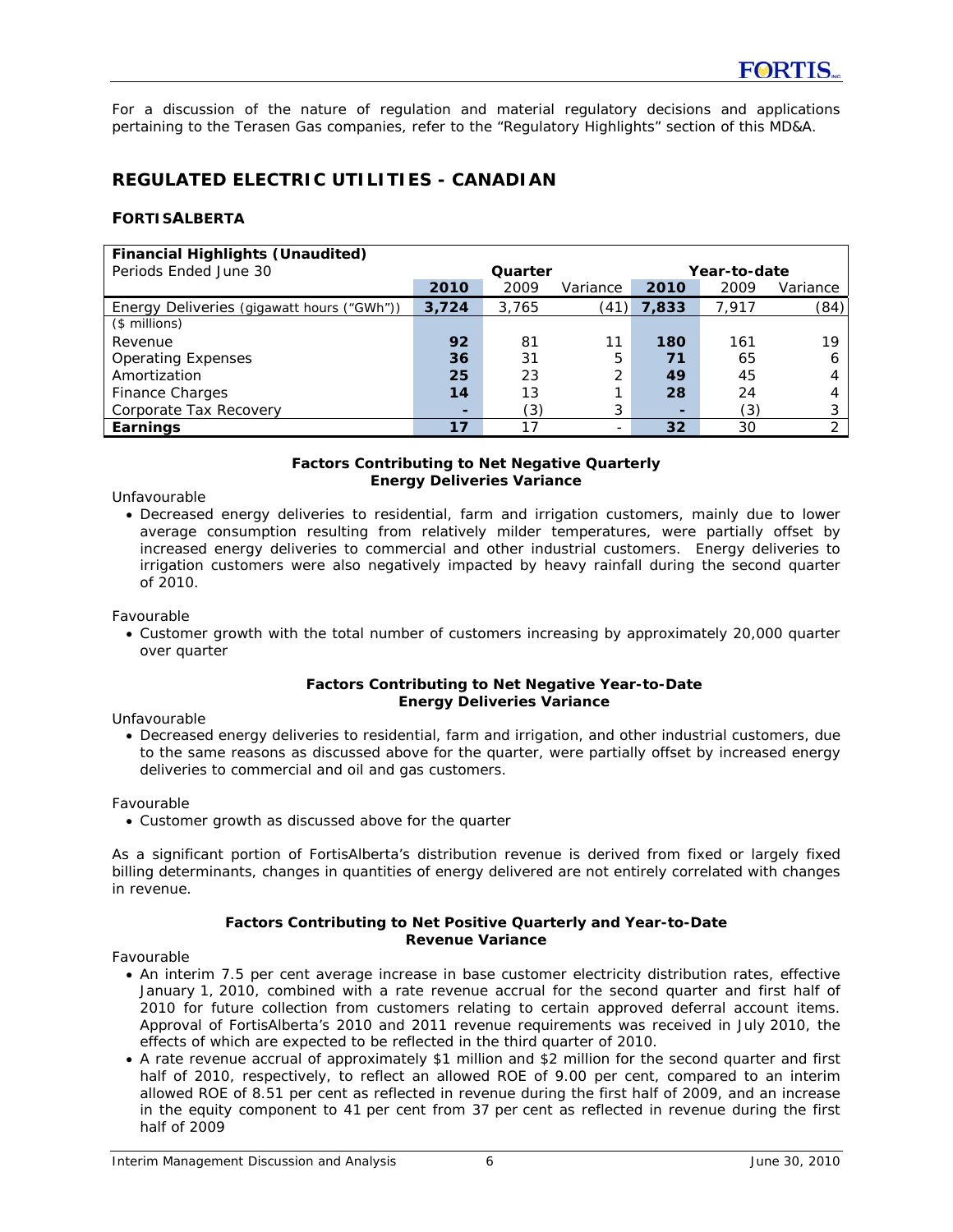For a discussion of the nature of regulation and material regulatory decisions and applications pertaining to the Terasen Gas companies, refer to the "Regulatory Highlights" section of this MD&A.

## REGULATED ELECTRIC UTILITIES - CANADIAN

### FORTISALBERTA

| **Financial Highlights (Unaudited)** | | | | | | |
|---|---|---|---|---|---|---|
| Periods Ended June 30 | Quarter | | | Year-to-date | | |
| | **2010** | 2009 | Variance | **2010** | 2009 | Variance |
| Energy Deliveries (gigawatt hours ("GWh")) | **3,724** | 3,765 | (41) | **7,833** | 7,917 | (84) |
| ($ millions) | | | | | | |
| Revenue | **92** | 81 | 11 | **180** | 161 | 19 |
| Operating Expenses | **36** | 31 | 5 | **71** | 65 | 6 |
| Amortization | **25** | 23 | 2 | **49** | 45 | 4 |
| Finance Charges | **14** | 13 | 1 | **28** | 24 | 4 |
| Corporate Tax Recovery | **-** | (3) | 3 | **-** | (3) | 3 |
| **Earnings** | **17** | 17 | - | **32** | 30 | 2 |

**Factors Contributing to Net Negative Quarterly Energy Deliveries Variance**

Unfavourable

- Decreased energy deliveries to residential, farm and irrigation customers, mainly due to lower average consumption resulting from relatively milder temperatures, were partially offset by increased energy deliveries to commercial and other industrial customers. Energy deliveries to irrigation customers were also negatively impacted by heavy rainfall during the second quarter of 2010.

Favourable

- Customer growth with the total number of customers increasing by approximately 20,000 quarter over quarter

**Factors Contributing to Net Negative Year-to-Date Energy Deliveries Variance**

Unfavourable

- Decreased energy deliveries to residential, farm and irrigation, and other industrial customers, due to the same reasons as discussed above for the quarter, were partially offset by increased energy deliveries to commercial and oil and gas customers.

Favourable

- Customer growth as discussed above for the quarter

As a significant portion of FortisAlberta's distribution revenue is derived from fixed or largely fixed billing determinants, changes in quantities of energy delivered are not entirely correlated with changes in revenue.

**Factors Contributing to Net Positive Quarterly and Year-to-Date Revenue Variance**

Favourable

- An interim 7.5 per cent average increase in base customer electricity distribution rates, effective January 1, 2010, combined with a rate revenue accrual for the second quarter and first half of 2010 for future collection from customers relating to certain approved deferral account items. Approval of FortisAlberta's 2010 and 2011 revenue requirements was received in July 2010, the effects of which are expected to be reflected in the third quarter of 2010.
- A rate revenue accrual of approximately $1 million and $2 million for the second quarter and first half of 2010, respectively, to reflect an allowed ROE of 9.00 per cent, compared to an interim allowed ROE of 8.51 per cent as reflected in revenue during the first half of 2009, and an increase in the equity component to 41 per cent from 37 per cent as reflected in revenue during the first half of 2009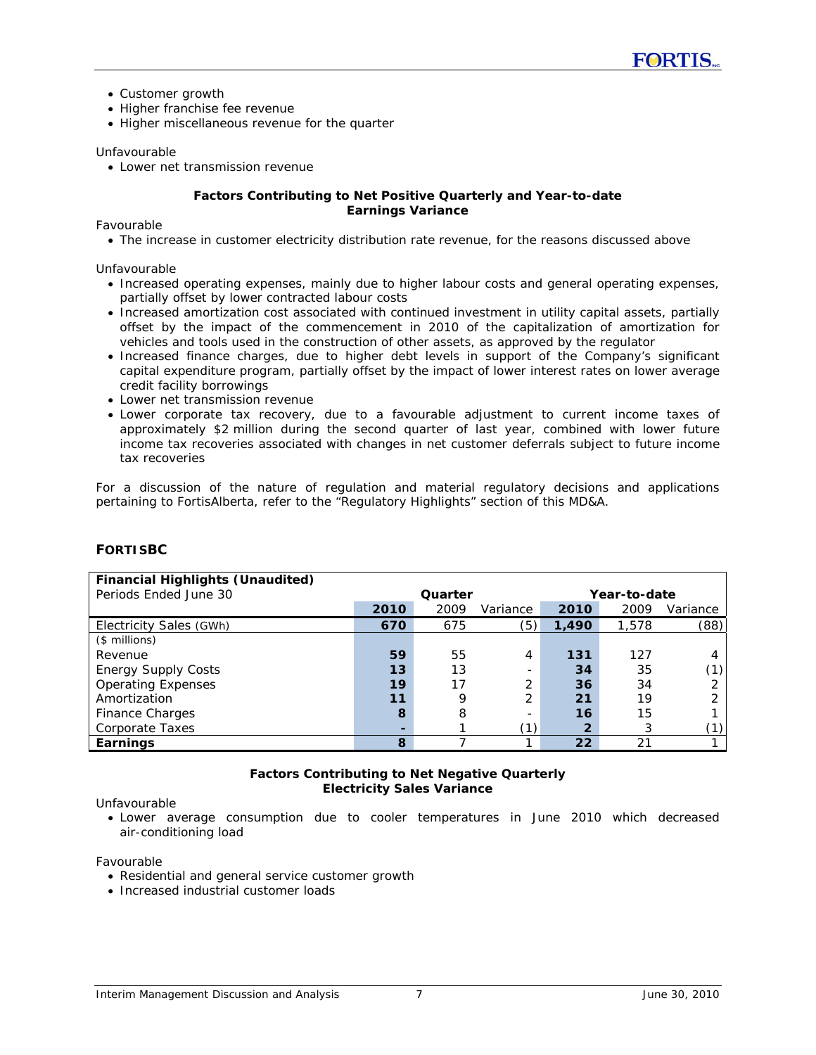- Customer growth
- Higher franchise fee revenue
- Higher miscellaneous revenue for the quarter

Unfavourable

- Lower net transmission revenue

**Factors Contributing to Net Positive Quarterly and Year-to-date Earnings Variance**

Favourable

- The increase in customer electricity distribution rate revenue, for the reasons discussed above

Unfavourable

- Increased operating expenses, mainly due to higher labour costs and general operating expenses, partially offset by lower contracted labour costs
- Increased amortization cost associated with continued investment in utility capital assets, partially offset by the impact of the commencement in 2010 of the capitalization of amortization for vehicles and tools used in the construction of other assets, as approved by the regulator
- Increased finance charges, due to higher debt levels in support of the Company's significant capital expenditure program, partially offset by the impact of lower interest rates on lower average credit facility borrowings
- Lower net transmission revenue
- Lower corporate tax recovery, due to a favourable adjustment to current income taxes of approximately $2 million during the second quarter of last year, combined with lower future income tax recoveries associated with changes in net customer deferrals subject to future income tax recoveries

For a discussion of the nature of regulation and material regulatory decisions and applications pertaining to FortisAlberta, refer to the "Regulatory Highlights" section of this MD&A.

## FORTISBC

| **Financial Highlights (Unaudited)** | | | | | | |
|---|---|---|---|---|---|---|
| Periods Ended June 30 | **Quarter** | | | **Year-to-date** | | |
| | **2010** | 2009 | Variance | **2010** | 2009 | Variance |
| Electricity Sales (GWh) | **670** | 675 | (5) | **1,490** | 1,578 | (88) |
| ($ millions) | | | | | | |
| Revenue | **59** | 55 | 4 | **131** | 127 | 4 |
| Energy Supply Costs | **13** | 13 | - | **34** | 35 | (1) |
| Operating Expenses | **19** | 17 | 2 | **36** | 34 | 2 |
| Amortization | **11** | 9 | 2 | **21** | 19 | 2 |
| Finance Charges | **8** | 8 | - | **16** | 15 | 1 |
| Corporate Taxes | **-** | 1 | (1) | **2** | 3 | (1) |
| **Earnings** | **8** | 7 | 1 | **22** | 21 | 1 |

**Factors Contributing to Net Negative Quarterly Electricity Sales Variance**

Unfavourable

- Lower average consumption due to cooler temperatures in June 2010 which decreased air-conditioning load

Favourable

- Residential and general service customer growth
- Increased industrial customer loads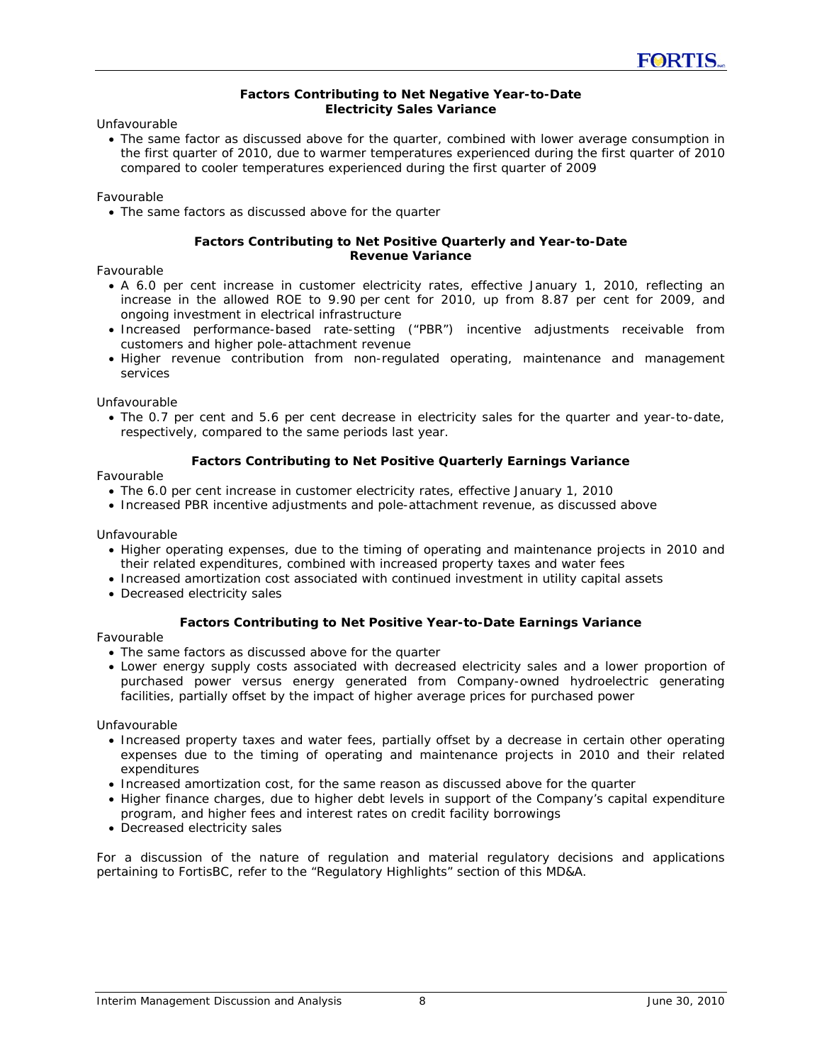**Factors Contributing to Net Negative Year-to-Date Electricity Sales Variance**

Unfavourable

- The same factor as discussed above for the quarter, combined with lower average consumption in the first quarter of 2010, due to warmer temperatures experienced during the first quarter of 2010 compared to cooler temperatures experienced during the first quarter of 2009

Favourable

- The same factors as discussed above for the quarter

**Factors Contributing to Net Positive Quarterly and Year-to-Date Revenue Variance**

Favourable

- A 6.0 per cent increase in customer electricity rates, effective January 1, 2010, reflecting an increase in the allowed ROE to 9.90 per cent for 2010, up from 8.87 per cent for 2009, and ongoing investment in electrical infrastructure
- Increased performance-based rate-setting ("PBR") incentive adjustments receivable from customers and higher pole-attachment revenue
- Higher revenue contribution from non-regulated operating, maintenance and management services

Unfavourable

- The 0.7 per cent and 5.6 per cent decrease in electricity sales for the quarter and year-to-date, respectively, compared to the same periods last year.

**Factors Contributing to Net Positive Quarterly Earnings Variance**

Favourable

- The 6.0 per cent increase in customer electricity rates, effective January 1, 2010
- Increased PBR incentive adjustments and pole-attachment revenue, as discussed above

Unfavourable

- Higher operating expenses, due to the timing of operating and maintenance projects in 2010 and their related expenditures, combined with increased property taxes and water fees
- Increased amortization cost associated with continued investment in utility capital assets
- Decreased electricity sales

**Factors Contributing to Net Positive Year-to-Date Earnings Variance**

Favourable

- The same factors as discussed above for the quarter
- Lower energy supply costs associated with decreased electricity sales and a lower proportion of purchased power versus energy generated from Company-owned hydroelectric generating facilities, partially offset by the impact of higher average prices for purchased power

Unfavourable

- Increased property taxes and water fees, partially offset by a decrease in certain other operating expenses due to the timing of operating and maintenance projects in 2010 and their related expenditures
- Increased amortization cost, for the same reason as discussed above for the quarter
- Higher finance charges, due to higher debt levels in support of the Company's capital expenditure program, and higher fees and interest rates on credit facility borrowings
- Decreased electricity sales

For a discussion of the nature of regulation and material regulatory decisions and applications pertaining to FortisBC, refer to the "Regulatory Highlights" section of this MD&A.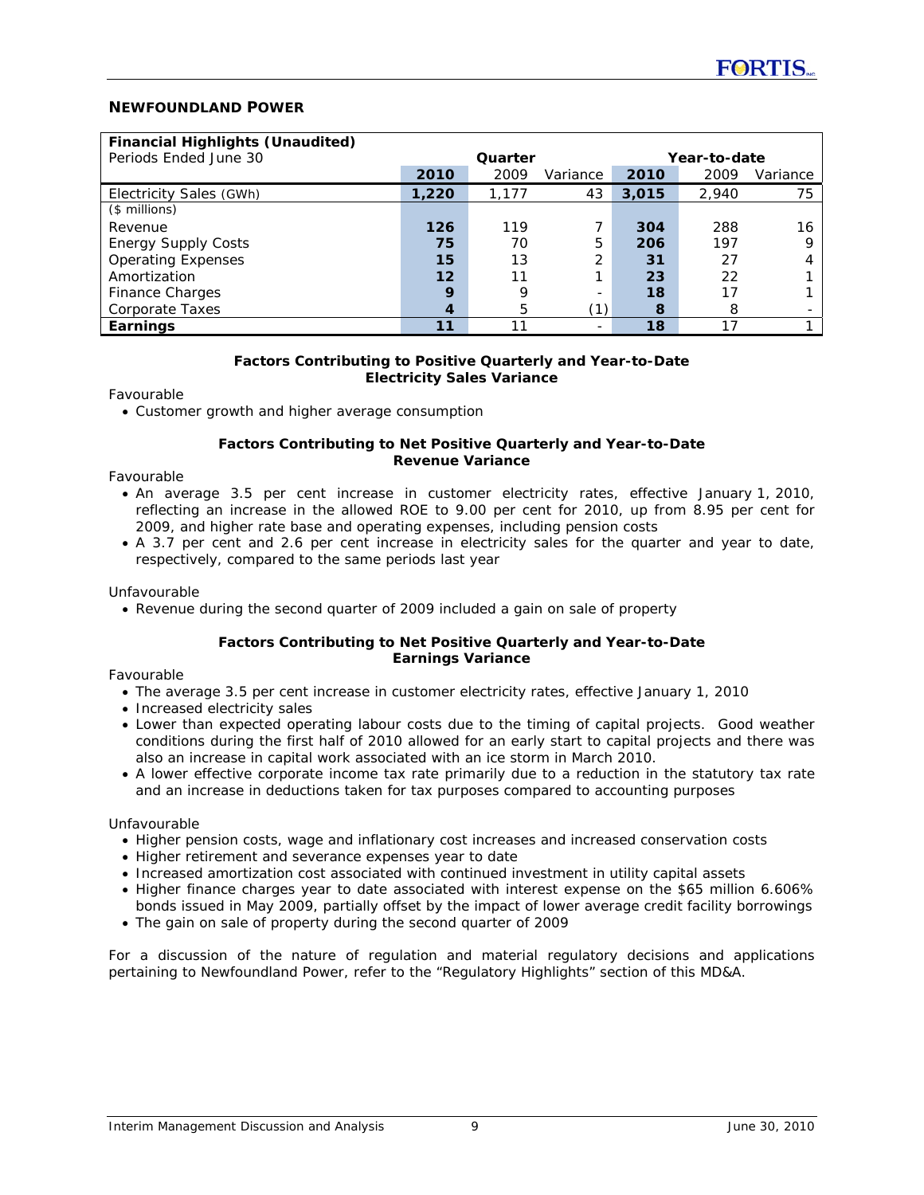## NEWFOUNDLAND POWER

| Financial Highlights (Unaudited) | | | | | | |
|---|---|---|---|---|---|---|
| Periods Ended June 30 | Quarter | | | Year-to-date | | |
| | **2010** | 2009 | Variance | **2010** | 2009 | Variance |
| Electricity Sales (GWh) | **1,220** | 1,177 | 43 | **3,015** | 2,940 | 75 |
| ($ millions) | | | | | | |
| Revenue | **126** | 119 | 7 | **304** | 288 | 16 |
| Energy Supply Costs | **75** | 70 | 5 | **206** | 197 | 9 |
| Operating Expenses | **15** | 13 | 2 | **31** | 27 | 4 |
| Amortization | **12** | 11 | 1 | **23** | 22 | 1 |
| Finance Charges | **9** | 9 | - | **18** | 17 | 1 |
| Corporate Taxes | **4** | 5 | (1) | **8** | 8 | - |
| **Earnings** | **11** | 11 | - | **18** | 17 | 1 |

**Factors Contributing to Positive Quarterly and Year-to-Date Electricity Sales Variance**

Favourable

- Customer growth and higher average consumption

**Factors Contributing to Net Positive Quarterly and Year-to-Date Revenue Variance**

Favourable

- An average 3.5 per cent increase in customer electricity rates, effective January 1, 2010, reflecting an increase in the allowed ROE to 9.00 per cent for 2010, up from 8.95 per cent for 2009, and higher rate base and operating expenses, including pension costs
- A 3.7 per cent and 2.6 per cent increase in electricity sales for the quarter and year to date, respectively, compared to the same periods last year

Unfavourable

- Revenue during the second quarter of 2009 included a gain on sale of property

**Factors Contributing to Net Positive Quarterly and Year-to-Date Earnings Variance**

Favourable

- The average 3.5 per cent increase in customer electricity rates, effective January 1, 2010
- Increased electricity sales
- Lower than expected operating labour costs due to the timing of capital projects. Good weather conditions during the first half of 2010 allowed for an early start to capital projects and there was also an increase in capital work associated with an ice storm in March 2010.
- A lower effective corporate income tax rate primarily due to a reduction in the statutory tax rate and an increase in deductions taken for tax purposes compared to accounting purposes

Unfavourable

- Higher pension costs, wage and inflationary cost increases and increased conservation costs
- Higher retirement and severance expenses year to date
- Increased amortization cost associated with continued investment in utility capital assets
- Higher finance charges year to date associated with interest expense on the $65 million 6.606% bonds issued in May 2009, partially offset by the impact of lower average credit facility borrowings
- The gain on sale of property during the second quarter of 2009

For a discussion of the nature of regulation and material regulatory decisions and applications pertaining to Newfoundland Power, refer to the "Regulatory Highlights" section of this MD&A.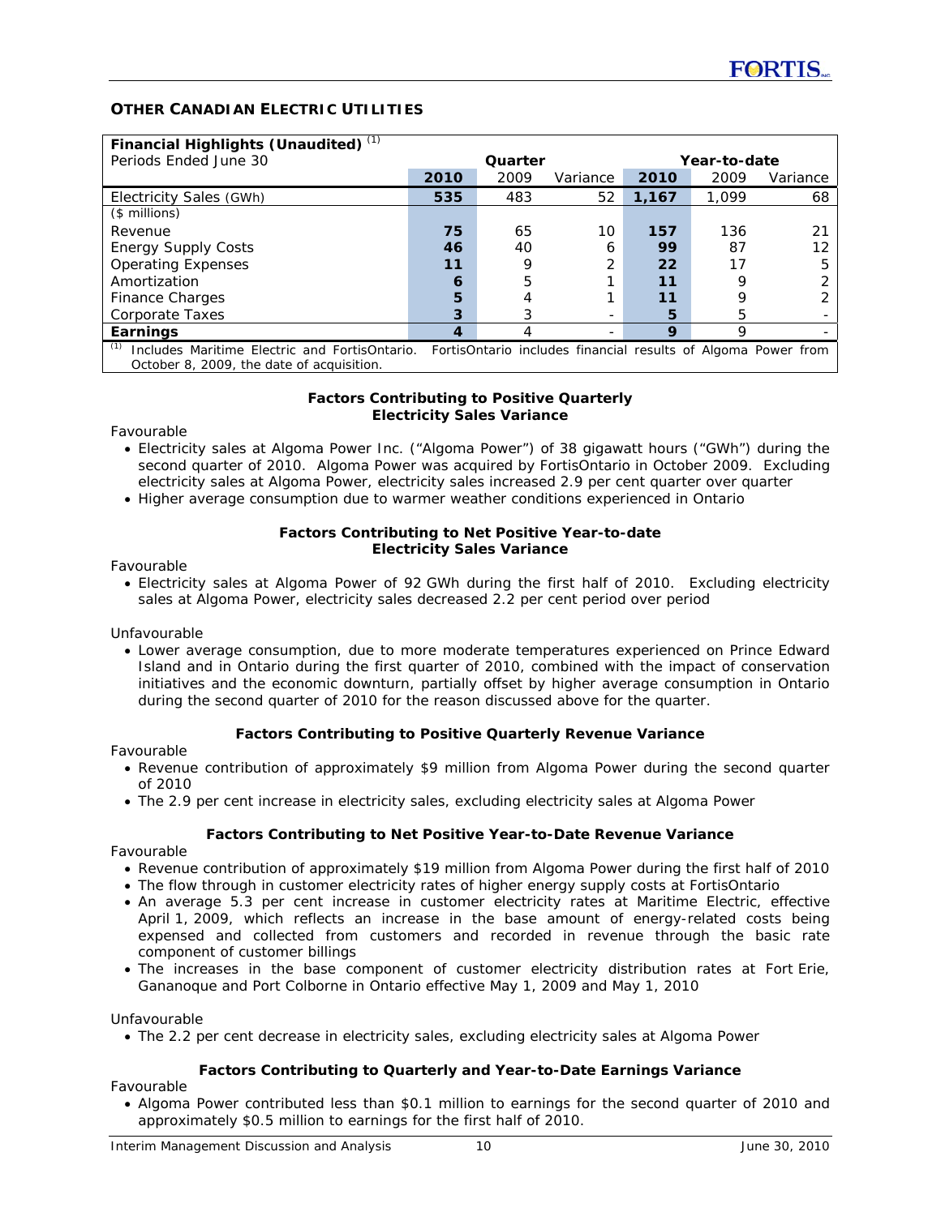## OTHER CANADIAN ELECTRIC UTILITIES

| Financial Highlights (Unaudited) [(1)] | | | | | | |
|---|---|---|---|---|---|---|
| Periods Ended June 30 | Quarter | | | Year-to-date | | |
| | **2010** | 2009 | Variance | **2010** | 2009 | Variance |
| Electricity Sales (GWh) | **535** | 483 | 52 | **1,167** | 1,099 | 68 |
| ($ millions) | | | | | | |
| Revenue | **75** | 65 | 10 | **157** | 136 | 21 |
| Energy Supply Costs | **46** | 40 | 6 | **99** | 87 | 12 |
| Operating Expenses | **11** | 9 | 2 | **22** | 17 | 5 |
| Amortization | **6** | 5 | 1 | **11** | 9 | 2 |
| Finance Charges | **5** | 4 | 1 | **11** | 9 | 2 |
| Corporate Taxes | **3** | 3 | - | **5** | 5 | - |
| **Earnings** | **4** | 4 | - | **9** | 9 | - |

[(1)] Includes Maritime Electric and FortisOntario. FortisOntario includes financial results of Algoma Power from October 8, 2009, the date of acquisition.

**Factors Contributing to Positive Quarterly Electricity Sales Variance**

Favourable

- Electricity sales at Algoma Power Inc. ("Algoma Power") of 38 gigawatt hours ("GWh") during the second quarter of 2010. Algoma Power was acquired by FortisOntario in October 2009. Excluding electricity sales at Algoma Power, electricity sales increased 2.9 per cent quarter over quarter
- Higher average consumption due to warmer weather conditions experienced in Ontario

**Factors Contributing to Net Positive Year-to-date Electricity Sales Variance**

Favourable

- Electricity sales at Algoma Power of 92 GWh during the first half of 2010. Excluding electricity sales at Algoma Power, electricity sales decreased 2.2 per cent period over period

Unfavourable

- Lower average consumption, due to more moderate temperatures experienced on Prince Edward Island and in Ontario during the first quarter of 2010, combined with the impact of conservation initiatives and the economic downturn, partially offset by higher average consumption in Ontario during the second quarter of 2010 for the reason discussed above for the quarter.

**Factors Contributing to Positive Quarterly Revenue Variance**

Favourable

- Revenue contribution of approximately $9 million from Algoma Power during the second quarter of 2010
- The 2.9 per cent increase in electricity sales, excluding electricity sales at Algoma Power

**Factors Contributing to Net Positive Year-to-Date Revenue Variance**

Favourable

- Revenue contribution of approximately $19 million from Algoma Power during the first half of 2010
- The flow through in customer electricity rates of higher energy supply costs at FortisOntario
- An average 5.3 per cent increase in customer electricity rates at Maritime Electric, effective April 1, 2009, which reflects an increase in the base amount of energy-related costs being expensed and collected from customers and recorded in revenue through the basic rate component of customer billings
- The increases in the base component of customer electricity distribution rates at Fort Erie, Gananoque and Port Colborne in Ontario effective May 1, 2009 and May 1, 2010

Unfavourable

- The 2.2 per cent decrease in electricity sales, excluding electricity sales at Algoma Power

**Factors Contributing to Quarterly and Year-to-Date Earnings Variance**

Favourable

- Algoma Power contributed less than $0.1 million to earnings for the second quarter of 2010 and approximately $0.5 million to earnings for the first half of 2010.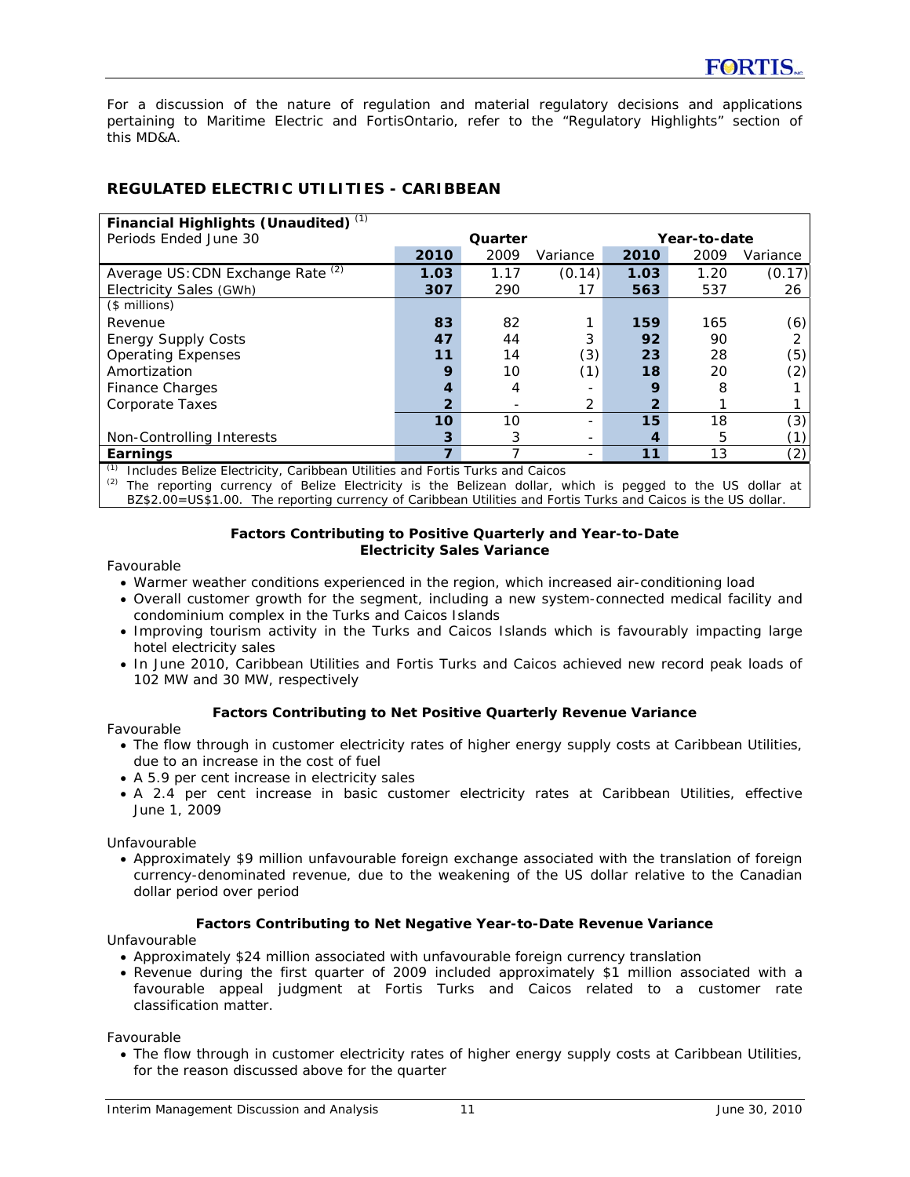For a discussion of the nature of regulation and material regulatory decisions and applications pertaining to Maritime Electric and FortisOntario, refer to the "Regulatory Highlights" section of this MD&A.

## REGULATED ELECTRIC UTILITIES - CARIBBEAN

| Financial Highlights (Unaudited) [(1)] | | | | | | |
|---|---|---|---|---|---|---|
| Periods Ended June 30 | Quarter | | | Year-to-date | | |
| | **2010** | 2009 | Variance | **2010** | 2009 | Variance |
| Average US:CDN Exchange Rate [(2)] | **1.03** | 1.17 | (0.14) | **1.03** | 1.20 | (0.17) |
| Electricity Sales (GWh) | **307** | 290 | 17 | **563** | 537 | 26 |
| ($ millions) | | | | | | |
| Revenue | **83** | 82 | 1 | **159** | 165 | (6) |
| Energy Supply Costs | **47** | 44 | 3 | **92** | 90 | 2 |
| Operating Expenses | **11** | 14 | (3) | **23** | 28 | (5) |
| Amortization | **9** | 10 | (1) | **18** | 20 | (2) |
| Finance Charges | **4** | 4 | - | **9** | 8 | 1 |
| Corporate Taxes | **2** | - | 2 | **2** | 1 | 1 |
| | **10** | 10 | - | **15** | 18 | (3) |
| Non-Controlling Interests | **3** | 3 | - | **4** | 5 | (1) |
| **Earnings** | **7** | 7 | - | **11** | 13 | (2) |

(1) Includes Belize Electricity, Caribbean Utilities and Fortis Turks and Caicos

(2) The reporting currency of Belize Electricity is the Belizean dollar, which is pegged to the US dollar at BZ$2.00=US$1.00. The reporting currency of Caribbean Utilities and Fortis Turks and Caicos is the US dollar.

**Factors Contributing to Positive Quarterly and Year-to-Date Electricity Sales Variance**

Favourable

- Warmer weather conditions experienced in the region, which increased air-conditioning load
- Overall customer growth for the segment, including a new system-connected medical facility and condominium complex in the Turks and Caicos Islands
- Improving tourism activity in the Turks and Caicos Islands which is favourably impacting large hotel electricity sales
- In June 2010, Caribbean Utilities and Fortis Turks and Caicos achieved new record peak loads of 102 MW and 30 MW, respectively

**Factors Contributing to Net Positive Quarterly Revenue Variance**

Favourable

- The flow through in customer electricity rates of higher energy supply costs at Caribbean Utilities, due to an increase in the cost of fuel
- A 5.9 per cent increase in electricity sales
- A 2.4 per cent increase in basic customer electricity rates at Caribbean Utilities, effective June 1, 2009

Unfavourable

- Approximately $9 million unfavourable foreign exchange associated with the translation of foreign currency-denominated revenue, due to the weakening of the US dollar relative to the Canadian dollar period over period

**Factors Contributing to Net Negative Year-to-Date Revenue Variance**

Unfavourable

- Approximately $24 million associated with unfavourable foreign currency translation
- Revenue during the first quarter of 2009 included approximately $1 million associated with a favourable appeal judgment at Fortis Turks and Caicos related to a customer rate classification matter.

Favourable

- The flow through in customer electricity rates of higher energy supply costs at Caribbean Utilities, for the reason discussed above for the quarter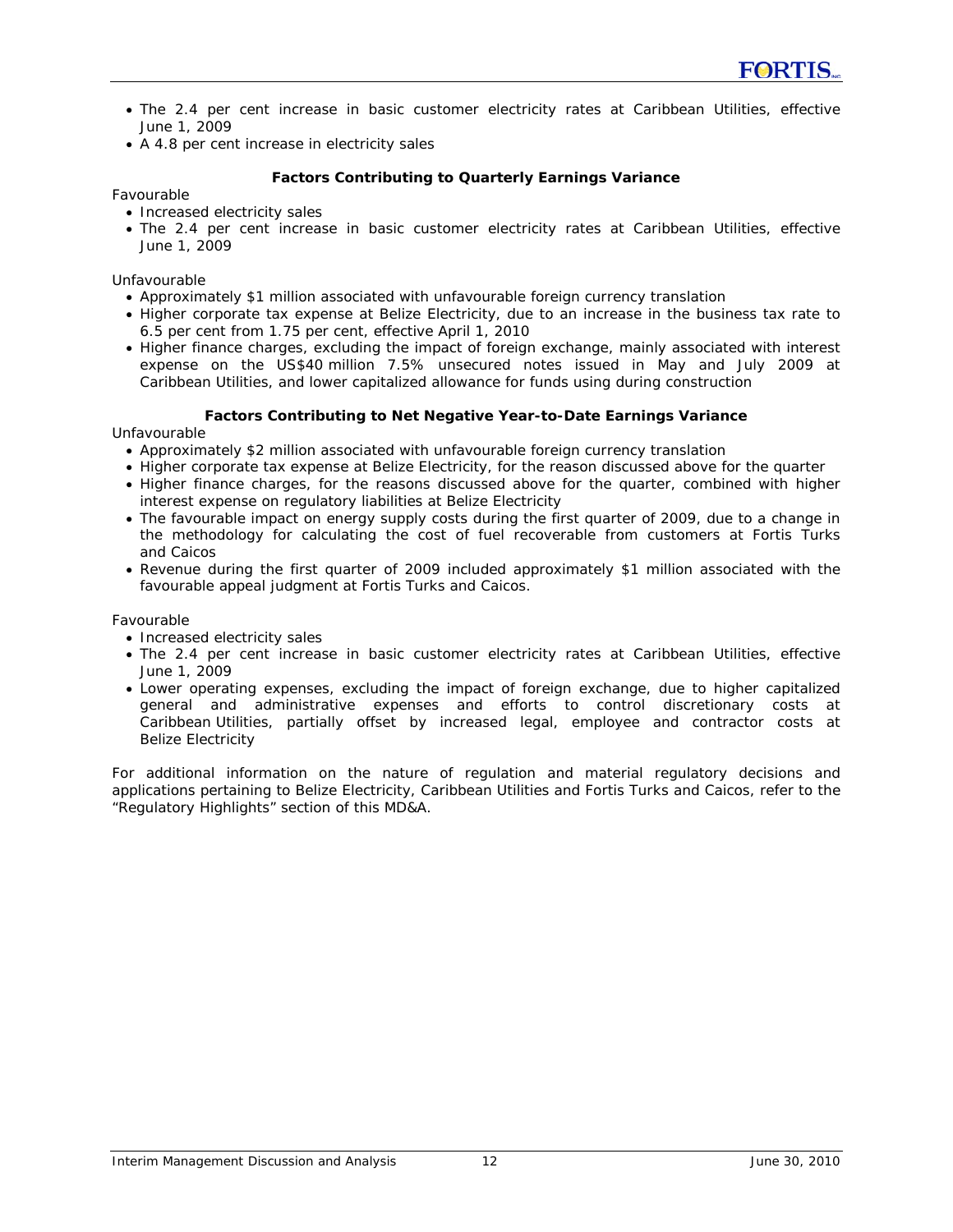- The 2.4 per cent increase in basic customer electricity rates at Caribbean Utilities, effective June 1, 2009
- A 4.8 per cent increase in electricity sales

**Factors Contributing to Quarterly Earnings Variance**

Favourable

- Increased electricity sales
- The 2.4 per cent increase in basic customer electricity rates at Caribbean Utilities, effective June 1, 2009

Unfavourable

- Approximately $1 million associated with unfavourable foreign currency translation
- Higher corporate tax expense at Belize Electricity, due to an increase in the business tax rate to 6.5 per cent from 1.75 per cent, effective April 1, 2010
- Higher finance charges, excluding the impact of foreign exchange, mainly associated with interest expense on the US$40 million 7.5% unsecured notes issued in May and July 2009 at Caribbean Utilities, and lower capitalized allowance for funds using during construction

**Factors Contributing to Net Negative Year-to-Date Earnings Variance**

Unfavourable

- Approximately $2 million associated with unfavourable foreign currency translation
- Higher corporate tax expense at Belize Electricity, for the reason discussed above for the quarter
- Higher finance charges, for the reasons discussed above for the quarter, combined with higher interest expense on regulatory liabilities at Belize Electricity
- The favourable impact on energy supply costs during the first quarter of 2009, due to a change in the methodology for calculating the cost of fuel recoverable from customers at Fortis Turks and Caicos
- Revenue during the first quarter of 2009 included approximately $1 million associated with the favourable appeal judgment at Fortis Turks and Caicos.

Favourable

- Increased electricity sales
- The 2.4 per cent increase in basic customer electricity rates at Caribbean Utilities, effective June 1, 2009
- Lower operating expenses, excluding the impact of foreign exchange, due to higher capitalized general and administrative expenses and efforts to control discretionary costs at Caribbean Utilities, partially offset by increased legal, employee and contractor costs at Belize Electricity

For additional information on the nature of regulation and material regulatory decisions and applications pertaining to Belize Electricity, Caribbean Utilities and Fortis Turks and Caicos, refer to the "Regulatory Highlights" section of this MD&A.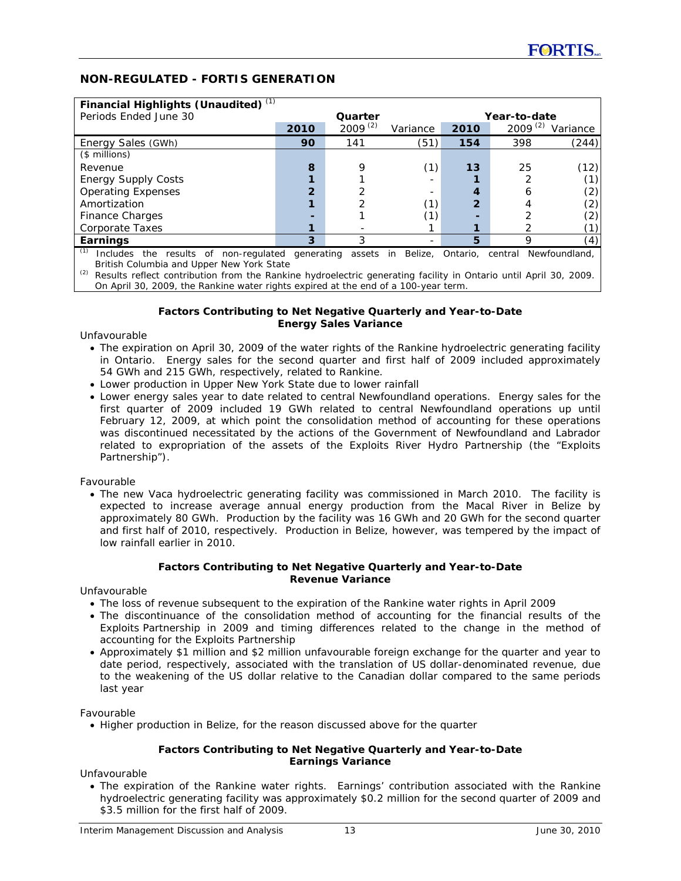## NON-REGULATED - FORTIS GENERATION

| Financial Highlights (Unaudited) [(1)] | | | | | | |
|---|---|---|---|---|---|---|
| Periods Ended June 30 | Quarter | | | Year-to-date | | |
| | **2010** | 2009 [(2)] | Variance | **2010** | 2009 [(2)] | Variance |
| Energy Sales (GWh) | **90** | 141 | (51) | **154** | 398 | (244) |
| ($ millions) | | | | | | |
| Revenue | **8** | 9 | (1) | **13** | 25 | (12) |
| Energy Supply Costs | **1** | 1 | - | **1** | 2 | (1) |
| Operating Expenses | **2** | 2 | - | **4** | 6 | (2) |
| Amortization | **1** | 2 | (1) | **2** | 4 | (2) |
| Finance Charges | **-** | 1 | (1) | **-** | 2 | (2) |
| Corporate Taxes | **1** | - | 1 | **1** | 2 | (1) |
| **Earnings** | **3** | 3 | - | **5** | 9 | (4) |

(1) Includes the results of non-regulated generating assets in Belize, Ontario, central Newfoundland, British Columbia and Upper New York State

(2) Results reflect contribution from the Rankine hydroelectric generating facility in Ontario until April 30, 2009. On April 30, 2009, the Rankine water rights expired at the end of a 100-year term.

**Factors Contributing to Net Negative Quarterly and Year-to-Date Energy Sales Variance**

Unfavourable

- The expiration on April 30, 2009 of the water rights of the Rankine hydroelectric generating facility in Ontario. Energy sales for the second quarter and first half of 2009 included approximately 54 GWh and 215 GWh, respectively, related to Rankine.
- Lower production in Upper New York State due to lower rainfall
- Lower energy sales year to date related to central Newfoundland operations. Energy sales for the first quarter of 2009 included 19 GWh related to central Newfoundland operations up until February 12, 2009, at which point the consolidation method of accounting for these operations was discontinued necessitated by the actions of the Government of Newfoundland and Labrador related to expropriation of the assets of the Exploits River Hydro Partnership (the "Exploits Partnership").

Favourable

- The new Vaca hydroelectric generating facility was commissioned in March 2010. The facility is expected to increase average annual energy production from the Macal River in Belize by approximately 80 GWh. Production by the facility was 16 GWh and 20 GWh for the second quarter and first half of 2010, respectively. Production in Belize, however, was tempered by the impact of low rainfall earlier in 2010.

**Factors Contributing to Net Negative Quarterly and Year-to-Date Revenue Variance**

Unfavourable

- The loss of revenue subsequent to the expiration of the Rankine water rights in April 2009
- The discontinuance of the consolidation method of accounting for the financial results of the Exploits Partnership in 2009 and timing differences related to the change in the method of accounting for the Exploits Partnership
- Approximately $1 million and $2 million unfavourable foreign exchange for the quarter and year to date period, respectively, associated with the translation of US dollar-denominated revenue, due to the weakening of the US dollar relative to the Canadian dollar compared to the same periods last year

Favourable

- Higher production in Belize, for the reason discussed above for the quarter

**Factors Contributing to Net Negative Quarterly and Year-to-Date Earnings Variance**

Unfavourable

- The expiration of the Rankine water rights. Earnings' contribution associated with the Rankine hydroelectric generating facility was approximately $0.2 million for the second quarter of 2009 and $3.5 million for the first half of 2009.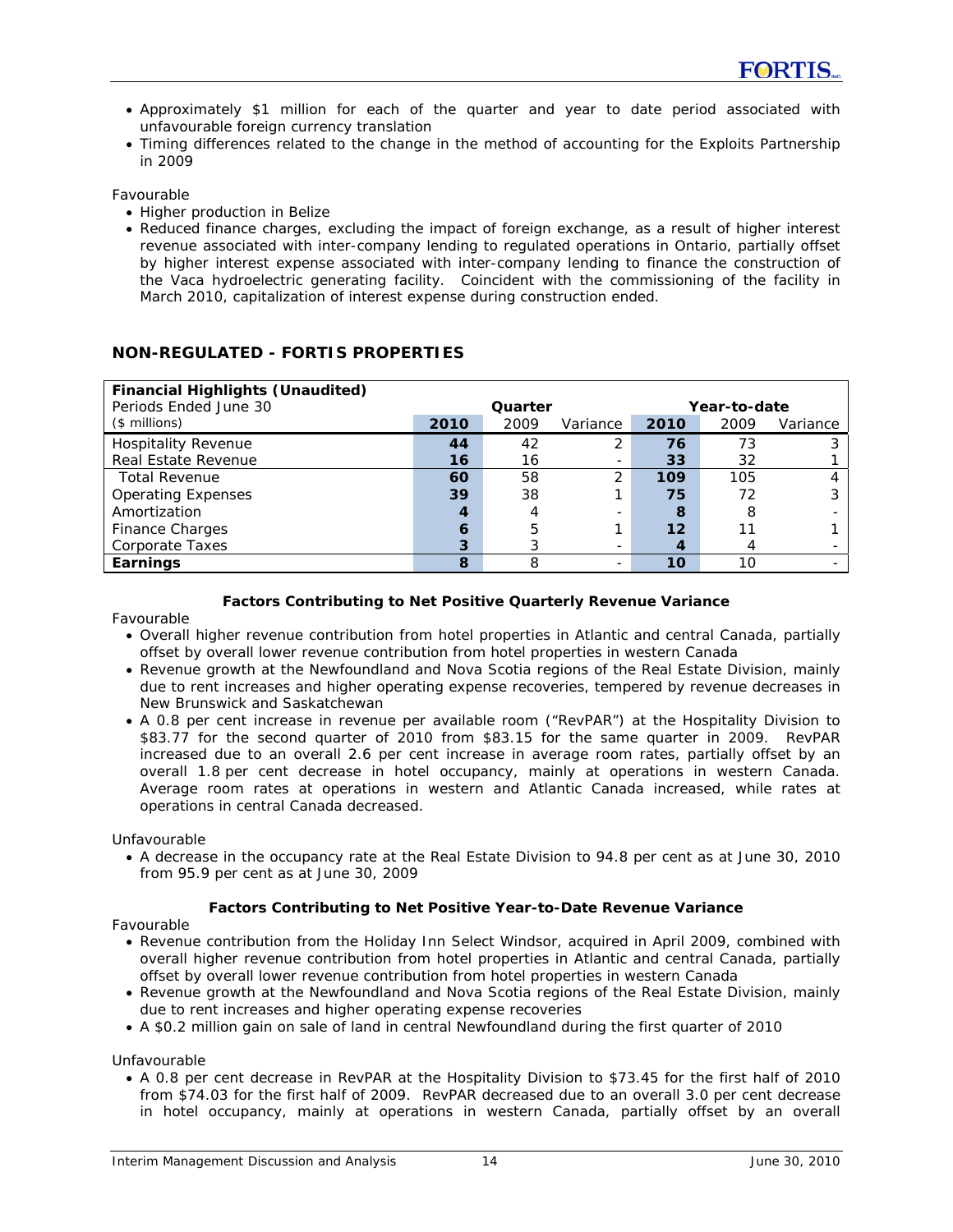- Approximately $1 million for each of the quarter and year to date period associated with unfavourable foreign currency translation
- Timing differences related to the change in the method of accounting for the Exploits Partnership in 2009

Favourable

- Higher production in Belize
- Reduced finance charges, excluding the impact of foreign exchange, as a result of higher interest revenue associated with inter-company lending to regulated operations in Ontario, partially offset by higher interest expense associated with inter-company lending to finance the construction of the Vaca hydroelectric generating facility. Coincident with the commissioning of the facility in March 2010, capitalization of interest expense during construction ended.

## NON-REGULATED - FORTIS PROPERTIES

| **Financial Highlights (Unaudited)**<br>Periods Ended June 30<br>($ millions) | Quarter | | | Year-to-date | | |
|---|---|---|---|---|---|---|
| | **2010** | 2009 | Variance | **2010** | 2009 | Variance |
| Hospitality Revenue | **44** | 42 | 2 | **76** | 73 | 3 |
| Real Estate Revenue | **16** | 16 | - | **33** | 32 | 1 |
| Total Revenue | **60** | 58 | 2 | **109** | 105 | 4 |
| Operating Expenses | **39** | 38 | 1 | **75** | 72 | 3 |
| Amortization | **4** | 4 | - | **8** | 8 | - |
| Finance Charges | **6** | 5 | 1 | **12** | 11 | 1 |
| Corporate Taxes | **3** | 3 | - | **4** | 4 | - |
| **Earnings** | **8** | 8 | - | **10** | 10 | - |

**Factors Contributing to Net Positive Quarterly Revenue Variance**

Favourable

- Overall higher revenue contribution from hotel properties in Atlantic and central Canada, partially offset by overall lower revenue contribution from hotel properties in western Canada
- Revenue growth at the Newfoundland and Nova Scotia regions of the Real Estate Division, mainly due to rent increases and higher operating expense recoveries, tempered by revenue decreases in New Brunswick and Saskatchewan
- A 0.8 per cent increase in revenue per available room ("RevPAR") at the Hospitality Division to $83.77 for the second quarter of 2010 from $83.15 for the same quarter in 2009. RevPAR increased due to an overall 2.6 per cent increase in average room rates, partially offset by an overall 1.8 per cent decrease in hotel occupancy, mainly at operations in western Canada. Average room rates at operations in western and Atlantic Canada increased, while rates at operations in central Canada decreased.

Unfavourable

- A decrease in the occupancy rate at the Real Estate Division to 94.8 per cent as at June 30, 2010 from 95.9 per cent as at June 30, 2009

**Factors Contributing to Net Positive Year-to-Date Revenue Variance**

Favourable

- Revenue contribution from the Holiday Inn Select Windsor, acquired in April 2009, combined with overall higher revenue contribution from hotel properties in Atlantic and central Canada, partially offset by overall lower revenue contribution from hotel properties in western Canada
- Revenue growth at the Newfoundland and Nova Scotia regions of the Real Estate Division, mainly due to rent increases and higher operating expense recoveries
- A $0.2 million gain on sale of land in central Newfoundland during the first quarter of 2010

Unfavourable

- A 0.8 per cent decrease in RevPAR at the Hospitality Division to $73.45 for the first half of 2010 from $74.03 for the first half of 2009. RevPAR decreased due to an overall 3.0 per cent decrease in hotel occupancy, mainly at operations in western Canada, partially offset by an overall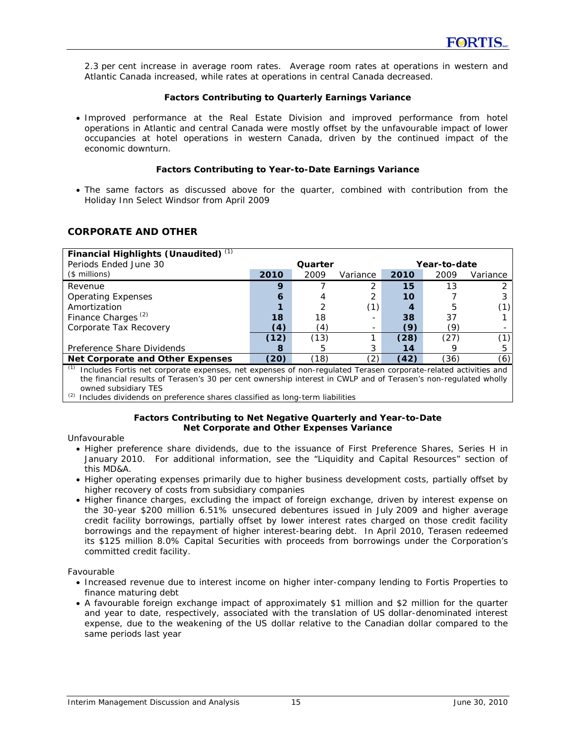2.3 per cent increase in average room rates. Average room rates at operations in western and Atlantic Canada increased, while rates at operations in central Canada decreased.

**Factors Contributing to Quarterly Earnings Variance**

- Improved performance at the Real Estate Division and improved performance from hotel operations in Atlantic and central Canada were mostly offset by the unfavourable impact of lower occupancies at hotel operations in western Canada, driven by the continued impact of the economic downturn.

**Factors Contributing to Year-to-Date Earnings Variance**

- The same factors as discussed above for the quarter, combined with contribution from the Holiday Inn Select Windsor from April 2009

## CORPORATE AND OTHER

| **Financial Highlights (Unaudited)** [1] | | | | | | |
|---|---|---|---|---|---|---|
| Periods Ended June 30 | **Quarter** | | | **Year-to-date** | | |
| ($ millions) | **2010** | 2009 | Variance | **2010** | 2009 | Variance |
| Revenue | **9** | 7 | 2 | **15** | 13 | 2 |
| Operating Expenses | **6** | 4 | 2 | **10** | 7 | 3 |
| Amortization | **1** | 2 | (1) | **4** | 5 | (1) |
| Finance Charges [2] | **18** | 18 | - | **38** | 37 | 1 |
| Corporate Tax Recovery | **(4)** | (4) | - | **(9)** | (9) | - |
| | **(12)** | (13) | 1 | **(28)** | (27) | (1) |
| Preference Share Dividends | **8** | 5 | 3 | **14** | 9 | 5 |
| **Net Corporate and Other Expenses** | **(20)** | (18) | (2) | **(42)** | (36) | (6) |

[1] Includes Fortis net corporate expenses, net expenses of non-regulated Terasen corporate-related activities and the financial results of Terasen's 30 per cent ownership interest in CWLP and of Terasen's non-regulated wholly owned subsidiary TES

[2] Includes dividends on preference shares classified as long-term liabilities

**Factors Contributing to Net Negative Quarterly and Year-to-Date Net Corporate and Other Expenses Variance**

Unfavourable

- Higher preference share dividends, due to the issuance of First Preference Shares, Series H in January 2010. For additional information, see the "Liquidity and Capital Resources" section of this MD&A.
- Higher operating expenses primarily due to higher business development costs, partially offset by higher recovery of costs from subsidiary companies
- Higher finance charges, excluding the impact of foreign exchange, driven by interest expense on the 30-year $200 million 6.51% unsecured debentures issued in July 2009 and higher average credit facility borrowings, partially offset by lower interest rates charged on those credit facility borrowings and the repayment of higher interest-bearing debt. In April 2010, Terasen redeemed its $125 million 8.0% Capital Securities with proceeds from borrowings under the Corporation's committed credit facility.

Favourable

- Increased revenue due to interest income on higher inter-company lending to Fortis Properties to finance maturing debt
- A favourable foreign exchange impact of approximately $1 million and $2 million for the quarter and year to date, respectively, associated with the translation of US dollar-denominated interest expense, due to the weakening of the US dollar relative to the Canadian dollar compared to the same periods last year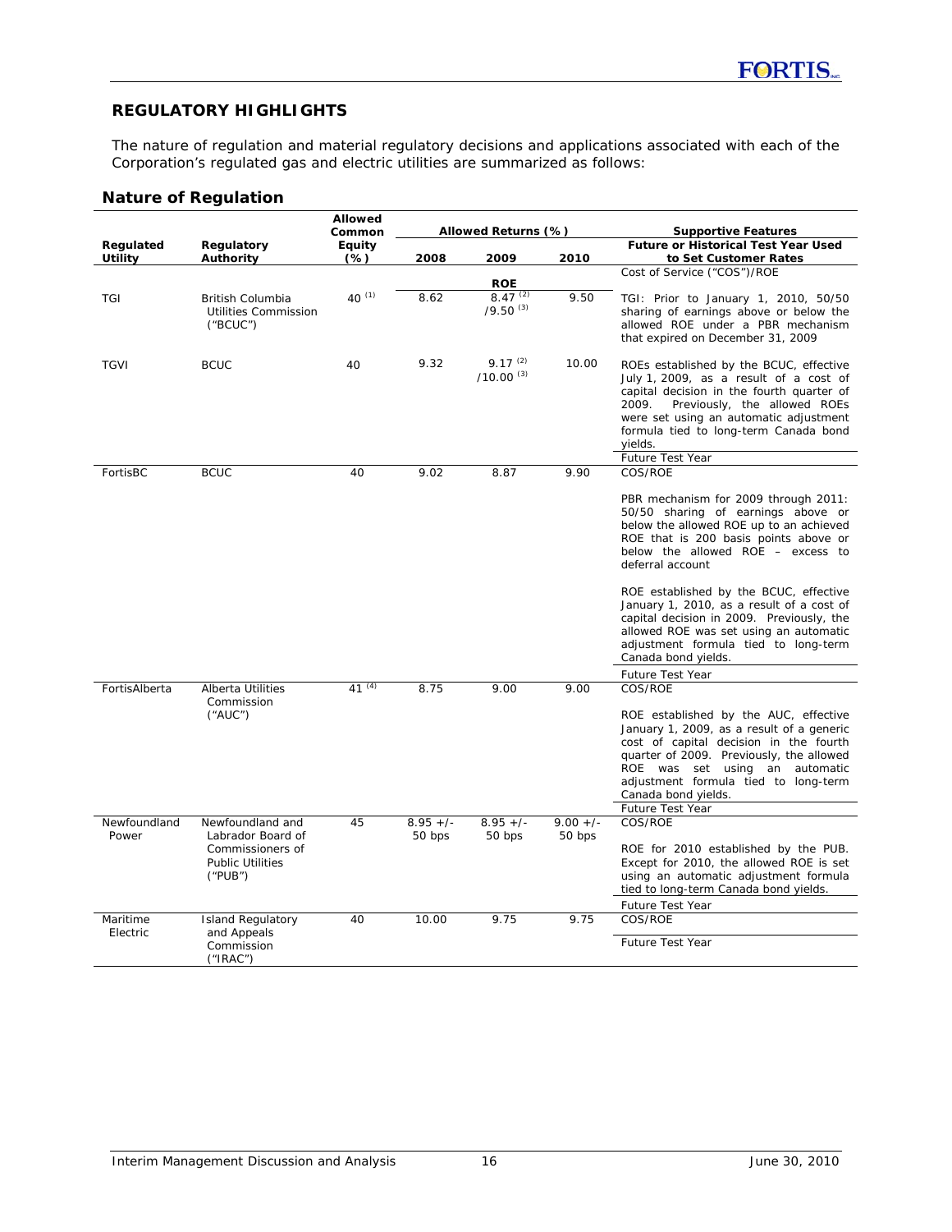## REGULATORY HIGHLIGHTS

The nature of regulation and material regulatory decisions and applications associated with each of the Corporation's regulated gas and electric utilities are summarized as follows:

### Nature of Regulation

| Regulated Utility | Regulatory Authority | Allowed Common Equity (%) | Allowed Returns (%) | | | Supportive Features |
|---|---|---|---|---|---|---|
| | | | 2008 | 2009 | 2010 | Future or Historical Test Year Used to Set Customer Rates |
| | | | | ROE | | Cost of Service ("COS")/ROE |
| TGI | British Columbia Utilities Commission ("BCUC") | 40 (1) | 8.62 | 8.47 (2) /9.50 (3) | 9.50 | TGI: Prior to January 1, 2010, 50/50 sharing of earnings above or below the allowed ROE under a PBR mechanism that expired on December 31, 2009 |
| TGVI | BCUC | 40 | 9.32 | 9.17 (2) /10.00 (3) | 10.00 | ROEs established by the BCUC, effective July 1, 2009, as a result of a cost of capital decision in the fourth quarter of 2009. Previously, the allowed ROEs were set using an automatic adjustment formula tied to long-term Canada bond yields. Future Test Year |
| FortisBC | BCUC | 40 | 9.02 | 8.87 | 9.90 | COS/ROE<br><br>PBR mechanism for 2009 through 2011: 50/50 sharing of earnings above or below the allowed ROE up to an achieved ROE that is 200 basis points above or below the allowed ROE – excess to deferral account<br><br>ROE established by the BCUC, effective January 1, 2010, as a result of a cost of capital decision in 2009. Previously, the allowed ROE was set using an automatic adjustment formula tied to long-term Canada bond yields.<br><br>Future Test Year |
| FortisAlberta | Alberta Utilities Commission ("AUC") | 41 (4) | 8.75 | 9.00 | 9.00 | COS/ROE<br><br>ROE established by the AUC, effective January 1, 2009, as a result of a generic cost of capital decision in the fourth quarter of 2009. Previously, the allowed ROE was set using an automatic adjustment formula tied to long-term Canada bond yields.<br><br>Future Test Year |
| Newfoundland Power | Newfoundland and Labrador Board of Commissioners of Public Utilities ("PUB") | 45 | 8.95 +/- 50 bps | 8.95 +/- 50 bps | 9.00 +/- 50 bps | COS/ROE<br><br>ROE for 2010 established by the PUB. Except for 2010, the allowed ROE is set using an automatic adjustment formula tied to long-term Canada bond yields.<br><br>Future Test Year |
| Maritime Electric | Island Regulatory and Appeals Commission ("IRAC") | 40 | 10.00 | 9.75 | 9.75 | COS/ROE<br><br>Future Test Year |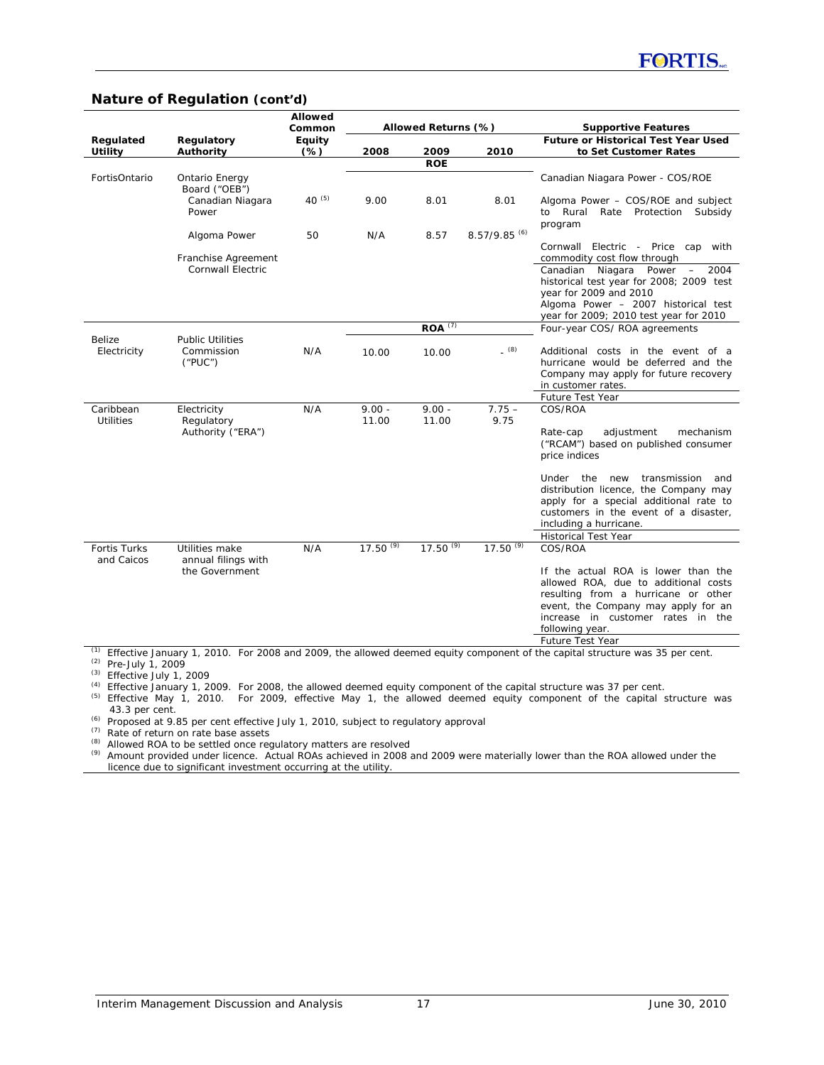## Nature of Regulation (cont'd)

| Regulated Utility | Regulatory Authority | Allowed Common Equity (%) | Allowed Returns (%) 2008 | 2009 | 2010 | Supportive Features Future or Historical Test Year Used to Set Customer Rates |
|---|---|---|---|---|---|---|
| | | | | ROE | | |
| FortisOntario | Ontario Energy Board ("OEB") | | | | | Canadian Niagara Power - COS/ROE |
| | Canadian Niagara Power | 40 (5) | 9.00 | 8.01 | 8.01 | Algoma Power – COS/ROE and subject to Rural Rate Protection Subsidy program |
| | Algoma Power | 50 | N/A | 8.57 | 8.57/9.85 (6) | Cornwall Electric - Price cap with commodity cost flow through |
| | Franchise Agreement Cornwall Electric | | | | | Canadian Niagara Power – 2004 historical test year for 2008; 2009 test year for 2009 and 2010<br>Algoma Power – 2007 historical test year for 2009; 2010 test year for 2010 |
| | | | | ROA (7) | | Four-year COS/ ROA agreements |
| Belize Electricity | Public Utilities Commission ("PUC") | N/A | 10.00 | 10.00 | - (8) | Additional costs in the event of a hurricane would be deferred and the Company may apply for future recovery in customer rates.<br>Future Test Year |
| Caribbean Utilities | Electricity Regulatory Authority ("ERA") | N/A | 9.00 - 11.00 | 9.00 - 11.00 | 7.75 – 9.75 | COS/ROA<br>Rate-cap adjustment mechanism ("RCAM") based on published consumer price indices<br>Under the new transmission and distribution licence, the Company may apply for a special additional rate to customers in the event of a disaster, including a hurricane.<br>Historical Test Year |
| Fortis Turks and Caicos | Utilities make annual filings with the Government | N/A | 17.50 (9) | 17.50 (9) | 17.50 (9) | COS/ROA<br>If the actual ROA is lower than the allowed ROA, due to additional costs resulting from a hurricane or other event, the Company may apply for an increase in customer rates in the following year.<br>Future Test Year |

(1) Effective January 1, 2010. For 2008 and 2009, the allowed deemed equity component of the capital structure was 35 per cent.
(2) Pre-July 1, 2009
(3) Effective July 1, 2009
(4) Effective January 1, 2009. For 2008, the allowed deemed equity component of the capital structure was 37 per cent.
(5) Effective May 1, 2010. For 2009, effective May 1, the allowed deemed equity component of the capital structure was 43.3 per cent.
(6) Proposed at 9.85 per cent effective July 1, 2010, subject to regulatory approval
(7) Rate of return on rate base assets
(8) Allowed ROA to be settled once regulatory matters are resolved
(9) Amount provided under licence. Actual ROAs achieved in 2008 and 2009 were materially lower than the ROA allowed under the licence due to significant investment occurring at the utility.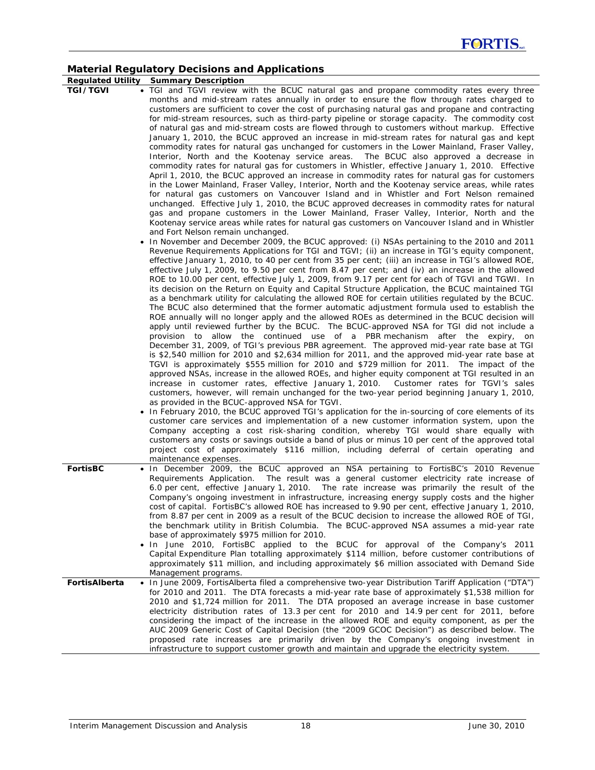## Material Regulatory Decisions and Applications

| Regulated Utility | Summary Description |
|---|---|
| **TGI/TGVI** | • TGI and TGVI review with the BCUC natural gas and propane commodity rates every three months and mid-stream rates annually in order to ensure the flow through rates charged to customers are sufficient to cover the cost of purchasing natural gas and propane and contracting for mid-stream resources, such as third-party pipeline or storage capacity. The commodity cost of natural gas and mid-stream costs are flowed through to customers without markup. Effective January 1, 2010, the BCUC approved an increase in mid-stream rates for natural gas and kept commodity rates for natural gas unchanged for customers in the Lower Mainland, Fraser Valley, Interior, North and the Kootenay service areas. The BCUC also approved a decrease in commodity rates for natural gas for customers in Whistler, effective January 1, 2010. Effective April 1, 2010, the BCUC approved an increase in commodity rates for natural gas for customers in the Lower Mainland, Fraser Valley, Interior, North and the Kootenay service areas, while rates for natural gas customers on Vancouver Island and in Whistler and Fort Nelson remained unchanged. Effective July 1, 2010, the BCUC approved decreases in commodity rates for natural gas and propane customers in the Lower Mainland, Fraser Valley, Interior, North and the Kootenay service areas while rates for natural gas customers on Vancouver Island and in Whistler and Fort Nelson remain unchanged.<br>• In November and December 2009, the BCUC approved: (i) NSAs pertaining to the 2010 and 2011 Revenue Requirements Applications for TGI and TGVI; (ii) an increase in TGI's equity component, effective January 1, 2010, to 40 per cent from 35 per cent; (iii) an increase in TGI's allowed ROE, effective July 1, 2009, to 9.50 per cent from 8.47 per cent; and (iv) an increase in the allowed ROE to 10.00 per cent, effective July 1, 2009, from 9.17 per cent for each of TGVI and TGWI. In its decision on the Return on Equity and Capital Structure Application, the BCUC maintained TGI as a benchmark utility for calculating the allowed ROE for certain utilities regulated by the BCUC. The BCUC also determined that the former automatic adjustment formula used to establish the ROE annually will no longer apply and the allowed ROEs as determined in the BCUC decision will apply until reviewed further by the BCUC. The BCUC-approved NSA for TGI did not include a provision to allow the continued use of a PBR mechanism after the expiry, on December 31, 2009, of TGI's previous PBR agreement. The approved mid-year rate base at TGI is $2,540 million for 2010 and $2,634 million for 2011, and the approved mid-year rate base at TGVI is approximately $555 million for 2010 and $729 million for 2011. The impact of the approved NSAs, increase in the allowed ROEs, and higher equity component at TGI resulted in an increase in customer rates, effective January 1, 2010. Customer rates for TGVI's sales customers, however, will remain unchanged for the two-year period beginning January 1, 2010, as provided in the BCUC-approved NSA for TGVI.<br>• In February 2010, the BCUC approved TGI's application for the in-sourcing of core elements of its customer care services and implementation of a new customer information system, upon the Company accepting a cost risk-sharing condition, whereby TGI would share equally with customers any costs or savings outside a band of plus or minus 10 per cent of the approved total project cost of approximately $116 million, including deferral of certain operating and maintenance expenses. |
| **FortisBC** | • In December 2009, the BCUC approved an NSA pertaining to FortisBC's 2010 Revenue Requirements Application. The result was a general customer electricity rate increase of 6.0 per cent, effective January 1, 2010. The rate increase was primarily the result of the Company's ongoing investment in infrastructure, increasing energy supply costs and the higher cost of capital. FortisBC's allowed ROE has increased to 9.90 per cent, effective January 1, 2010, from 8.87 per cent in 2009 as a result of the BCUC decision to increase the allowed ROE of TGI, the benchmark utility in British Columbia. The BCUC-approved NSA assumes a mid-year rate base of approximately $975 million for 2010.<br>• In June 2010, FortisBC applied to the BCUC for approval of the Company's 2011 Capital Expenditure Plan totalling approximately $114 million, before customer contributions of approximately $11 million, and including approximately $6 million associated with Demand Side Management programs. |
| **FortisAlberta** | • In June 2009, FortisAlberta filed a comprehensive two-year Distribution Tariff Application ("DTA") for 2010 and 2011. The DTA forecasts a mid-year rate base of approximately $1,538 million for 2010 and $1,724 million for 2011. The DTA proposed an average increase in base customer electricity distribution rates of 13.3 per cent for 2010 and 14.9 per cent for 2011, before considering the impact of the increase in the allowed ROE and equity component, as per the AUC 2009 Generic Cost of Capital Decision (the "2009 GCOC Decision") as described below. The proposed rate increases are primarily driven by the Company's ongoing investment in infrastructure to support customer growth and maintain and upgrade the electricity system. |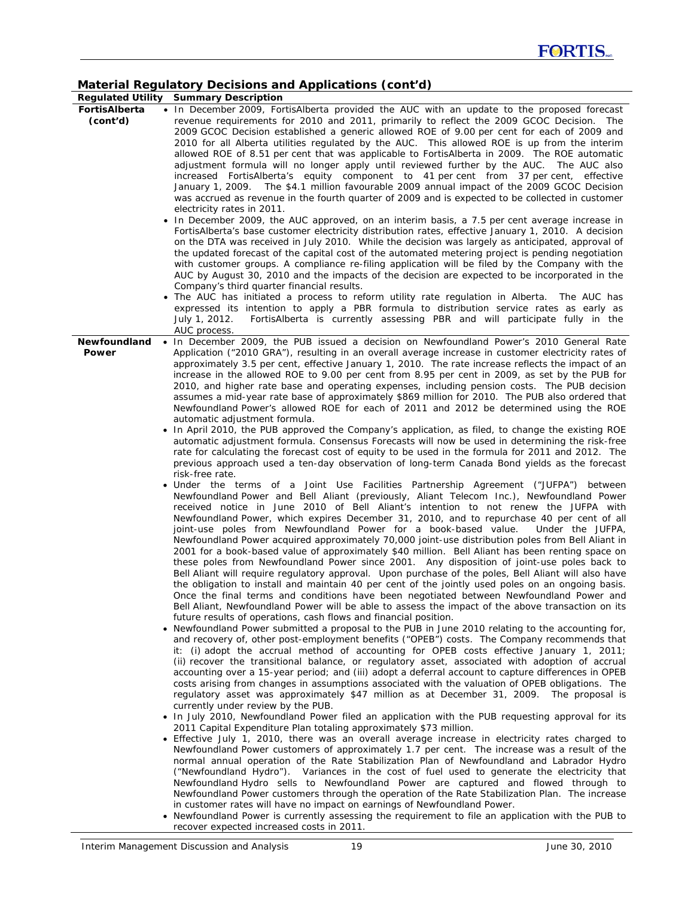## Material Regulatory Decisions and Applications (cont'd)

| Regulated Utility | Summary Description |
|---|---|
| **FortisAlberta (cont'd)** | • In December 2009, FortisAlberta provided the AUC with an update to the proposed forecast revenue requirements for 2010 and 2011, primarily to reflect the 2009 GCOC Decision. The 2009 GCOC Decision established a generic allowed ROE of 9.00 per cent for each of 2009 and 2010 for all Alberta utilities regulated by the AUC. This allowed ROE is up from the interim allowed ROE of 8.51 per cent that was applicable to FortisAlberta in 2009. The ROE automatic adjustment formula will no longer apply until reviewed further by the AUC. The AUC also increased FortisAlberta's equity component to 41 per cent from 37 per cent, effective January 1, 2009. The $4.1 million favourable 2009 annual impact of the 2009 GCOC Decision was accrued as revenue in the fourth quarter of 2009 and is expected to be collected in customer electricity rates in 2011.<br>• In December 2009, the AUC approved, on an interim basis, a 7.5 per cent average increase in FortisAlberta's base customer electricity distribution rates, effective January 1, 2010. A decision on the DTA was received in July 2010. While the decision was largely as anticipated, approval of the updated forecast of the capital cost of the automated metering project is pending negotiation with customer groups. A compliance re-filing application will be filed by the Company with the AUC by August 30, 2010 and the impacts of the decision are expected to be incorporated in the Company's third quarter financial results.<br>• The AUC has initiated a process to reform utility rate regulation in Alberta. The AUC has expressed its intention to apply a PBR formula to distribution service rates as early as July 1, 2012. FortisAlberta is currently assessing PBR and will participate fully in the AUC process. |
| **Newfoundland Power** | • In December 2009, the PUB issued a decision on Newfoundland Power's 2010 General Rate Application ("2010 GRA"), resulting in an overall average increase in customer electricity rates of approximately 3.5 per cent, effective January 1, 2010. The rate increase reflects the impact of an increase in the allowed ROE to 9.00 per cent from 8.95 per cent in 2009, as set by the PUB for 2010, and higher rate base and operating expenses, including pension costs. The PUB decision assumes a mid-year rate base of approximately $869 million for 2010. The PUB also ordered that Newfoundland Power's allowed ROE for each of 2011 and 2012 be determined using the ROE automatic adjustment formula.<br>• In April 2010, the PUB approved the Company's application, as filed, to change the existing ROE automatic adjustment formula. Consensus Forecasts will now be used in determining the risk-free rate for calculating the forecast cost of equity to be used in the formula for 2011 and 2012. The previous approach used a ten-day observation of long-term Canada Bond yields as the forecast risk-free rate.<br>• Under the terms of a Joint Use Facilities Partnership Agreement ("JUFPA") between Newfoundland Power and Bell Aliant (previously, Aliant Telecom Inc.), Newfoundland Power received notice in June 2010 of Bell Aliant's intention to not renew the JUFPA with Newfoundland Power, which expires December 31, 2010, and to repurchase 40 per cent of all joint-use poles from Newfoundland Power for a book-based value. Under the JUFPA, Newfoundland Power acquired approximately 70,000 joint-use distribution poles from Bell Aliant in 2001 for a book-based value of approximately $40 million. Bell Aliant has been renting space on these poles from Newfoundland Power since 2001. Any disposition of joint-use poles back to Bell Aliant will require regulatory approval. Upon purchase of the poles, Bell Aliant will also have the obligation to install and maintain 40 per cent of the jointly used poles on an ongoing basis. Once the final terms and conditions have been negotiated between Newfoundland Power and Bell Aliant, Newfoundland Power will be able to assess the impact of the above transaction on its future results of operations, cash flows and financial position.<br>• Newfoundland Power submitted a proposal to the PUB in June 2010 relating to the accounting for, and recovery of, other post-employment benefits ("OPEB") costs. The Company recommends that it: (i) adopt the accrual method of accounting for OPEB costs effective January 1, 2011; (ii) recover the transitional balance, or regulatory asset, associated with adoption of accrual accounting over a 15-year period; and (iii) adopt a deferral account to capture differences in OPEB costs arising from changes in assumptions associated with the valuation of OPEB obligations. The regulatory asset was approximately $47 million as at December 31, 2009. The proposal is currently under review by the PUB.<br>• In July 2010, Newfoundland Power filed an application with the PUB requesting approval for its 2011 Capital Expenditure Plan totaling approximately $73 million.<br>• Effective July 1, 2010, there was an overall average increase in electricity rates charged to Newfoundland Power customers of approximately 1.7 per cent. The increase was a result of the normal annual operation of the Rate Stabilization Plan of Newfoundland and Labrador Hydro ("Newfoundland Hydro"). Variances in the cost of fuel used to generate the electricity that Newfoundland Hydro sells to Newfoundland Power are captured and flowed through to Newfoundland Power customers through the operation of the Rate Stabilization Plan. The increase in customer rates will have no impact on earnings of Newfoundland Power.<br>• Newfoundland Power is currently assessing the requirement to file an application with the PUB to recover expected increased costs in 2011. |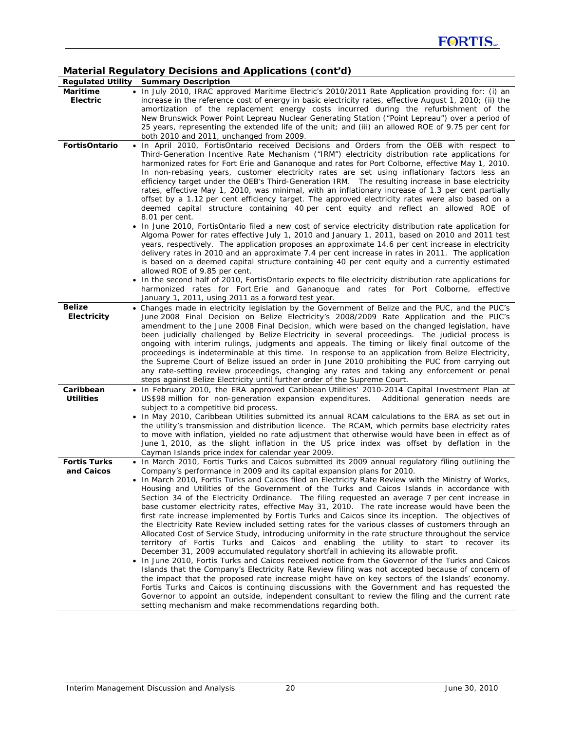## Material Regulatory Decisions and Applications (cont'd)

| Regulated Utility | Summary Description |
|---|---|
| **Maritime Electric** | • In July 2010, IRAC approved Maritime Electric's 2010/2011 Rate Application providing for: (i) an increase in the reference cost of energy in basic electricity rates, effective August 1, 2010; (ii) the amortization of the replacement energy costs incurred during the refurbishment of the New Brunswick Power Point Lepreau Nuclear Generating Station ("Point Lepreau") over a period of 25 years, representing the extended life of the unit; and (iii) an allowed ROE of 9.75 per cent for both 2010 and 2011, unchanged from 2009. |
| **FortisOntario** | • In April 2010, FortisOntario received Decisions and Orders from the OEB with respect to Third-Generation Incentive Rate Mechanism ("IRM") electricity distribution rate applications for harmonized rates for Fort Erie and Gananoque and rates for Port Colborne, effective May 1, 2010. In non-rebasing years, customer electricity rates are set using inflationary factors less an efficiency target under the OEB's Third-Generation IRM. The resulting increase in base electricity rates, effective May 1, 2010, was minimal, with an inflationary increase of 1.3 per cent partially offset by a 1.12 per cent efficiency target. The approved electricity rates were also based on a deemed capital structure containing 40 per cent equity and reflect an allowed ROE of 8.01 per cent.<br>• In June 2010, FortisOntario filed a new cost of service electricity distribution rate application for Algoma Power for rates effective July 1, 2010 and January 1, 2011, based on 2010 and 2011 test years, respectively. The application proposes an approximate 14.6 per cent increase in electricity delivery rates in 2010 and an approximate 7.4 per cent increase in rates in 2011. The application is based on a deemed capital structure containing 40 per cent equity and a currently estimated allowed ROE of 9.85 per cent.<br>• In the second half of 2010, FortisOntario expects to file electricity distribution rate applications for harmonized rates for Fort Erie and Gananoque and rates for Port Colborne, effective January 1, 2011, using 2011 as a forward test year. |
| **Belize Electricity** | • Changes made in electricity legislation by the Government of Belize and the PUC, and the PUC's June 2008 Final Decision on Belize Electricity's 2008/2009 Rate Application and the PUC's amendment to the June 2008 Final Decision, which were based on the changed legislation, have been judicially challenged by Belize Electricity in several proceedings. The judicial process is ongoing with interim rulings, judgments and appeals. The timing or likely final outcome of the proceedings is indeterminable at this time. In response to an application from Belize Electricity, the Supreme Court of Belize issued an order in June 2010 prohibiting the PUC from carrying out any rate-setting review proceedings, changing any rates and taking any enforcement or penal steps against Belize Electricity until further order of the Supreme Court. |
| **Caribbean Utilities** | • In February 2010, the ERA approved Caribbean Utilities' 2010-2014 Capital Investment Plan at US$98 million for non-generation expansion expenditures. Additional generation needs are subject to a competitive bid process.<br>• In May 2010, Caribbean Utilities submitted its annual RCAM calculations to the ERA as set out in the utility's transmission and distribution licence. The RCAM, which permits base electricity rates to move with inflation, yielded no rate adjustment that otherwise would have been in effect as of June 1, 2010, as the slight inflation in the US price index was offset by deflation in the Cayman Islands price index for calendar year 2009. |
| **Fortis Turks and Caicos** | • In March 2010, Fortis Turks and Caicos submitted its 2009 annual regulatory filing outlining the Company's performance in 2009 and its capital expansion plans for 2010.<br>• In March 2010, Fortis Turks and Caicos filed an Electricity Rate Review with the Ministry of Works, Housing and Utilities of the Government of the Turks and Caicos Islands in accordance with Section 34 of the Electricity Ordinance. The filing requested an average 7 per cent increase in base customer electricity rates, effective May 31, 2010. The rate increase would have been the first rate increase implemented by Fortis Turks and Caicos since its inception. The objectives of the Electricity Rate Review included setting rates for the various classes of customers through an Allocated Cost of Service Study, introducing uniformity in the rate structure throughout the service territory of Fortis Turks and Caicos and enabling the utility to start to recover its December 31, 2009 accumulated regulatory shortfall in achieving its allowable profit.<br>• In June 2010, Fortis Turks and Caicos received notice from the Governor of the Turks and Caicos Islands that the Company's Electricity Rate Review filing was not accepted because of concern of the impact that the proposed rate increase might have on key sectors of the Islands' economy. Fortis Turks and Caicos is continuing discussions with the Government and has requested the Governor to appoint an outside, independent consultant to review the filing and the current rate setting mechanism and make recommendations regarding both. |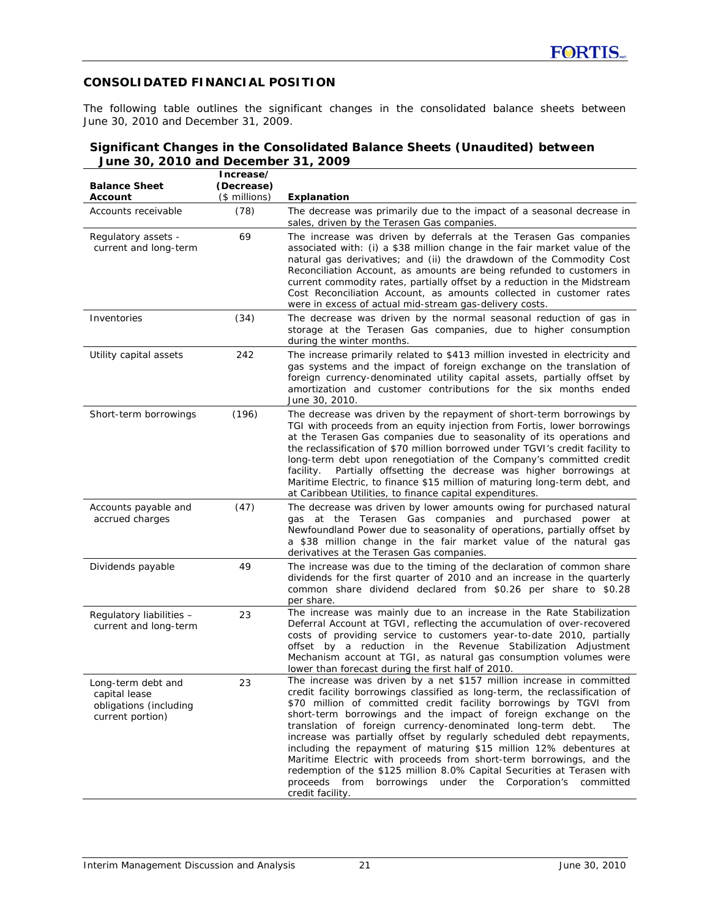## CONSOLIDATED FINANCIAL POSITION

The following table outlines the significant changes in the consolidated balance sheets between June 30, 2010 and December 31, 2009.

### Significant Changes in the Consolidated Balance Sheets (Unaudited) between June 30, 2010 and December 31, 2009

| Balance Sheet Account | Increase/ (Decrease) ($ millions) | Explanation |
|---|---|---|
| Accounts receivable | (78) | The decrease was primarily due to the impact of a seasonal decrease in sales, driven by the Terasen Gas companies. |
| Regulatory assets - current and long-term | 69 | The increase was driven by deferrals at the Terasen Gas companies associated with: (i) a $38 million change in the fair market value of the natural gas derivatives; and (ii) the drawdown of the Commodity Cost Reconciliation Account, as amounts are being refunded to customers in current commodity rates, partially offset by a reduction in the Midstream Cost Reconciliation Account, as amounts collected in customer rates were in excess of actual mid-stream gas-delivery costs. |
| Inventories | (34) | The decrease was driven by the normal seasonal reduction of gas in storage at the Terasen Gas companies, due to higher consumption during the winter months. |
| Utility capital assets | 242 | The increase primarily related to $413 million invested in electricity and gas systems and the impact of foreign exchange on the translation of foreign currency-denominated utility capital assets, partially offset by amortization and customer contributions for the six months ended June 30, 2010. |
| Short-term borrowings | (196) | The decrease was driven by the repayment of short-term borrowings by TGI with proceeds from an equity injection from Fortis, lower borrowings at the Terasen Gas companies due to seasonality of its operations and the reclassification of $70 million borrowed under TGVI's credit facility to long-term debt upon renegotiation of the Company's committed credit facility. Partially offsetting the decrease was higher borrowings at Maritime Electric, to finance $15 million of maturing long-term debt, and at Caribbean Utilities, to finance capital expenditures. |
| Accounts payable and accrued charges | (47) | The decrease was driven by lower amounts owing for purchased natural gas at the Terasen Gas companies and purchased power at Newfoundland Power due to seasonality of operations, partially offset by a $38 million change in the fair market value of the natural gas derivatives at the Terasen Gas companies. |
| Dividends payable | 49 | The increase was due to the timing of the declaration of common share dividends for the first quarter of 2010 and an increase in the quarterly common share dividend declared from $0.26 per share to $0.28 per share. |
| Regulatory liabilities – current and long-term | 23 | The increase was mainly due to an increase in the Rate Stabilization Deferral Account at TGVI, reflecting the accumulation of over-recovered costs of providing service to customers year-to-date 2010, partially offset by a reduction in the Revenue Stabilization Adjustment Mechanism account at TGI, as natural gas consumption volumes were lower than forecast during the first half of 2010. |
| Long-term debt and capital lease obligations (including current portion) | 23 | The increase was driven by a net $157 million increase in committed credit facility borrowings classified as long-term, the reclassification of $70 million of committed credit facility borrowings by TGVI from short-term borrowings and the impact of foreign exchange on the translation of foreign currency-denominated long-term debt. The increase was partially offset by regularly scheduled debt repayments, including the repayment of maturing $15 million 12% debentures at Maritime Electric with proceeds from short-term borrowings, and the redemption of the $125 million 8.0% Capital Securities at Terasen with proceeds from borrowings under the Corporation's committed credit facility. |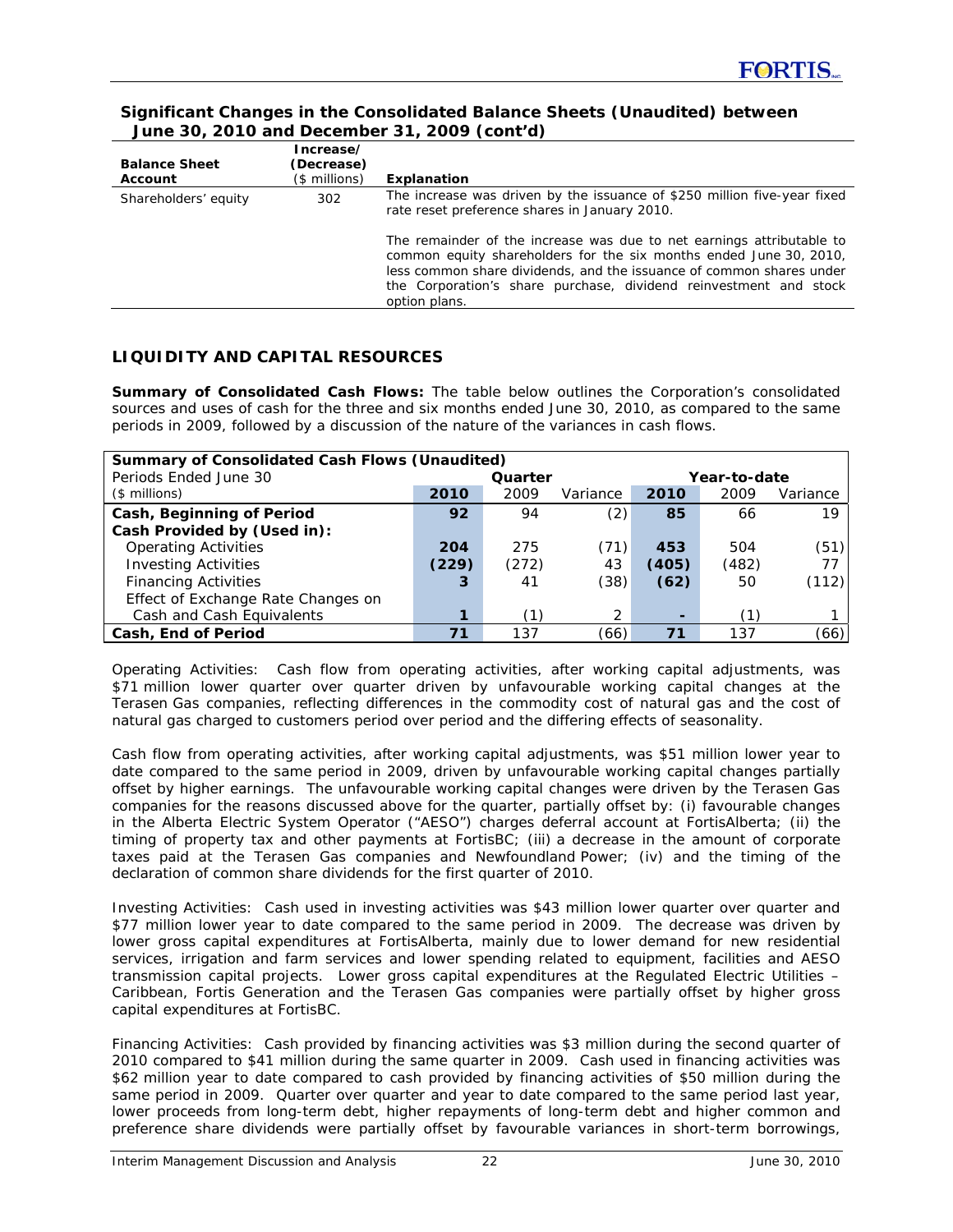### Significant Changes in the Consolidated Balance Sheets (Unaudited) between June 30, 2010 and December 31, 2009 (cont'd)

| Balance Sheet Account | Increase/ (Decrease) ($ millions) | Explanation |
|---|---|---|
| Shareholders' equity | 302 | The increase was driven by the issuance of $250 million five-year fixed rate reset preference shares in January 2010.<br><br>The remainder of the increase was due to net earnings attributable to common equity shareholders for the six months ended June 30, 2010, less common share dividends, and the issuance of common shares under the Corporation's share purchase, dividend reinvestment and stock option plans. |

## LIQUIDITY AND CAPITAL RESOURCES

**Summary of Consolidated Cash Flows:** The table below outlines the Corporation's consolidated sources and uses of cash for the three and six months ended June 30, 2010, as compared to the same periods in 2009, followed by a discussion of the nature of the variances in cash flows.

| Summary of Consolidated Cash Flows (Unaudited) | | | | | | |
|---|---|---|---|---|---|---|
| Periods Ended June 30 | Quarter | | | Year-to-date | | |
| ($ millions) | **2010** | 2009 | Variance | **2010** | 2009 | Variance |
| **Cash, Beginning of Period** | **92** | 94 | (2) | **85** | 66 | 19 |
| **Cash Provided by (Used in):** | | | | | | |
| Operating Activities | **204** | 275 | (71) | **453** | 504 | (51) |
| Investing Activities | **(229)** | (272) | 43 | **(405)** | (482) | 77 |
| Financing Activities | **3** | 41 | (38) | **(62)** | 50 | (112) |
| Effect of Exchange Rate Changes on Cash and Cash Equivalents | **1** | (1) | 2 | **-** | (1) | 1 |
| **Cash, End of Period** | **71** | 137 | (66) | **71** | 137 | (66) |

Operating Activities: Cash flow from operating activities, after working capital adjustments, was $71 million lower quarter over quarter driven by unfavourable working capital changes at the Terasen Gas companies, reflecting differences in the commodity cost of natural gas and the cost of natural gas charged to customers period over period and the differing effects of seasonality.

Cash flow from operating activities, after working capital adjustments, was $51 million lower year to date compared to the same period in 2009, driven by unfavourable working capital changes partially offset by higher earnings. The unfavourable working capital changes were driven by the Terasen Gas companies for the reasons discussed above for the quarter, partially offset by: (i) favourable changes in the Alberta Electric System Operator ("AESO") charges deferral account at FortisAlberta; (ii) the timing of property tax and other payments at FortisBC; (iii) a decrease in the amount of corporate taxes paid at the Terasen Gas companies and Newfoundland Power; (iv) and the timing of the declaration of common share dividends for the first quarter of 2010.

Investing Activities: Cash used in investing activities was $43 million lower quarter over quarter and $77 million lower year to date compared to the same period in 2009. The decrease was driven by lower gross capital expenditures at FortisAlberta, mainly due to lower demand for new residential services, irrigation and farm services and lower spending related to equipment, facilities and AESO transmission capital projects. Lower gross capital expenditures at the Regulated Electric Utilities – Caribbean, Fortis Generation and the Terasen Gas companies were partially offset by higher gross capital expenditures at FortisBC.

Financing Activities: Cash provided by financing activities was $3 million during the second quarter of 2010 compared to $41 million during the same quarter in 2009. Cash used in financing activities was $62 million year to date compared to cash provided by financing activities of $50 million during the same period in 2009. Quarter over quarter and year to date compared to the same period last year, lower proceeds from long-term debt, higher repayments of long-term debt and higher common and preference share dividends were partially offset by favourable variances in short-term borrowings,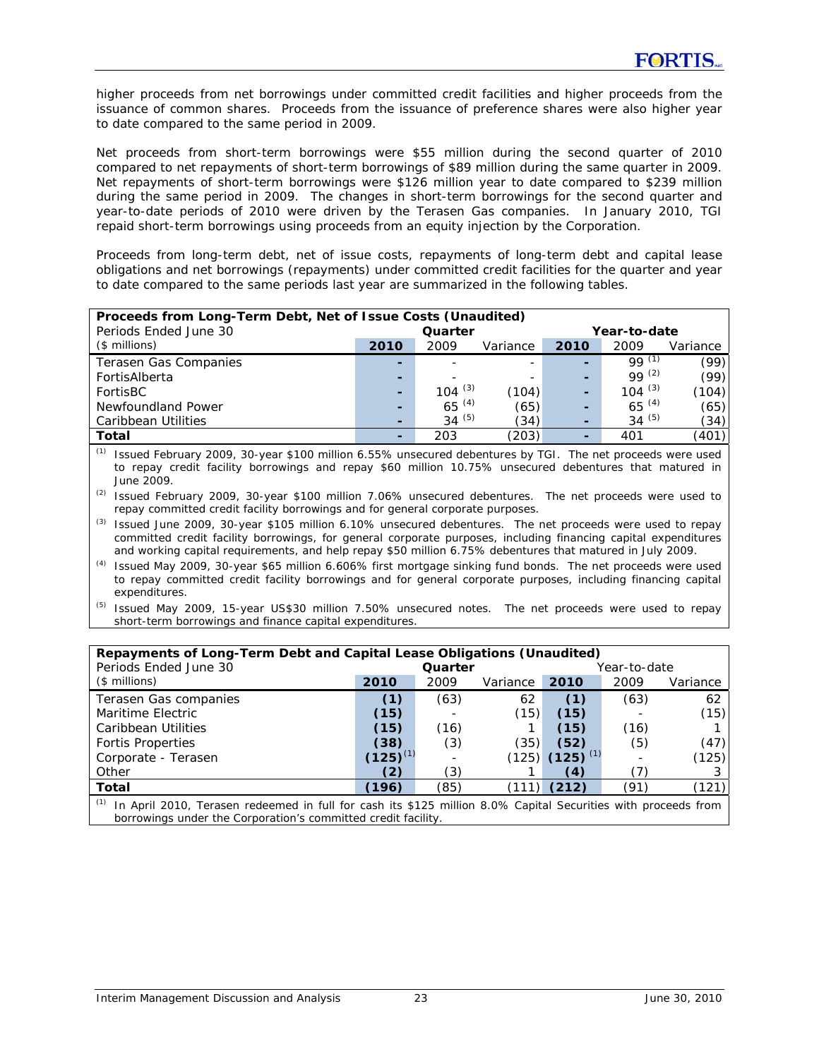higher proceeds from net borrowings under committed credit facilities and higher proceeds from the issuance of common shares. Proceeds from the issuance of preference shares were also higher year to date compared to the same period in 2009.

Net proceeds from short-term borrowings were $55 million during the second quarter of 2010 compared to net repayments of short-term borrowings of $89 million during the same quarter in 2009. Net repayments of short-term borrowings were $126 million year to date compared to $239 million during the same period in 2009. The changes in short-term borrowings for the second quarter and year-to-date periods of 2010 were driven by the Terasen Gas companies. In January 2010, TGI repaid short-term borrowings using proceeds from an equity injection by the Corporation.

Proceeds from long-term debt, net of issue costs, repayments of long-term debt and capital lease obligations and net borrowings (repayments) under committed credit facilities for the quarter and year to date compared to the same periods last year are summarized in the following tables.

| **Proceeds from Long-Term Debt, Net of Issue Costs (Unaudited)** | | | | | | |
|---|---|---|---|---|---|---|
| Periods Ended June 30 | **Quarter** | | | **Year-to-date** | | |
| ($ millions) | **2010** | 2009 | Variance | **2010** | 2009 | Variance |
| Terasen Gas Companies | **-** | - | - | **-** | 99 [(1)] | (99) |
| FortisAlberta | **-** | - | - | **-** | 99 [(2)] | (99) |
| FortisBC | **-** | 104 [(3)] | (104) | **-** | 104 [(3)] | (104) |
| Newfoundland Power | **-** | 65 [(4)] | (65) | **-** | 65 [(4)] | (65) |
| Caribbean Utilities | **-** | 34 [(5)] | (34) | **-** | 34 [(5)] | (34) |
| **Total** | **-** | 203 | (203) | **-** | 401 | (401) |

(1) Issued February 2009, 30-year $100 million 6.55% unsecured debentures by TGI. The net proceeds were used to repay credit facility borrowings and repay $60 million 10.75% unsecured debentures that matured in June 2009.

(2) Issued February 2009, 30-year $100 million 7.06% unsecured debentures. The net proceeds were used to repay committed credit facility borrowings and for general corporate purposes.

(3) Issued June 2009, 30-year $105 million 6.10% unsecured debentures. The net proceeds were used to repay committed credit facility borrowings, for general corporate purposes, including financing capital expenditures and working capital requirements, and help repay $50 million 6.75% debentures that matured in July 2009.

(4) Issued May 2009, 30-year $65 million 6.606% first mortgage sinking fund bonds. The net proceeds were used to repay committed credit facility borrowings and for general corporate purposes, including financing capital expenditures.

(5) Issued May 2009, 15-year US$30 million 7.50% unsecured notes. The net proceeds were used to repay short-term borrowings and finance capital expenditures.

| **Repayments of Long-Term Debt and Capital Lease Obligations (Unaudited)** | | | | | | |
|---|---|---|---|---|---|---|
| Periods Ended June 30 | **Quarter** | | | Year-to-date | | |
| ($ millions) | **2010** | 2009 | Variance | **2010** | 2009 | Variance |
| Terasen Gas companies | **(1)** | (63) | 62 | **(1)** | (63) | 62 |
| Maritime Electric | **(15)** | - | (15) | **(15)** | - | (15) |
| Caribbean Utilities | **(15)** | (16) | 1 | **(15)** | (16) | 1 |
| Fortis Properties | **(38)** | (3) | (35) | **(52)** | (5) | (47) |
| Corporate - Terasen | **(125)** [(1)] | - | (125) | **(125)** [(1)] | - | (125) |
| Other | **(2)** | (3) | 1 | **(4)** | (7) | 3 |
| **Total** | **(196)** | (85) | (111) | **(212)** | (91) | (121) |

(1) In April 2010, Terasen redeemed in full for cash its $125 million 8.0% Capital Securities with proceeds from borrowings under the Corporation's committed credit facility.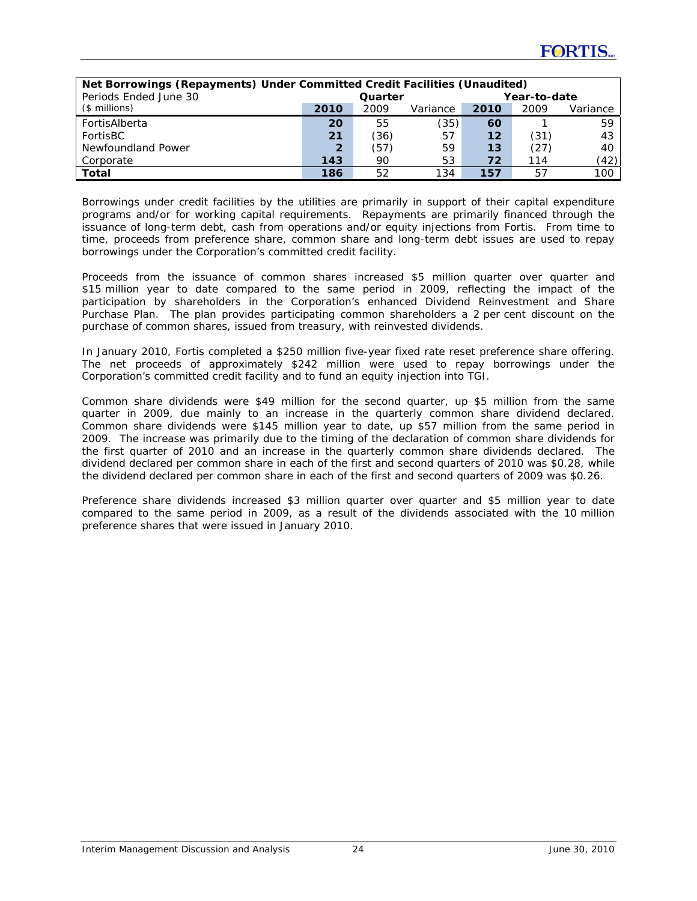| Net Borrowings (Repayments) Under Committed Credit Facilities (Unaudited) | | | | | | |
|---|---|---|---|---|---|---|
| Periods Ended June 30 | Quarter | | | Year-to-date | | |
| ($ millions) | **2010** | 2009 | Variance | **2010** | 2009 | Variance |
| FortisAlberta | **20** | 55 | (35) | **60** | 1 | 59 |
| FortisBC | **21** | (36) | 57 | **12** | (31) | 43 |
| Newfoundland Power | **2** | (57) | 59 | **13** | (27) | 40 |
| Corporate | **143** | 90 | 53 | **72** | 114 | (42) |
| **Total** | **186** | 52 | 134 | **157** | 57 | 100 |

Borrowings under credit facilities by the utilities are primarily in support of their capital expenditure programs and/or for working capital requirements. Repayments are primarily financed through the issuance of long-term debt, cash from operations and/or equity injections from Fortis. From time to time, proceeds from preference share, common share and long-term debt issues are used to repay borrowings under the Corporation's committed credit facility.

Proceeds from the issuance of common shares increased $5 million quarter over quarter and $15 million year to date compared to the same period in 2009, reflecting the impact of the participation by shareholders in the Corporation's enhanced Dividend Reinvestment and Share Purchase Plan. The plan provides participating common shareholders a 2 per cent discount on the purchase of common shares, issued from treasury, with reinvested dividends.

In January 2010, Fortis completed a $250 million five-year fixed rate reset preference share offering. The net proceeds of approximately $242 million were used to repay borrowings under the Corporation's committed credit facility and to fund an equity injection into TGI.

Common share dividends were $49 million for the second quarter, up $5 million from the same quarter in 2009, due mainly to an increase in the quarterly common share dividend declared. Common share dividends were $145 million year to date, up $57 million from the same period in 2009. The increase was primarily due to the timing of the declaration of common share dividends for the first quarter of 2010 and an increase in the quarterly common share dividends declared. The dividend declared per common share in each of the first and second quarters of 2010 was $0.28, while the dividend declared per common share in each of the first and second quarters of 2009 was $0.26.

Preference share dividends increased $3 million quarter over quarter and $5 million year to date compared to the same period in 2009, as a result of the dividends associated with the 10 million preference shares that were issued in January 2010.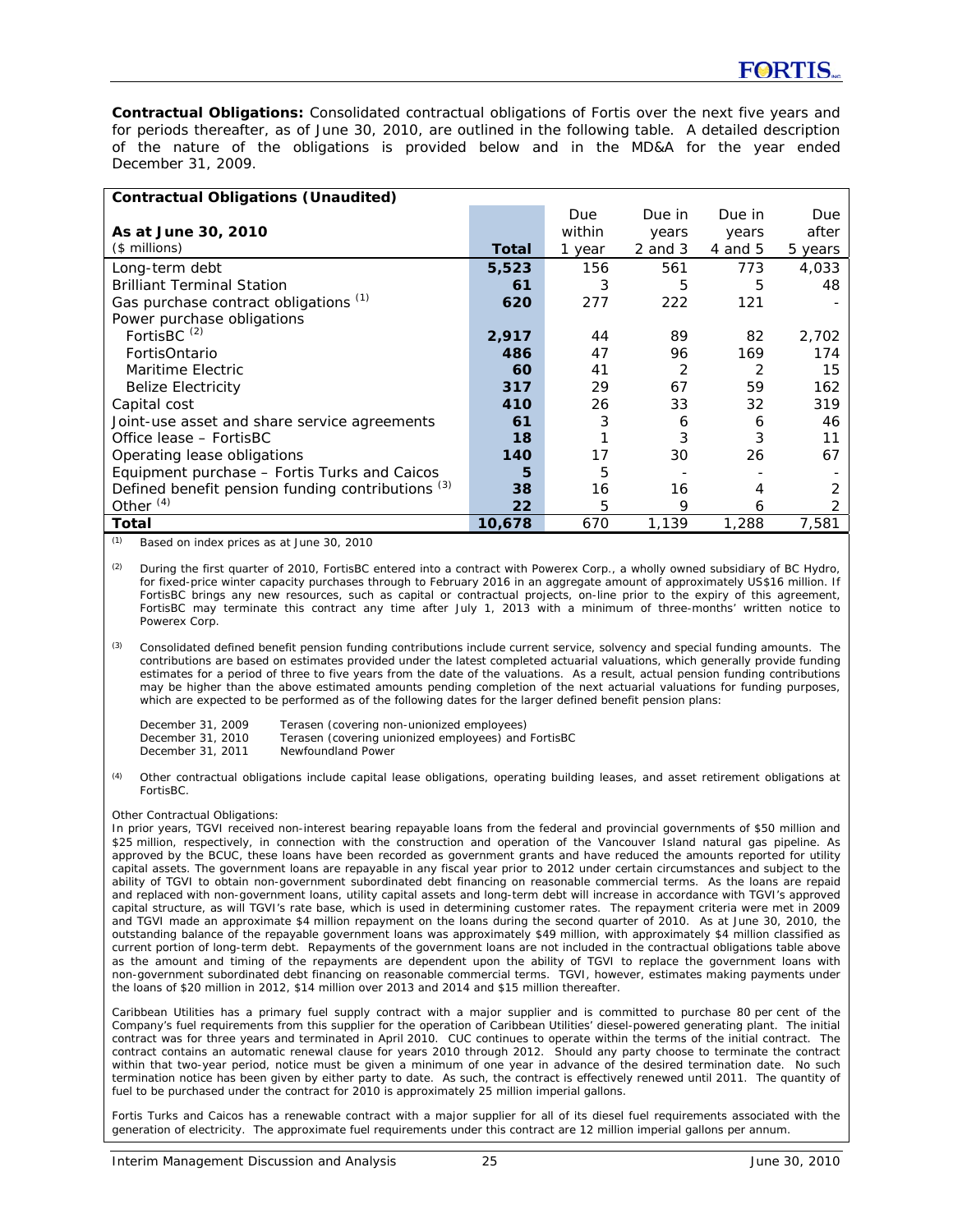**Contractual Obligations:** Consolidated contractual obligations of Fortis over the next five years and for periods thereafter, as of June 30, 2010, are outlined in the following table. A detailed description of the nature of the obligations is provided below and in the MD&A for the year ended December 31, 2009.

| **Contractual Obligations (Unaudited)** | | | | | |
|---|---|---|---|---|---|
| **As at June 30, 2010** ($ millions) | **Total** | Due within 1 year | Due in years 2 and 3 | Due in years 4 and 5 | Due after 5 years |
| Long-term debt | **5,523** | 156 | 561 | 773 | 4,033 |
| Brilliant Terminal Station | **61** | 3 | 5 | 5 | 48 |
| Gas purchase contract obligations [(1)] | **620** | 277 | 222 | 121 | - |
| Power purchase obligations | | | | | |
| FortisBC [(2)] | **2,917** | 44 | 89 | 82 | 2,702 |
| FortisOntario | **486** | 47 | 96 | 169 | 174 |
| Maritime Electric | **60** | 41 | 2 | 2 | 15 |
| Belize Electricity | **317** | 29 | 67 | 59 | 162 |
| Capital cost | **410** | 26 | 33 | 32 | 319 |
| Joint-use asset and share service agreements | **61** | 3 | 6 | 6 | 46 |
| Office lease – FortisBC | **18** | 1 | 3 | 3 | 11 |
| Operating lease obligations | **140** | 17 | 30 | 26 | 67 |
| Equipment purchase – Fortis Turks and Caicos | **5** | 5 | - | - | - |
| Defined benefit pension funding contributions [(3)] | **38** | 16 | 16 | 4 | 2 |
| Other [(4)] | **22** | 5 | 9 | 6 | 2 |
| **Total** | **10,678** | 670 | 1,139 | 1,288 | 7,581 |

(1) Based on index prices as at June 30, 2010

(2) During the first quarter of 2010, FortisBC entered into a contract with Powerex Corp., a wholly owned subsidiary of BC Hydro, for fixed-price winter capacity purchases through to February 2016 in an aggregate amount of approximately US$16 million. If FortisBC brings any new resources, such as capital or contractual projects, on-line prior to the expiry of this agreement, FortisBC may terminate this contract any time after July 1, 2013 with a minimum of three-months' written notice to Powerex Corp.

(3) Consolidated defined benefit pension funding contributions include current service, solvency and special funding amounts. The contributions are based on estimates provided under the latest completed actuarial valuations, which generally provide funding estimates for a period of three to five years from the date of the valuations. As a result, actual pension funding contributions may be higher than the above estimated amounts pending completion of the next actuarial valuations for funding purposes, which are expected to be performed as of the following dates for the larger defined benefit pension plans:

| | |
|---|---|
| December 31, 2009 | Terasen (covering non-unionized employees) |
| December 31, 2010 | Terasen (covering unionized employees) and FortisBC |
| December 31, 2011 | Newfoundland Power |

(4) Other contractual obligations include capital lease obligations, operating building leases, and asset retirement obligations at FortisBC.

Other Contractual Obligations:
In prior years, TGVI received non-interest bearing repayable loans from the federal and provincial governments of $50 million and $25 million, respectively, in connection with the construction and operation of the Vancouver Island natural gas pipeline. As approved by the BCUC, these loans have been recorded as government grants and have reduced the amounts reported for utility capital assets. The government loans are repayable in any fiscal year prior to 2012 under certain circumstances and subject to the ability of TGVI to obtain non-government subordinated debt financing on reasonable commercial terms. As the loans are repaid and replaced with non-government loans, utility capital assets and long-term debt will increase in accordance with TGVI's approved capital structure, as will TGVI's rate base, which is used in determining customer rates. The repayment criteria were met in 2009 and TGVI made an approximate $4 million repayment on the loans during the second quarter of 2010. As at June 30, 2010, the outstanding balance of the repayable government loans was approximately $49 million, with approximately $4 million classified as current portion of long-term debt. Repayments of the government loans are not included in the contractual obligations table above as the amount and timing of the repayments are dependent upon the ability of TGVI to replace the government loans with non-government subordinated debt financing on reasonable commercial terms. TGVI, however, estimates making payments under the loans of $20 million in 2012, $14 million over 2013 and 2014 and $15 million thereafter.

Caribbean Utilities has a primary fuel supply contract with a major supplier and is committed to purchase 80 per cent of the Company's fuel requirements from this supplier for the operation of Caribbean Utilities' diesel-powered generating plant. The initial contract was for three years and terminated in April 2010. CUC continues to operate within the terms of the initial contract. The contract contains an automatic renewal clause for years 2010 through 2012. Should any party choose to terminate the contract within that two-year period, notice must be given a minimum of one year in advance of the desired termination date. No such termination notice has been given by either party to date. As such, the contract is effectively renewed until 2011. The quantity of fuel to be purchased under the contract for 2010 is approximately 25 million imperial gallons.

Fortis Turks and Caicos has a renewable contract with a major supplier for all of its diesel fuel requirements associated with the generation of electricity. The approximate fuel requirements under this contract are 12 million imperial gallons per annum.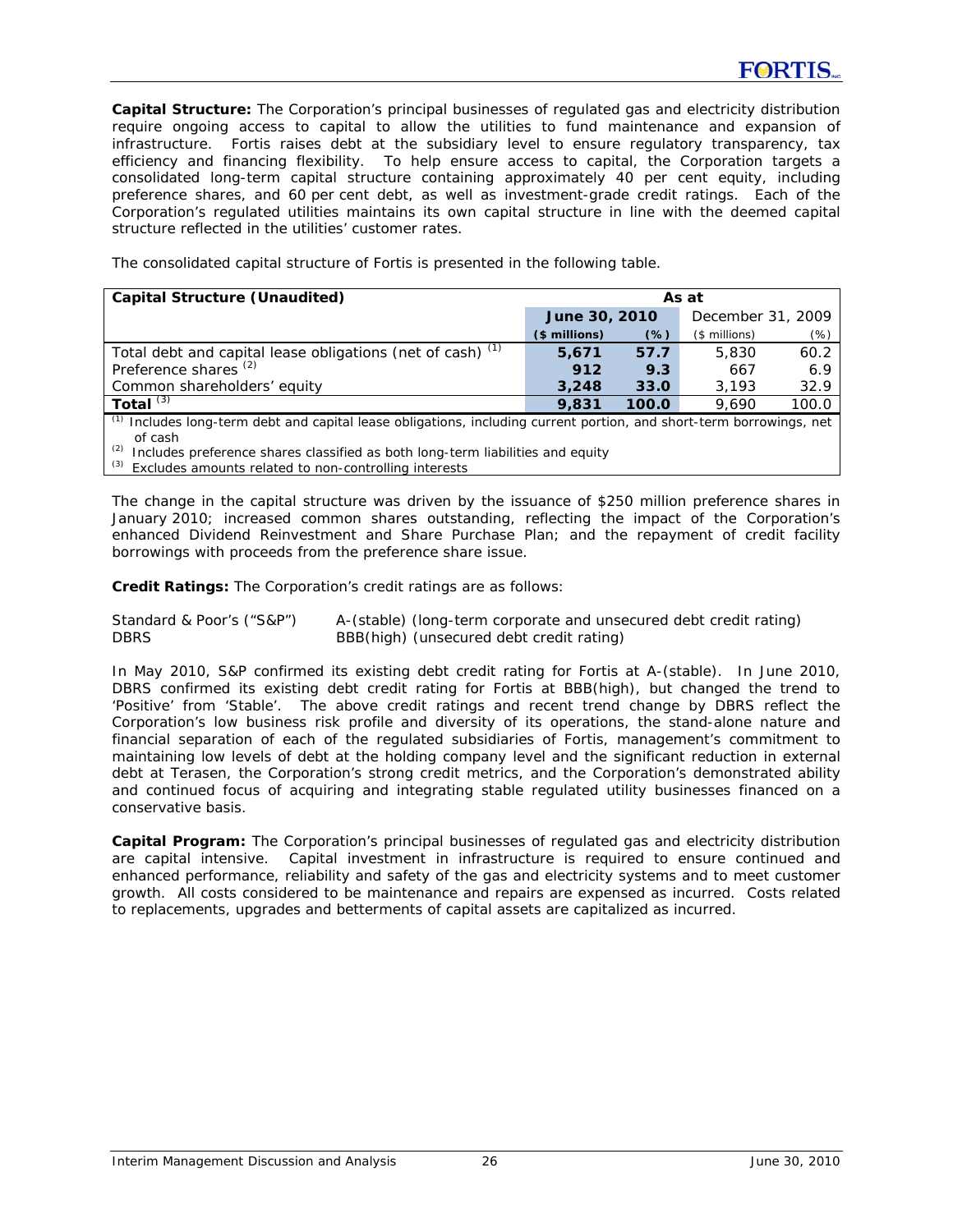**Capital Structure:** The Corporation's principal businesses of regulated gas and electricity distribution require ongoing access to capital to allow the utilities to fund maintenance and expansion of infrastructure. Fortis raises debt at the subsidiary level to ensure regulatory transparency, tax efficiency and financing flexibility. To help ensure access to capital, the Corporation targets a consolidated long-term capital structure containing approximately 40 per cent equity, including preference shares, and 60 per cent debt, as well as investment-grade credit ratings. Each of the Corporation's regulated utilities maintains its own capital structure in line with the deemed capital structure reflected in the utilities' customer rates.

The consolidated capital structure of Fortis is presented in the following table.

| Capital Structure (Unaudited) | As at | | | |
|---|---|---|---|---|
| | **June 30, 2010** | | December 31, 2009 | |
| | **($ millions)** | **(%)** | ($ millions) | (%) |
| Total debt and capital lease obligations (net of cash) [1] | **5,671** | **57.7** | 5,830 | 60.2 |
| Preference shares [2] | **912** | **9.3** | 667 | 6.9 |
| Common shareholders' equity | **3,248** | **33.0** | 3,193 | 32.9 |
| **Total** [3] | **9,831** | **100.0** | 9,690 | 100.0 |

[1] Includes long-term debt and capital lease obligations, including current portion, and short-term borrowings, net of cash
[2] Includes preference shares classified as both long-term liabilities and equity
[3] Excludes amounts related to non-controlling interests

The change in the capital structure was driven by the issuance of $250 million preference shares in January 2010; increased common shares outstanding, reflecting the impact of the Corporation's enhanced Dividend Reinvestment and Share Purchase Plan; and the repayment of credit facility borrowings with proceeds from the preference share issue.

**Credit Ratings:** The Corporation's credit ratings are as follows:

| | |
|---|---|
| Standard & Poor's ("S&P") | A-(stable) (long-term corporate and unsecured debt credit rating) |
| DBRS | BBB(high) (unsecured debt credit rating) |

In May 2010, S&P confirmed its existing debt credit rating for Fortis at A-(stable). In June 2010, DBRS confirmed its existing debt credit rating for Fortis at BBB(high), but changed the trend to 'Positive' from 'Stable'. The above credit ratings and recent trend change by DBRS reflect the Corporation's low business risk profile and diversity of its operations, the stand-alone nature and financial separation of each of the regulated subsidiaries of Fortis, management's commitment to maintaining low levels of debt at the holding company level and the significant reduction in external debt at Terasen, the Corporation's strong credit metrics, and the Corporation's demonstrated ability and continued focus of acquiring and integrating stable regulated utility businesses financed on a conservative basis.

**Capital Program:** The Corporation's principal businesses of regulated gas and electricity distribution are capital intensive. Capital investment in infrastructure is required to ensure continued and enhanced performance, reliability and safety of the gas and electricity systems and to meet customer growth. All costs considered to be maintenance and repairs are expensed as incurred. Costs related to replacements, upgrades and betterments of capital assets are capitalized as incurred.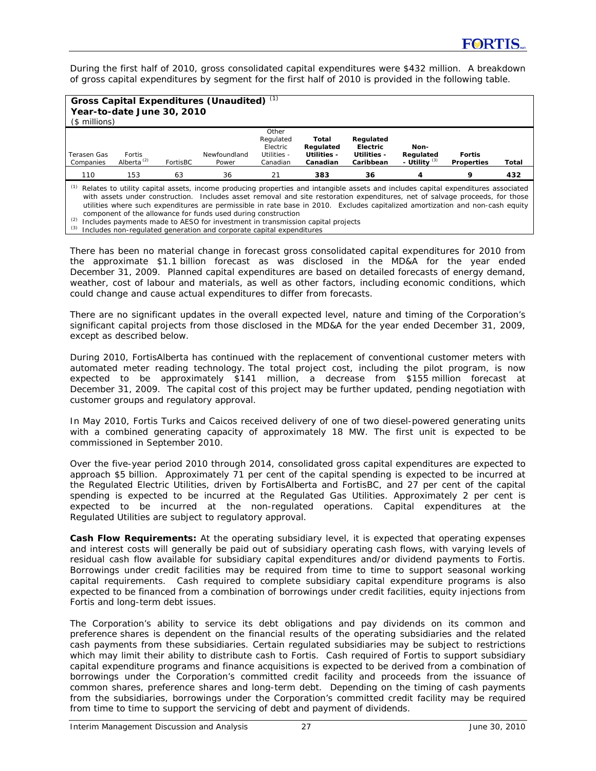During the first half of 2010, gross consolidated capital expenditures were $432 million. A breakdown of gross capital expenditures by segment for the first half of 2010 is provided in the following table.

**Gross Capital Expenditures (Unaudited)** [(1)]
**Year-to-date June 30, 2010**
($ millions)

| Terasen Gas Companies | Fortis Alberta [(2)] | FortisBC | Newfoundland Power | Other Regulated Electric Utilities - Canadian | **Total Regulated Utilities - Canadian** | **Regulated Electric Utilities - Caribbean** | **Non-Regulated - Utility** [(3)] | **Fortis Properties** | **Total** |
|---|---|---|---|---|---|---|---|---|---|
| 110 | 153 | 63 | 36 | 21 | **383** | **36** | **4** | **9** | **432** |

(1) Relates to utility capital assets, income producing properties and intangible assets and includes capital expenditures associated with assets under construction. Includes asset removal and site restoration expenditures, net of salvage proceeds, for those utilities where such expenditures are permissible in rate base in 2010. Excludes capitalized amortization and non-cash equity component of the allowance for funds used during construction

(2) Includes payments made to AESO for investment in transmission capital projects

(3) Includes non-regulated generation and corporate capital expenditures

There has been no material change in forecast gross consolidated capital expenditures for 2010 from the approximate $1.1 billion forecast as was disclosed in the MD&A for the year ended December 31, 2009. Planned capital expenditures are based on detailed forecasts of energy demand, weather, cost of labour and materials, as well as other factors, including economic conditions, which could change and cause actual expenditures to differ from forecasts.

There are no significant updates in the overall expected level, nature and timing of the Corporation's significant capital projects from those disclosed in the MD&A for the year ended December 31, 2009, except as described below.

During 2010, FortisAlberta has continued with the replacement of conventional customer meters with automated meter reading technology. The total project cost, including the pilot program, is now expected to be approximately $141 million, a decrease from $155 million forecast at December 31, 2009. The capital cost of this project may be further updated, pending negotiation with customer groups and regulatory approval.

In May 2010, Fortis Turks and Caicos received delivery of one of two diesel-powered generating units with a combined generating capacity of approximately 18 MW. The first unit is expected to be commissioned in September 2010.

Over the five-year period 2010 through 2014, consolidated gross capital expenditures are expected to approach $5 billion. Approximately 71 per cent of the capital spending is expected to be incurred at the Regulated Electric Utilities, driven by FortisAlberta and FortisBC, and 27 per cent of the capital spending is expected to be incurred at the Regulated Gas Utilities. Approximately 2 per cent is expected to be incurred at the non-regulated operations. Capital expenditures at the Regulated Utilities are subject to regulatory approval.

**Cash Flow Requirements:** At the operating subsidiary level, it is expected that operating expenses and interest costs will generally be paid out of subsidiary operating cash flows, with varying levels of residual cash flow available for subsidiary capital expenditures and/or dividend payments to Fortis. Borrowings under credit facilities may be required from time to time to support seasonal working capital requirements. Cash required to complete subsidiary capital expenditure programs is also expected to be financed from a combination of borrowings under credit facilities, equity injections from Fortis and long-term debt issues.

The Corporation's ability to service its debt obligations and pay dividends on its common and preference shares is dependent on the financial results of the operating subsidiaries and the related cash payments from these subsidiaries. Certain regulated subsidiaries may be subject to restrictions which may limit their ability to distribute cash to Fortis. Cash required of Fortis to support subsidiary capital expenditure programs and finance acquisitions is expected to be derived from a combination of borrowings under the Corporation's committed credit facility and proceeds from the issuance of common shares, preference shares and long-term debt. Depending on the timing of cash payments from the subsidiaries, borrowings under the Corporation's committed credit facility may be required from time to time to support the servicing of debt and payment of dividends.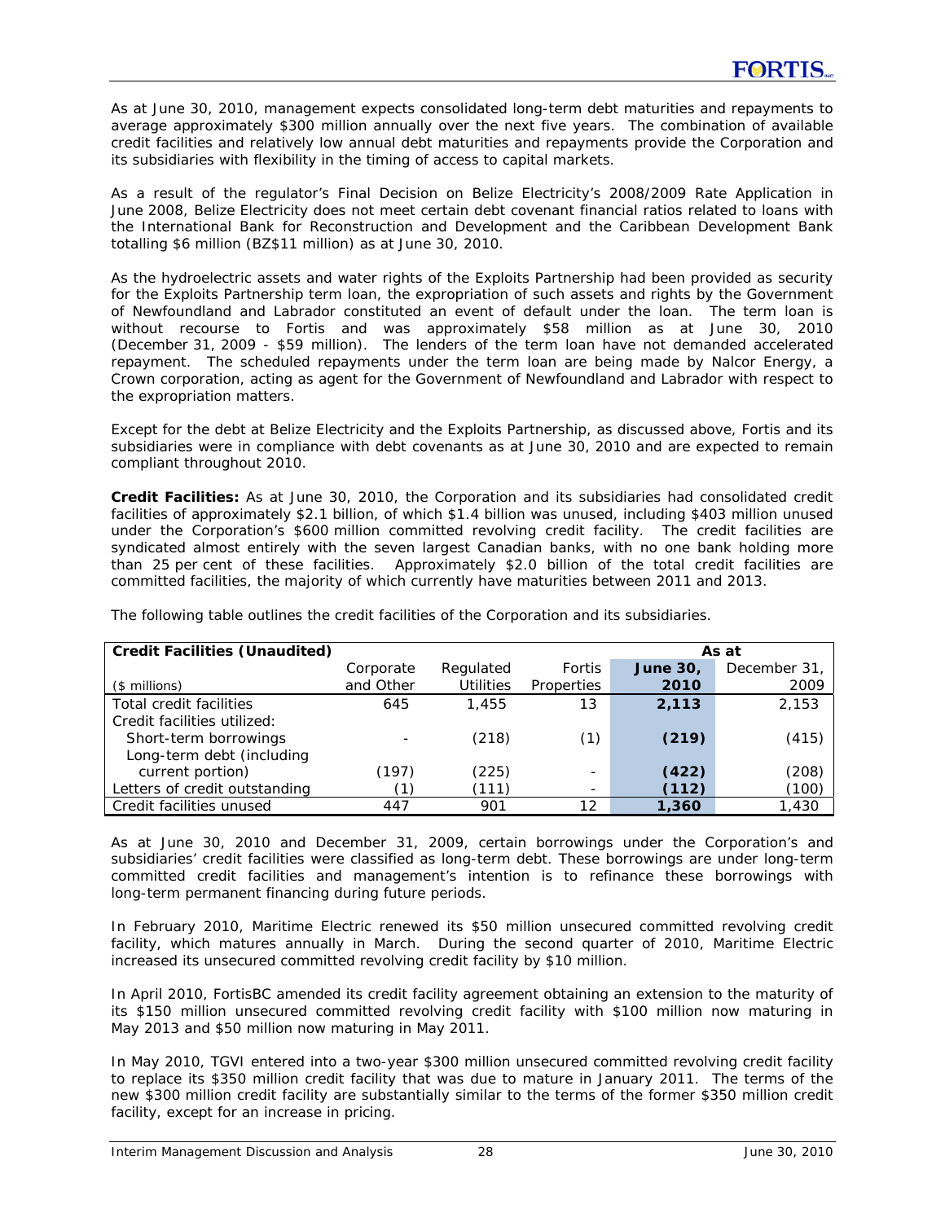As at June 30, 2010, management expects consolidated long-term debt maturities and repayments to average approximately $300 million annually over the next five years. The combination of available credit facilities and relatively low annual debt maturities and repayments provide the Corporation and its subsidiaries with flexibility in the timing of access to capital markets.

As a result of the regulator's Final Decision on Belize Electricity's 2008/2009 Rate Application in June 2008, Belize Electricity does not meet certain debt covenant financial ratios related to loans with the International Bank for Reconstruction and Development and the Caribbean Development Bank totalling $6 million (BZ$11 million) as at June 30, 2010.

As the hydroelectric assets and water rights of the Exploits Partnership had been provided as security for the Exploits Partnership term loan, the expropriation of such assets and rights by the Government of Newfoundland and Labrador constituted an event of default under the loan. The term loan is without recourse to Fortis and was approximately $58 million as at June 30, 2010 (December 31, 2009 - $59 million). The lenders of the term loan have not demanded accelerated repayment. The scheduled repayments under the term loan are being made by Nalcor Energy, a Crown corporation, acting as agent for the Government of Newfoundland and Labrador with respect to the expropriation matters.

Except for the debt at Belize Electricity and the Exploits Partnership, as discussed above, Fortis and its subsidiaries were in compliance with debt covenants as at June 30, 2010 and are expected to remain compliant throughout 2010.

**Credit Facilities:** As at June 30, 2010, the Corporation and its subsidiaries had consolidated credit facilities of approximately $2.1 billion, of which $1.4 billion was unused, including $403 million unused under the Corporation's $600 million committed revolving credit facility. The credit facilities are syndicated almost entirely with the seven largest Canadian banks, with no one bank holding more than 25 per cent of these facilities. Approximately $2.0 billion of the total credit facilities are committed facilities, the majority of which currently have maturities between 2011 and 2013.

The following table outlines the credit facilities of the Corporation and its subsidiaries.

| **Credit Facilities (Unaudited)** | | | | As at | |
|---|---|---|---|---|---|
| ($ millions) | Corporate and Other | Regulated Utilities | Fortis Properties | **June 30, 2010** | December 31, 2009 |
| Total credit facilities | 645 | 1,455 | 13 | **2,113** | 2,153 |
| Credit facilities utilized: | | | | | |
| Short-term borrowings | - | (218) | (1) | **(219)** | (415) |
| Long-term debt (including current portion) | (197) | (225) | - | **(422)** | (208) |
| Letters of credit outstanding | (1) | (111) | - | **(112)** | (100) |
| Credit facilities unused | 447 | 901 | 12 | **1,360** | 1,430 |

As at June 30, 2010 and December 31, 2009, certain borrowings under the Corporation's and subsidiaries' credit facilities were classified as long-term debt. These borrowings are under long-term committed credit facilities and management's intention is to refinance these borrowings with long-term permanent financing during future periods.

In February 2010, Maritime Electric renewed its $50 million unsecured committed revolving credit facility, which matures annually in March. During the second quarter of 2010, Maritime Electric increased its unsecured committed revolving credit facility by $10 million.

In April 2010, FortisBC amended its credit facility agreement obtaining an extension to the maturity of its $150 million unsecured committed revolving credit facility with $100 million now maturing in May 2013 and $50 million now maturing in May 2011.

In May 2010, TGVI entered into a two-year $300 million unsecured committed revolving credit facility to replace its $350 million credit facility that was due to mature in January 2011. The terms of the new $300 million credit facility are substantially similar to the terms of the former $350 million credit facility, except for an increase in pricing.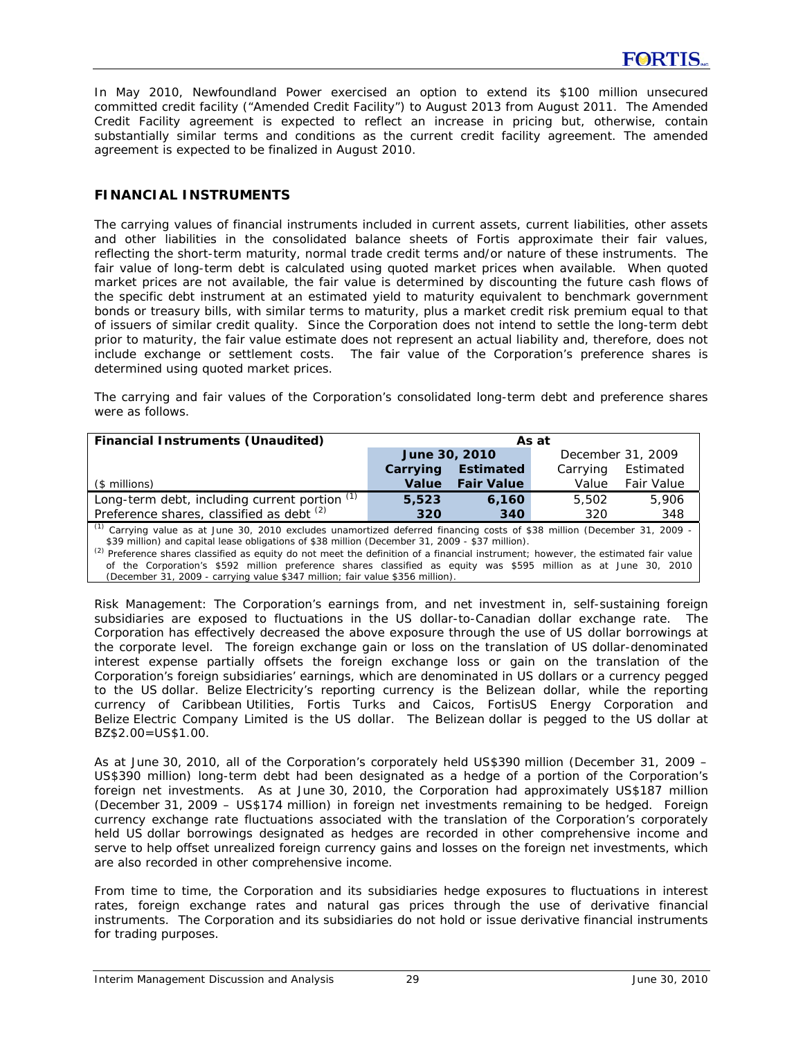In May 2010, Newfoundland Power exercised an option to extend its $100 million unsecured committed credit facility ("Amended Credit Facility") to August 2013 from August 2011. The Amended Credit Facility agreement is expected to reflect an increase in pricing but, otherwise, contain substantially similar terms and conditions as the current credit facility agreement. The amended agreement is expected to be finalized in August 2010.

## FINANCIAL INSTRUMENTS

The carrying values of financial instruments included in current assets, current liabilities, other assets and other liabilities in the consolidated balance sheets of Fortis approximate their fair values, reflecting the short-term maturity, normal trade credit terms and/or nature of these instruments. The fair value of long-term debt is calculated using quoted market prices when available. When quoted market prices are not available, the fair value is determined by discounting the future cash flows of the specific debt instrument at an estimated yield to maturity equivalent to benchmark government bonds or treasury bills, with similar terms to maturity, plus a market credit risk premium equal to that of issuers of similar credit quality. Since the Corporation does not intend to settle the long-term debt prior to maturity, the fair value estimate does not represent an actual liability and, therefore, does not include exchange or settlement costs. The fair value of the Corporation's preference shares is determined using quoted market prices.

The carrying and fair values of the Corporation's consolidated long-term debt and preference shares were as follows.

| **Financial Instruments (Unaudited)** | **As at** | | | |
|---|---|---|---|---|
| | **June 30, 2010** | | December 31, 2009 | |
| ($ millions) | **Carrying Value** | **Estimated Fair Value** | Carrying Value | Estimated Fair Value |
| Long-term debt, including current portion [(1)] | **5,523** | **6,160** | 5,502 | 5,906 |
| Preference shares, classified as debt [(2)] | **320** | **340** | 320 | 348 |

[(1)] Carrying value as at June 30, 2010 excludes unamortized deferred financing costs of $38 million (December 31, 2009 - $39 million) and capital lease obligations of $38 million (December 31, 2009 - $37 million).
[(2)] Preference shares classified as equity do not meet the definition of a financial instrument; however, the estimated fair value of the Corporation's $592 million preference shares classified as equity was $595 million as at June 30, 2010 (December 31, 2009 - carrying value $347 million; fair value $356 million).

Risk Management: The Corporation's earnings from, and net investment in, self-sustaining foreign subsidiaries are exposed to fluctuations in the US dollar-to-Canadian dollar exchange rate. The Corporation has effectively decreased the above exposure through the use of US dollar borrowings at the corporate level. The foreign exchange gain or loss on the translation of US dollar-denominated interest expense partially offsets the foreign exchange loss or gain on the translation of the Corporation's foreign subsidiaries' earnings, which are denominated in US dollars or a currency pegged to the US dollar. Belize Electricity's reporting currency is the Belizean dollar, while the reporting currency of Caribbean Utilities, Fortis Turks and Caicos, FortisUS Energy Corporation and Belize Electric Company Limited is the US dollar. The Belizean dollar is pegged to the US dollar at BZ$2.00=US$1.00.

As at June 30, 2010, all of the Corporation's corporately held US$390 million (December 31, 2009 – US$390 million) long-term debt had been designated as a hedge of a portion of the Corporation's foreign net investments. As at June 30, 2010, the Corporation had approximately US$187 million (December 31, 2009 – US$174 million) in foreign net investments remaining to be hedged. Foreign currency exchange rate fluctuations associated with the translation of the Corporation's corporately held US dollar borrowings designated as hedges are recorded in other comprehensive income and serve to help offset unrealized foreign currency gains and losses on the foreign net investments, which are also recorded in other comprehensive income.

From time to time, the Corporation and its subsidiaries hedge exposures to fluctuations in interest rates, foreign exchange rates and natural gas prices through the use of derivative financial instruments. The Corporation and its subsidiaries do not hold or issue derivative financial instruments for trading purposes.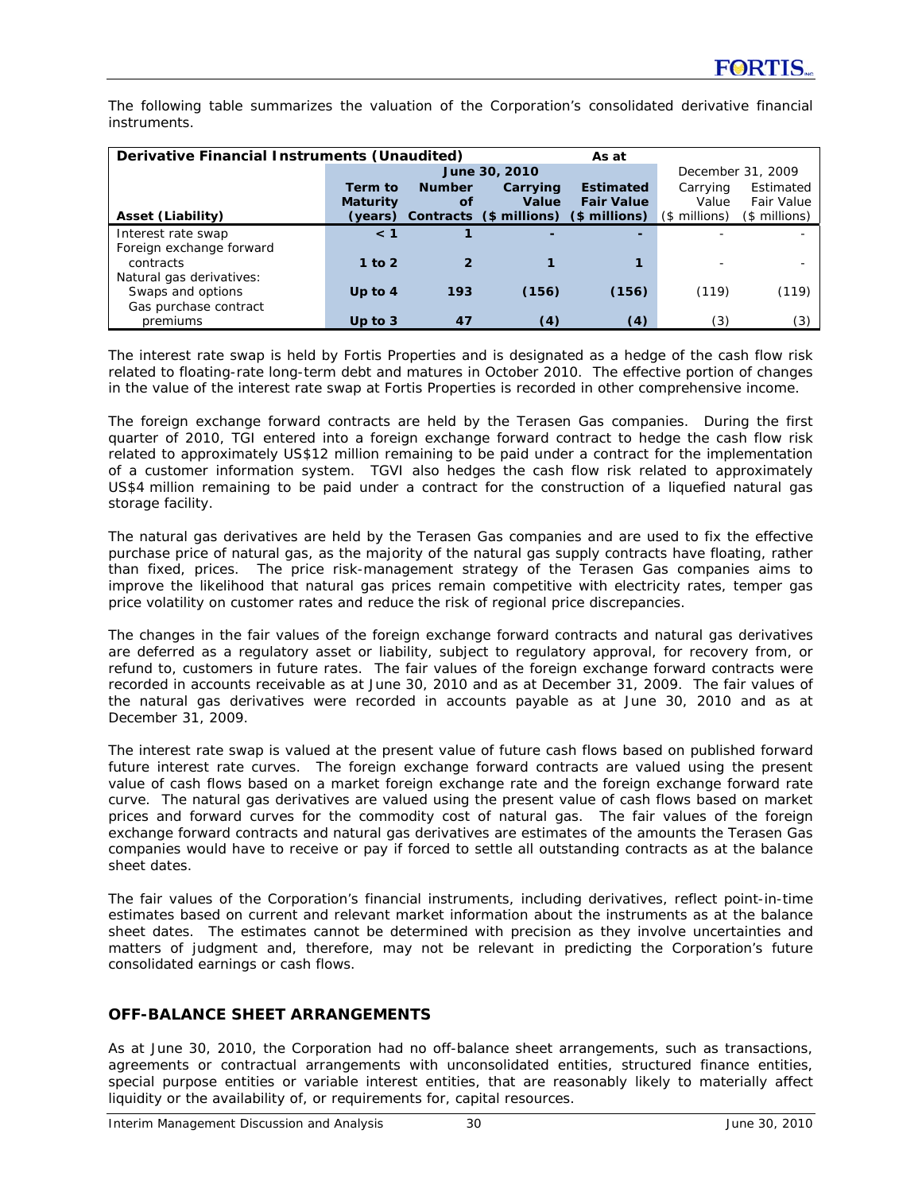The following table summarizes the valuation of the Corporation's consolidated derivative financial instruments.

| Derivative Financial Instruments (Unaudited) | As at | | | | | |
|---|---|---|---|---|---|---|
| | June 30, 2010 | | | | December 31, 2009 | |
| Asset (Liability) | Term to Maturity (years) | Number of Contracts | Carrying Value ($ millions) | Estimated Fair Value ($ millions) | Carrying Value ($ millions) | Estimated Fair Value ($ millions) |
| Interest rate swap | < 1 | 1 | - | - | - | - |
| Foreign exchange forward contracts | 1 to 2 | 2 | 1 | 1 | - | - |
| Natural gas derivatives: | | | | | | |
| Swaps and options | Up to 4 | 193 | (156) | (156) | (119) | (119) |
| Gas purchase contract premiums | Up to 3 | 47 | (4) | (4) | (3) | (3) |

The interest rate swap is held by Fortis Properties and is designated as a hedge of the cash flow risk related to floating-rate long-term debt and matures in October 2010. The effective portion of changes in the value of the interest rate swap at Fortis Properties is recorded in other comprehensive income.

The foreign exchange forward contracts are held by the Terasen Gas companies. During the first quarter of 2010, TGI entered into a foreign exchange forward contract to hedge the cash flow risk related to approximately US$12 million remaining to be paid under a contract for the implementation of a customer information system. TGVI also hedges the cash flow risk related to approximately US$4 million remaining to be paid under a contract for the construction of a liquefied natural gas storage facility.

The natural gas derivatives are held by the Terasen Gas companies and are used to fix the effective purchase price of natural gas, as the majority of the natural gas supply contracts have floating, rather than fixed, prices. The price risk-management strategy of the Terasen Gas companies aims to improve the likelihood that natural gas prices remain competitive with electricity rates, temper gas price volatility on customer rates and reduce the risk of regional price discrepancies.

The changes in the fair values of the foreign exchange forward contracts and natural gas derivatives are deferred as a regulatory asset or liability, subject to regulatory approval, for recovery from, or refund to, customers in future rates. The fair values of the foreign exchange forward contracts were recorded in accounts receivable as at June 30, 2010 and as at December 31, 2009. The fair values of the natural gas derivatives were recorded in accounts payable as at June 30, 2010 and as at December 31, 2009.

The interest rate swap is valued at the present value of future cash flows based on published forward future interest rate curves. The foreign exchange forward contracts are valued using the present value of cash flows based on a market foreign exchange rate and the foreign exchange forward rate curve. The natural gas derivatives are valued using the present value of cash flows based on market prices and forward curves for the commodity cost of natural gas. The fair values of the foreign exchange forward contracts and natural gas derivatives are estimates of the amounts the Terasen Gas companies would have to receive or pay if forced to settle all outstanding contracts as at the balance sheet dates.

The fair values of the Corporation's financial instruments, including derivatives, reflect point-in-time estimates based on current and relevant market information about the instruments as at the balance sheet dates. The estimates cannot be determined with precision as they involve uncertainties and matters of judgment and, therefore, may not be relevant in predicting the Corporation's future consolidated earnings or cash flows.

## OFF-BALANCE SHEET ARRANGEMENTS

As at June 30, 2010, the Corporation had no off-balance sheet arrangements, such as transactions, agreements or contractual arrangements with unconsolidated entities, structured finance entities, special purpose entities or variable interest entities, that are reasonably likely to materially affect liquidity or the availability of, or requirements for, capital resources.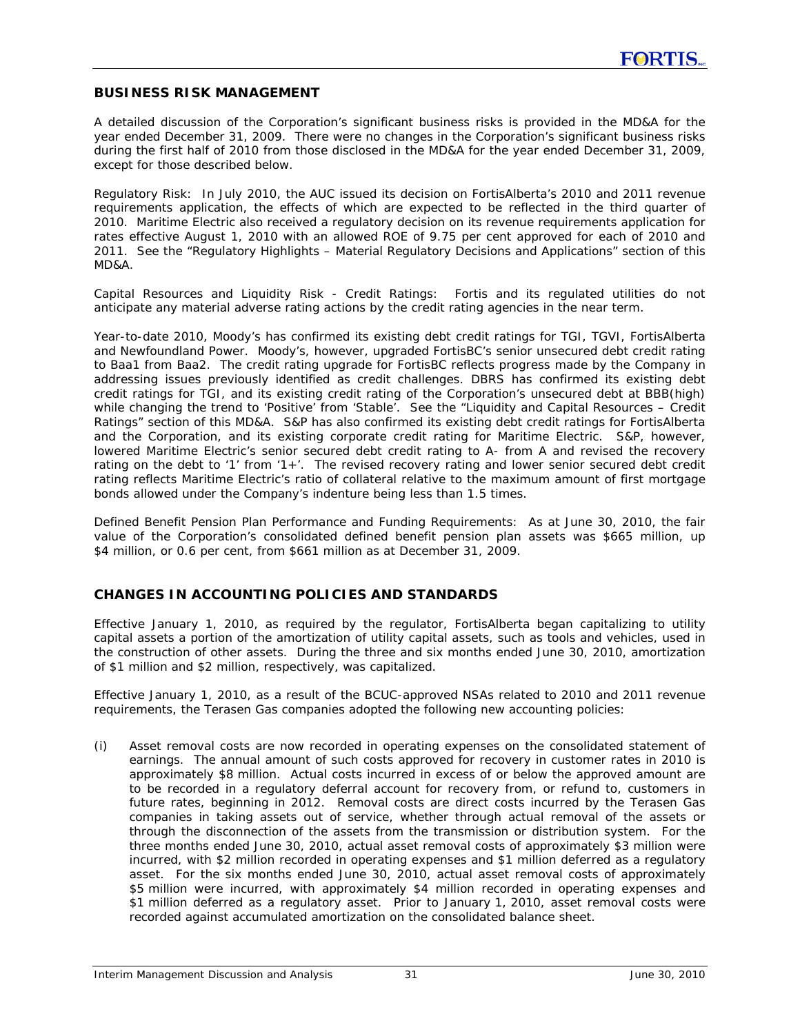## BUSINESS RISK MANAGEMENT

A detailed discussion of the Corporation's significant business risks is provided in the MD&A for the year ended December 31, 2009. There were no changes in the Corporation's significant business risks during the first half of 2010 from those disclosed in the MD&A for the year ended December 31, 2009, except for those described below.

*Regulatory Risk:* In July 2010, the AUC issued its decision on FortisAlberta's 2010 and 2011 revenue requirements application, the effects of which are expected to be reflected in the third quarter of 2010. Maritime Electric also received a regulatory decision on its revenue requirements application for rates effective August 1, 2010 with an allowed ROE of 9.75 per cent approved for each of 2010 and 2011. See the "Regulatory Highlights – Material Regulatory Decisions and Applications" section of this MD&A.

*Capital Resources and Liquidity Risk - Credit Ratings:* Fortis and its regulated utilities do not anticipate any material adverse rating actions by the credit rating agencies in the near term.

Year-to-date 2010, Moody's has confirmed its existing debt credit ratings for TGI, TGVI, FortisAlberta and Newfoundland Power. Moody's, however, upgraded FortisBC's senior unsecured debt credit rating to Baa1 from Baa2. The credit rating upgrade for FortisBC reflects progress made by the Company in addressing issues previously identified as credit challenges. DBRS has confirmed its existing debt credit ratings for TGI, and its existing credit rating of the Corporation's unsecured debt at BBB(high) while changing the trend to 'Positive' from 'Stable'. See the "Liquidity and Capital Resources – Credit Ratings" section of this MD&A. S&P has also confirmed its existing debt credit ratings for FortisAlberta and the Corporation, and its existing corporate credit rating for Maritime Electric. S&P, however, lowered Maritime Electric's senior secured debt credit rating to A- from A and revised the recovery rating on the debt to '1' from '1+'. The revised recovery rating and lower senior secured debt credit rating reflects Maritime Electric's ratio of collateral relative to the maximum amount of first mortgage bonds allowed under the Company's indenture being less than 1.5 times.

*Defined Benefit Pension Plan Performance and Funding Requirements:* As at June 30, 2010, the fair value of the Corporation's consolidated defined benefit pension plan assets was $665 million, up $4 million, or 0.6 per cent, from $661 million as at December 31, 2009.

## CHANGES IN ACCOUNTING POLICIES AND STANDARDS

Effective January 1, 2010, as required by the regulator, FortisAlberta began capitalizing to utility capital assets a portion of the amortization of utility capital assets, such as tools and vehicles, used in the construction of other assets. During the three and six months ended June 30, 2010, amortization of $1 million and $2 million, respectively, was capitalized.

Effective January 1, 2010, as a result of the BCUC-approved NSAs related to 2010 and 2011 revenue requirements, the Terasen Gas companies adopted the following new accounting policies:

(i) Asset removal costs are now recorded in operating expenses on the consolidated statement of earnings. The annual amount of such costs approved for recovery in customer rates in 2010 is approximately $8 million. Actual costs incurred in excess of or below the approved amount are to be recorded in a regulatory deferral account for recovery from, or refund to, customers in future rates, beginning in 2012. Removal costs are direct costs incurred by the Terasen Gas companies in taking assets out of service, whether through actual removal of the assets or through the disconnection of the assets from the transmission or distribution system. For the three months ended June 30, 2010, actual asset removal costs of approximately $3 million were incurred, with $2 million recorded in operating expenses and $1 million deferred as a regulatory asset. For the six months ended June 30, 2010, actual asset removal costs of approximately $5 million were incurred, with approximately $4 million recorded in operating expenses and $1 million deferred as a regulatory asset. Prior to January 1, 2010, asset removal costs were recorded against accumulated amortization on the consolidated balance sheet.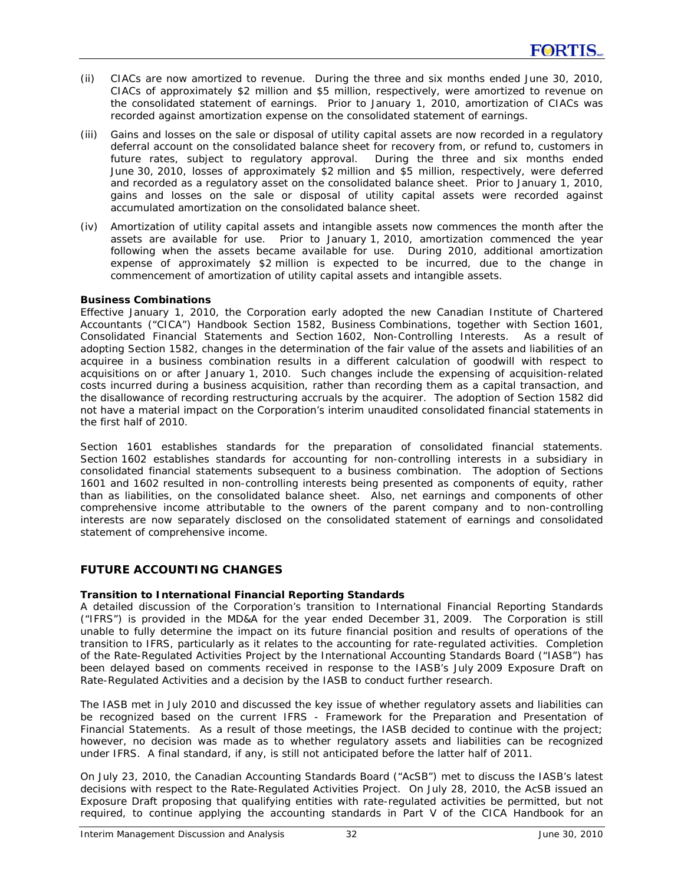(ii) CIACs are now amortized to revenue. During the three and six months ended June 30, 2010, CIACs of approximately \$2 million and \$5 million, respectively, were amortized to revenue on the consolidated statement of earnings. Prior to January 1, 2010, amortization of CIACs was recorded against amortization expense on the consolidated statement of earnings.

(iii) Gains and losses on the sale or disposal of utility capital assets are now recorded in a regulatory deferral account on the consolidated balance sheet for recovery from, or refund to, customers in future rates, subject to regulatory approval. During the three and six months ended June 30, 2010, losses of approximately \$2 million and \$5 million, respectively, were deferred and recorded as a regulatory asset on the consolidated balance sheet. Prior to January 1, 2010, gains and losses on the sale or disposal of utility capital assets were recorded against accumulated amortization on the consolidated balance sheet.

(iv) Amortization of utility capital assets and intangible assets now commences the month after the assets are available for use. Prior to January 1, 2010, amortization commenced the year following when the assets became available for use. During 2010, additional amortization expense of approximately \$2 million is expected to be incurred, due to the change in commencement of amortization of utility capital assets and intangible assets.

**Business Combinations**
Effective January 1, 2010, the Corporation early adopted the new Canadian Institute of Chartered Accountants ("CICA") Handbook Section 1582, *Business Combinations*, together with Section 1601, *Consolidated Financial Statements* and Section 1602, *Non-Controlling Interests*. As a result of adopting Section 1582, changes in the determination of the fair value of the assets and liabilities of an acquiree in a business combination results in a different calculation of goodwill with respect to acquisitions on or after January 1, 2010. Such changes include the expensing of acquisition-related costs incurred during a business acquisition, rather than recording them as a capital transaction, and the disallowance of recording restructuring accruals by the acquirer. The adoption of Section 1582 did not have a material impact on the Corporation's interim unaudited consolidated financial statements in the first half of 2010.

Section 1601 establishes standards for the preparation of consolidated financial statements. Section 1602 establishes standards for accounting for non-controlling interests in a subsidiary in consolidated financial statements subsequent to a business combination. The adoption of Sections 1601 and 1602 resulted in non-controlling interests being presented as components of equity, rather than as liabilities, on the consolidated balance sheet. Also, net earnings and components of other comprehensive income attributable to the owners of the parent company and to non-controlling interests are now separately disclosed on the consolidated statement of earnings and consolidated statement of comprehensive income.

## FUTURE ACCOUNTING CHANGES

**Transition to International Financial Reporting Standards**
A detailed discussion of the Corporation's transition to International Financial Reporting Standards ("IFRS") is provided in the MD&A for the year ended December 31, 2009. The Corporation is still unable to fully determine the impact on its future financial position and results of operations of the transition to IFRS, particularly as it relates to the accounting for rate-regulated activities. Completion of the Rate-Regulated Activities Project by the International Accounting Standards Board ("IASB") has been delayed based on comments received in response to the IASB's July 2009 Exposure Draft on Rate-Regulated Activities and a decision by the IASB to conduct further research.

The IASB met in July 2010 and discussed the key issue of whether regulatory assets and liabilities can be recognized based on the current IFRS - *Framework for the Preparation and Presentation of Financial Statements*. As a result of those meetings, the IASB decided to continue with the project; however, no decision was made as to whether regulatory assets and liabilities can be recognized under IFRS. A final standard, if any, is still not anticipated before the latter half of 2011.

On July 23, 2010, the Canadian Accounting Standards Board ("AcSB") met to discuss the IASB's latest decisions with respect to the Rate-Regulated Activities Project. On July 28, 2010, the AcSB issued an Exposure Draft proposing that qualifying entities with rate-regulated activities be permitted, but not required, to continue applying the accounting standards in Part V of the CICA Handbook for an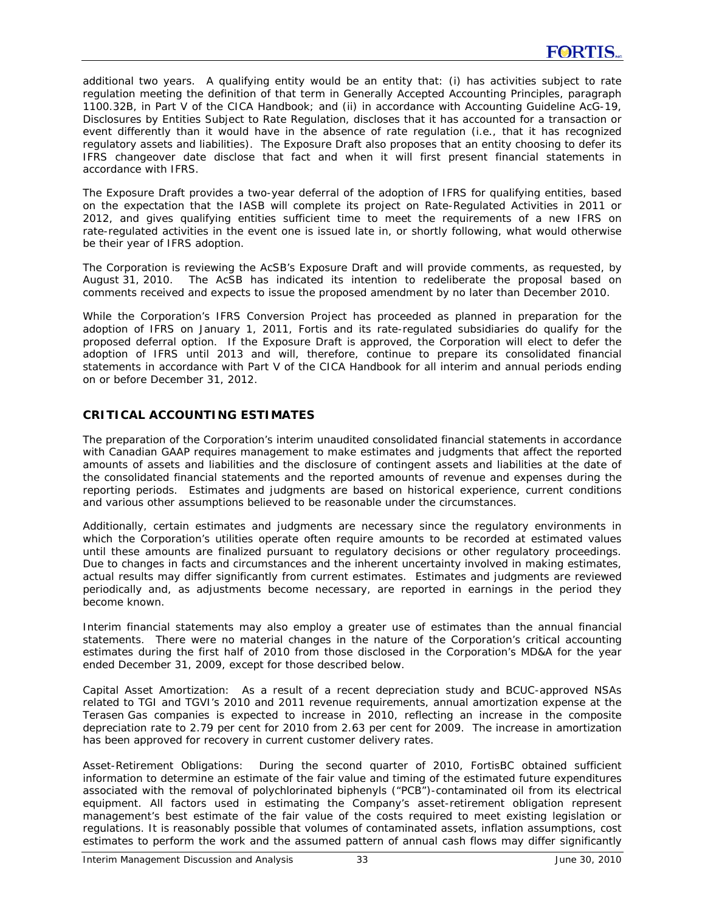additional two years. A qualifying entity would be an entity that: (i) has activities subject to rate regulation meeting the definition of that term in Generally Accepted Accounting Principles, paragraph 1100.32B, in Part V of the CICA Handbook; and (ii) in accordance with Accounting Guideline AcG-19, *Disclosures by Entities Subject to Rate Regulation*, discloses that it has accounted for a transaction or event differently than it would have in the absence of rate regulation (i.e., that it has recognized regulatory assets and liabilities). The Exposure Draft also proposes that an entity choosing to defer its IFRS changeover date disclose that fact and when it will first present financial statements in accordance with IFRS.

The Exposure Draft provides a two-year deferral of the adoption of IFRS for qualifying entities, based on the expectation that the IASB will complete its project on Rate-Regulated Activities in 2011 or 2012, and gives qualifying entities sufficient time to meet the requirements of a new IFRS on rate-regulated activities in the event one is issued late in, or shortly following, what would otherwise be their year of IFRS adoption.

The Corporation is reviewing the AcSB's Exposure Draft and will provide comments, as requested, by August 31, 2010. The AcSB has indicated its intention to redeliberate the proposal based on comments received and expects to issue the proposed amendment by no later than December 2010.

While the Corporation's IFRS Conversion Project has proceeded as planned in preparation for the adoption of IFRS on January 1, 2011, Fortis and its rate-regulated subsidiaries do qualify for the proposed deferral option. If the Exposure Draft is approved, the Corporation will elect to defer the adoption of IFRS until 2013 and will, therefore, continue to prepare its consolidated financial statements in accordance with Part V of the CICA Handbook for all interim and annual periods ending on or before December 31, 2012.

## CRITICAL ACCOUNTING ESTIMATES

The preparation of the Corporation's interim unaudited consolidated financial statements in accordance with Canadian GAAP requires management to make estimates and judgments that affect the reported amounts of assets and liabilities and the disclosure of contingent assets and liabilities at the date of the consolidated financial statements and the reported amounts of revenue and expenses during the reporting periods. Estimates and judgments are based on historical experience, current conditions and various other assumptions believed to be reasonable under the circumstances.

Additionally, certain estimates and judgments are necessary since the regulatory environments in which the Corporation's utilities operate often require amounts to be recorded at estimated values until these amounts are finalized pursuant to regulatory decisions or other regulatory proceedings. Due to changes in facts and circumstances and the inherent uncertainty involved in making estimates, actual results may differ significantly from current estimates. Estimates and judgments are reviewed periodically and, as adjustments become necessary, are reported in earnings in the period they become known.

Interim financial statements may also employ a greater use of estimates than the annual financial statements. There were no material changes in the nature of the Corporation's critical accounting estimates during the first half of 2010 from those disclosed in the Corporation's MD&A for the year ended December 31, 2009, except for those described below.

*Capital Asset Amortization:* As a result of a recent depreciation study and BCUC-approved NSAs related to TGI and TGVI's 2010 and 2011 revenue requirements, annual amortization expense at the Terasen Gas companies is expected to increase in 2010, reflecting an increase in the composite depreciation rate to 2.79 per cent for 2010 from 2.63 per cent for 2009. The increase in amortization has been approved for recovery in current customer delivery rates.

*Asset-Retirement Obligations:* During the second quarter of 2010, FortisBC obtained sufficient information to determine an estimate of the fair value and timing of the estimated future expenditures associated with the removal of polychlorinated biphenyls ("PCB")-contaminated oil from its electrical equipment. All factors used in estimating the Company's asset-retirement obligation represent management's best estimate of the fair value of the costs required to meet existing legislation or regulations. It is reasonably possible that volumes of contaminated assets, inflation assumptions, cost estimates to perform the work and the assumed pattern of annual cash flows may differ significantly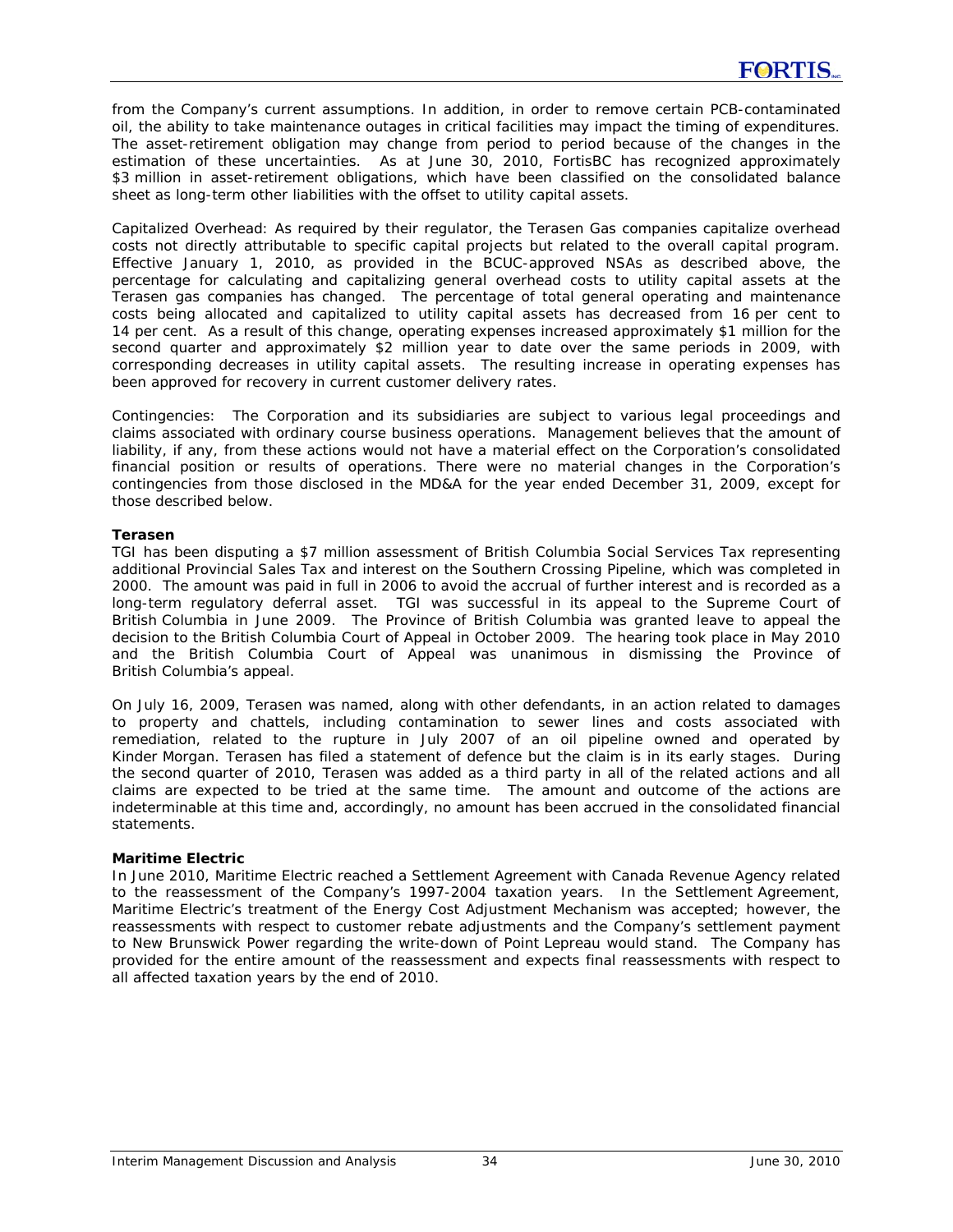from the Company's current assumptions. In addition, in order to remove certain PCB-contaminated oil, the ability to take maintenance outages in critical facilities may impact the timing of expenditures. The asset-retirement obligation may change from period to period because of the changes in the estimation of these uncertainties. As at June 30, 2010, FortisBC has recognized approximately $3 million in asset-retirement obligations, which have been classified on the consolidated balance sheet as long-term other liabilities with the offset to utility capital assets.

Capitalized Overhead: As required by their regulator, the Terasen Gas companies capitalize overhead costs not directly attributable to specific capital projects but related to the overall capital program. Effective January 1, 2010, as provided in the BCUC-approved NSAs as described above, the percentage for calculating and capitalizing general overhead costs to utility capital assets at the Terasen gas companies has changed. The percentage of total general operating and maintenance costs being allocated and capitalized to utility capital assets has decreased from 16 per cent to 14 per cent. As a result of this change, operating expenses increased approximately $1 million for the second quarter and approximately $2 million year to date over the same periods in 2009, with corresponding decreases in utility capital assets. The resulting increase in operating expenses has been approved for recovery in current customer delivery rates.

Contingencies: The Corporation and its subsidiaries are subject to various legal proceedings and claims associated with ordinary course business operations. Management believes that the amount of liability, if any, from these actions would not have a material effect on the Corporation's consolidated financial position or results of operations. There were no material changes in the Corporation's contingencies from those disclosed in the MD&A for the year ended December 31, 2009, except for those described below.

**Terasen**

TGI has been disputing a $7 million assessment of British Columbia Social Services Tax representing additional Provincial Sales Tax and interest on the Southern Crossing Pipeline, which was completed in 2000. The amount was paid in full in 2006 to avoid the accrual of further interest and is recorded as a long-term regulatory deferral asset. TGI was successful in its appeal to the Supreme Court of British Columbia in June 2009. The Province of British Columbia was granted leave to appeal the decision to the British Columbia Court of Appeal in October 2009. The hearing took place in May 2010 and the British Columbia Court of Appeal was unanimous in dismissing the Province of British Columbia's appeal.

On July 16, 2009, Terasen was named, along with other defendants, in an action related to damages to property and chattels, including contamination to sewer lines and costs associated with remediation, related to the rupture in July 2007 of an oil pipeline owned and operated by Kinder Morgan. Terasen has filed a statement of defence but the claim is in its early stages. During the second quarter of 2010, Terasen was added as a third party in all of the related actions and all claims are expected to be tried at the same time. The amount and outcome of the actions are indeterminable at this time and, accordingly, no amount has been accrued in the consolidated financial statements.

**Maritime Electric**

In June 2010, Maritime Electric reached a Settlement Agreement with Canada Revenue Agency related to the reassessment of the Company's 1997-2004 taxation years. In the Settlement Agreement, Maritime Electric's treatment of the Energy Cost Adjustment Mechanism was accepted; however, the reassessments with respect to customer rebate adjustments and the Company's settlement payment to New Brunswick Power regarding the write-down of Point Lepreau would stand. The Company has provided for the entire amount of the reassessment and expects final reassessments with respect to all affected taxation years by the end of 2010.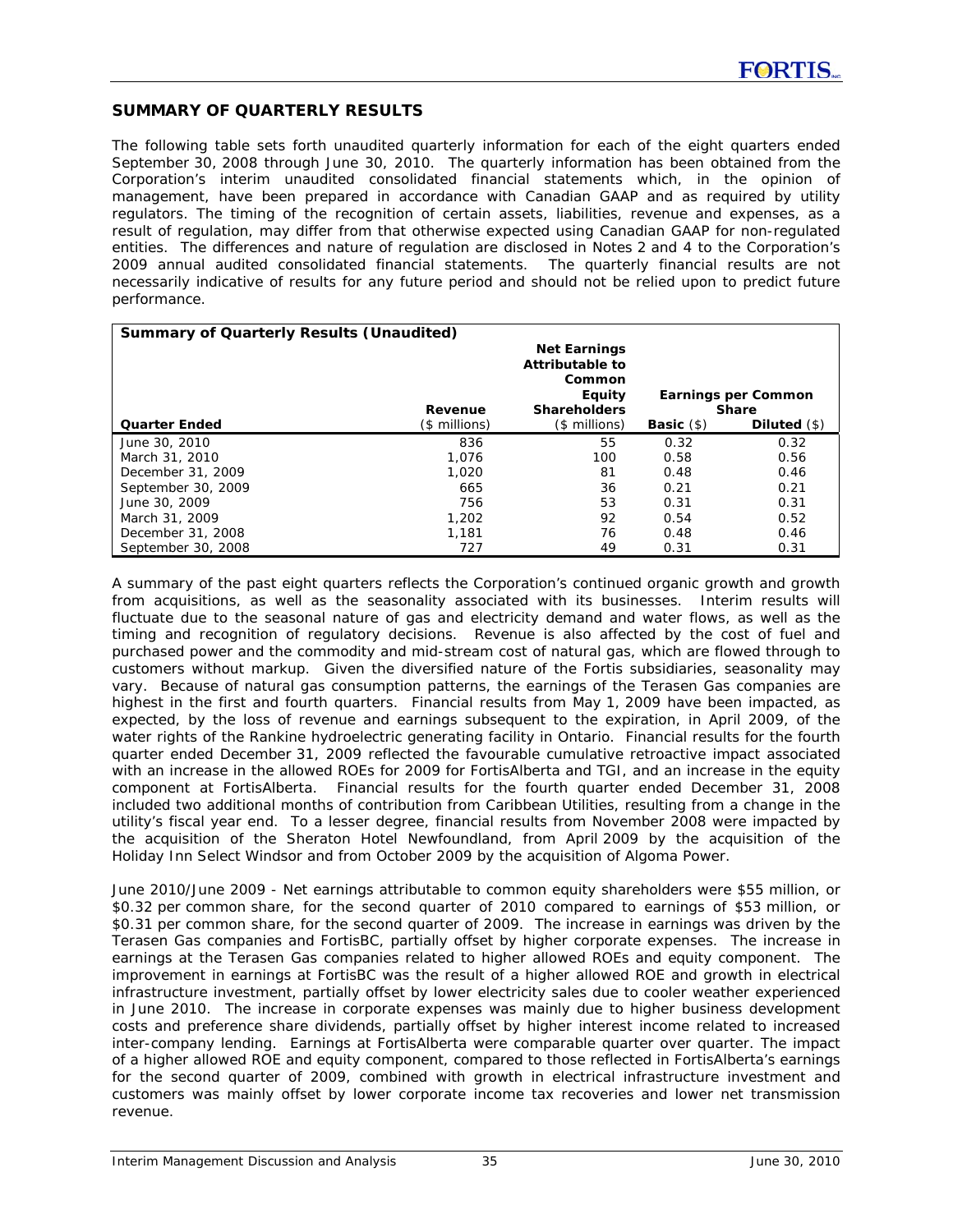## SUMMARY OF QUARTERLY RESULTS

The following table sets forth unaudited quarterly information for each of the eight quarters ended September 30, 2008 through June 30, 2010. The quarterly information has been obtained from the Corporation's interim unaudited consolidated financial statements which, in the opinion of management, have been prepared in accordance with Canadian GAAP and as required by utility regulators. The timing of the recognition of certain assets, liabilities, revenue and expenses, as a result of regulation, may differ from that otherwise expected using Canadian GAAP for non-regulated entities. The differences and nature of regulation are disclosed in Notes 2 and 4 to the Corporation's 2009 annual audited consolidated financial statements. The quarterly financial results are not necessarily indicative of results for any future period and should not be relied upon to predict future performance.

| **Summary of Quarterly Results (Unaudited)** | | | | |
|---|---|---|---|---|
| | **Revenue** | **Net Earnings Attributable to Common Equity Shareholders** | **Earnings per Common Share** | |
| **Quarter Ended** | ($ millions) | ($ millions) | **Basic** ($) | **Diluted** ($) |
| June 30, 2010 | 836 | 55 | 0.32 | 0.32 |
| March 31, 2010 | 1,076 | 100 | 0.58 | 0.56 |
| December 31, 2009 | 1,020 | 81 | 0.48 | 0.46 |
| September 30, 2009 | 665 | 36 | 0.21 | 0.21 |
| June 30, 2009 | 756 | 53 | 0.31 | 0.31 |
| March 31, 2009 | 1,202 | 92 | 0.54 | 0.52 |
| December 31, 2008 | 1,181 | 76 | 0.48 | 0.46 |
| September 30, 2008 | 727 | 49 | 0.31 | 0.31 |

A summary of the past eight quarters reflects the Corporation's continued organic growth and growth from acquisitions, as well as the seasonality associated with its businesses. Interim results will fluctuate due to the seasonal nature of gas and electricity demand and water flows, as well as the timing and recognition of regulatory decisions. Revenue is also affected by the cost of fuel and purchased power and the commodity and mid-stream cost of natural gas, which are flowed through to customers without markup. Given the diversified nature of the Fortis subsidiaries, seasonality may vary. Because of natural gas consumption patterns, the earnings of the Terasen Gas companies are highest in the first and fourth quarters. Financial results from May 1, 2009 have been impacted, as expected, by the loss of revenue and earnings subsequent to the expiration, in April 2009, of the water rights of the Rankine hydroelectric generating facility in Ontario. Financial results for the fourth quarter ended December 31, 2009 reflected the favourable cumulative retroactive impact associated with an increase in the allowed ROEs for 2009 for FortisAlberta and TGI, and an increase in the equity component at FortisAlberta. Financial results for the fourth quarter ended December 31, 2008 included two additional months of contribution from Caribbean Utilities, resulting from a change in the utility's fiscal year end. To a lesser degree, financial results from November 2008 were impacted by the acquisition of the Sheraton Hotel Newfoundland, from April 2009 by the acquisition of the Holiday Inn Select Windsor and from October 2009 by the acquisition of Algoma Power.

June 2010/June 2009 - Net earnings attributable to common equity shareholders were $55 million, or $0.32 per common share, for the second quarter of 2010 compared to earnings of $53 million, or $0.31 per common share, for the second quarter of 2009. The increase in earnings was driven by the Terasen Gas companies and FortisBC, partially offset by higher corporate expenses. The increase in earnings at the Terasen Gas companies related to higher allowed ROEs and equity component. The improvement in earnings at FortisBC was the result of a higher allowed ROE and growth in electrical infrastructure investment, partially offset by lower electricity sales due to cooler weather experienced in June 2010. The increase in corporate expenses was mainly due to higher business development costs and preference share dividends, partially offset by higher interest income related to increased inter-company lending. Earnings at FortisAlberta were comparable quarter over quarter. The impact of a higher allowed ROE and equity component, compared to those reflected in FortisAlberta's earnings for the second quarter of 2009, combined with growth in electrical infrastructure investment and customers was mainly offset by lower corporate income tax recoveries and lower net transmission revenue.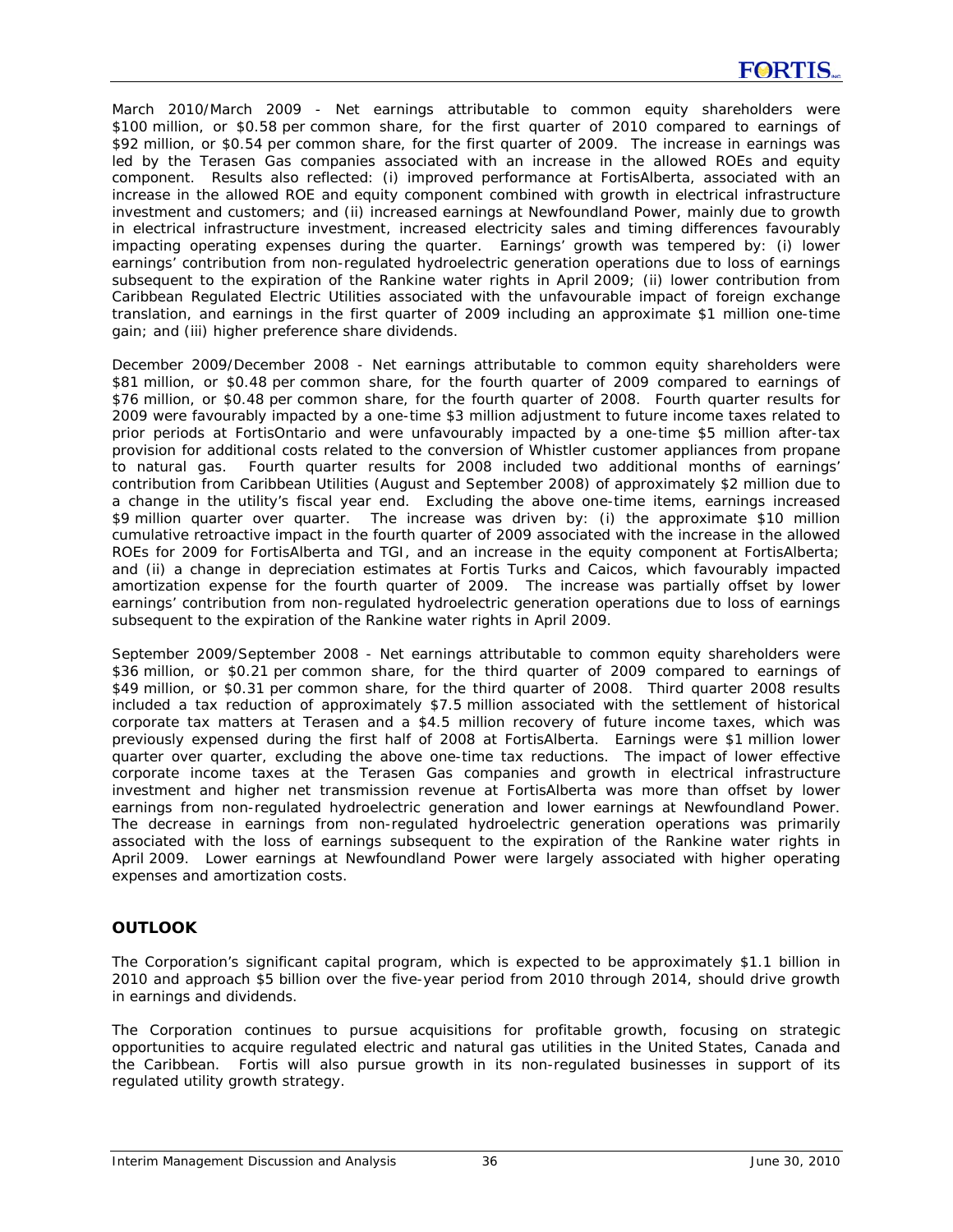March 2010/March 2009 - Net earnings attributable to common equity shareholders were \$100 million, or \$0.58 per common share, for the first quarter of 2010 compared to earnings of \$92 million, or \$0.54 per common share, for the first quarter of 2009. The increase in earnings was led by the Terasen Gas companies associated with an increase in the allowed ROEs and equity component. Results also reflected: (i) improved performance at FortisAlberta, associated with an increase in the allowed ROE and equity component combined with growth in electrical infrastructure investment and customers; and (ii) increased earnings at Newfoundland Power, mainly due to growth in electrical infrastructure investment, increased electricity sales and timing differences favourably impacting operating expenses during the quarter. Earnings' growth was tempered by: (i) lower earnings' contribution from non-regulated hydroelectric generation operations due to loss of earnings subsequent to the expiration of the Rankine water rights in April 2009; (ii) lower contribution from Caribbean Regulated Electric Utilities associated with the unfavourable impact of foreign exchange translation, and earnings in the first quarter of 2009 including an approximate \$1 million one-time gain; and (iii) higher preference share dividends.

December 2009/December 2008 - Net earnings attributable to common equity shareholders were \$81 million, or \$0.48 per common share, for the fourth quarter of 2009 compared to earnings of \$76 million, or \$0.48 per common share, for the fourth quarter of 2008. Fourth quarter results for 2009 were favourably impacted by a one-time \$3 million adjustment to future income taxes related to prior periods at FortisOntario and were unfavourably impacted by a one-time \$5 million after-tax provision for additional costs related to the conversion of Whistler customer appliances from propane to natural gas. Fourth quarter results for 2008 included two additional months of earnings' contribution from Caribbean Utilities (August and September 2008) of approximately \$2 million due to a change in the utility's fiscal year end. Excluding the above one-time items, earnings increased \$9 million quarter over quarter. The increase was driven by: (i) the approximate \$10 million cumulative retroactive impact in the fourth quarter of 2009 associated with the increase in the allowed ROEs for 2009 for FortisAlberta and TGI, and an increase in the equity component at FortisAlberta; and (ii) a change in depreciation estimates at Fortis Turks and Caicos, which favourably impacted amortization expense for the fourth quarter of 2009. The increase was partially offset by lower earnings' contribution from non-regulated hydroelectric generation operations due to loss of earnings subsequent to the expiration of the Rankine water rights in April 2009.

September 2009/September 2008 - Net earnings attributable to common equity shareholders were \$36 million, or \$0.21 per common share, for the third quarter of 2009 compared to earnings of \$49 million, or \$0.31 per common share, for the third quarter of 2008. Third quarter 2008 results included a tax reduction of approximately \$7.5 million associated with the settlement of historical corporate tax matters at Terasen and a \$4.5 million recovery of future income taxes, which was previously expensed during the first half of 2008 at FortisAlberta. Earnings were \$1 million lower quarter over quarter, excluding the above one-time tax reductions. The impact of lower effective corporate income taxes at the Terasen Gas companies and growth in electrical infrastructure investment and higher net transmission revenue at FortisAlberta was more than offset by lower earnings from non-regulated hydroelectric generation and lower earnings at Newfoundland Power. The decrease in earnings from non-regulated hydroelectric generation operations was primarily associated with the loss of earnings subsequent to the expiration of the Rankine water rights in April 2009. Lower earnings at Newfoundland Power were largely associated with higher operating expenses and amortization costs.

## OUTLOOK

The Corporation's significant capital program, which is expected to be approximately \$1.1 billion in 2010 and approach \$5 billion over the five-year period from 2010 through 2014, should drive growth in earnings and dividends.

The Corporation continues to pursue acquisitions for profitable growth, focusing on strategic opportunities to acquire regulated electric and natural gas utilities in the United States, Canada and the Caribbean. Fortis will also pursue growth in its non-regulated businesses in support of its regulated utility growth strategy.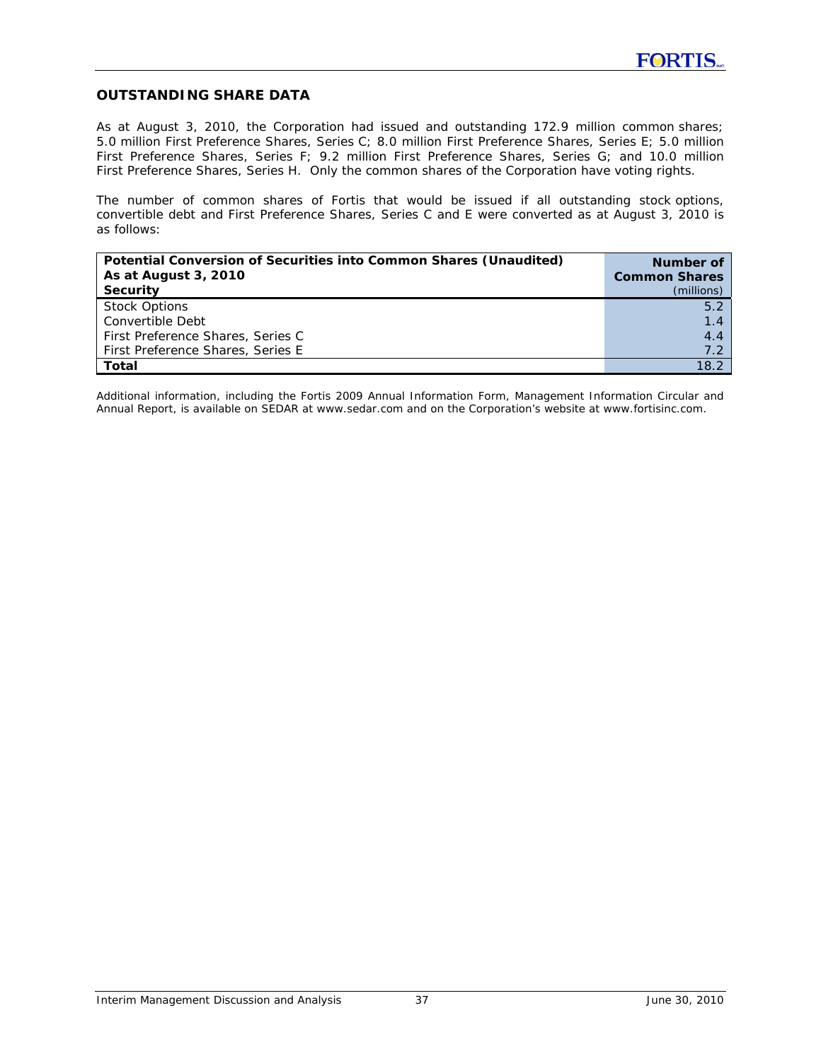## OUTSTANDING SHARE DATA

As at August 3, 2010, the Corporation had issued and outstanding 172.9 million common shares; 5.0 million First Preference Shares, Series C; 8.0 million First Preference Shares, Series E; 5.0 million First Preference Shares, Series F; 9.2 million First Preference Shares, Series G; and 10.0 million First Preference Shares, Series H. Only the common shares of the Corporation have voting rights.

The number of common shares of Fortis that would be issued if all outstanding stock options, convertible debt and First Preference Shares, Series C and E were converted as at August 3, 2010 is as follows:

| **Potential Conversion of Securities into Common Shares (Unaudited)**<br>**As at August 3, 2010**<br>**Security** | **Number of Common Shares** (millions) |
|---|---|
| Stock Options | 5.2 |
| Convertible Debt | 1.4 |
| First Preference Shares, Series C | 4.4 |
| First Preference Shares, Series E | 7.2 |
| **Total** | 18.2 |

*Additional information, including the Fortis 2009 Annual Information Form, Management Information Circular and Annual Report, is available on SEDAR at www.sedar.com and on the Corporation's website at www.fortisinc.com.*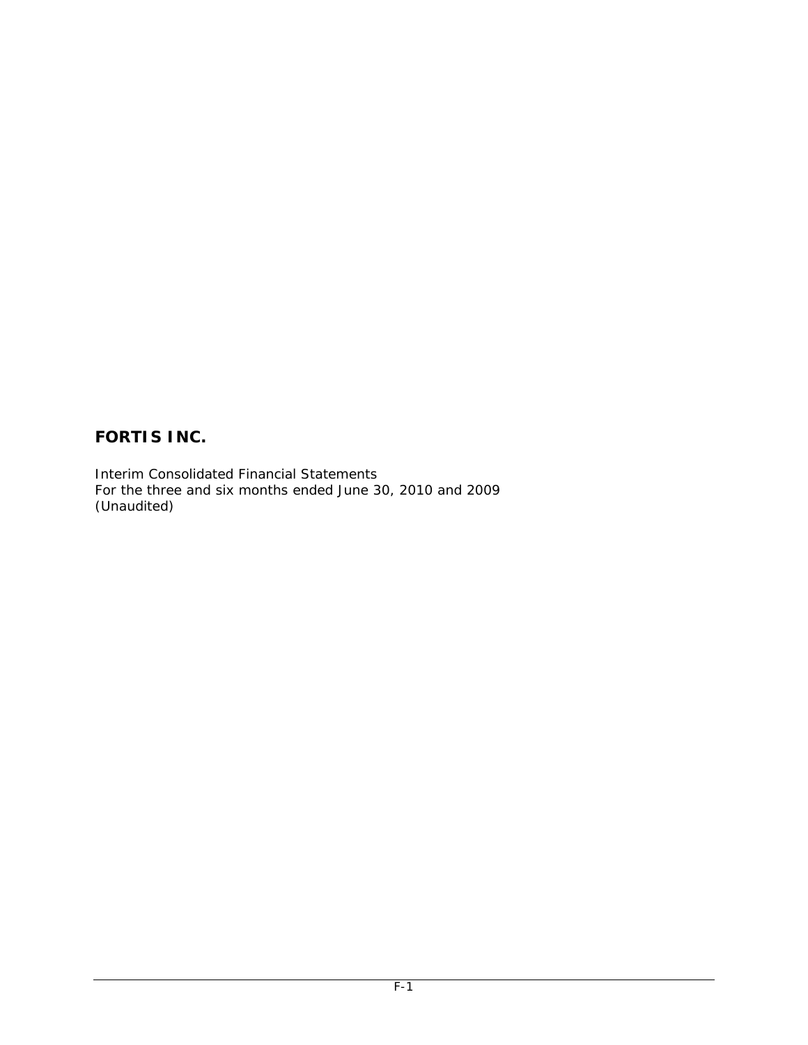# FORTIS INC.

Interim Consolidated Financial Statements
For the three and six months ended June 30, 2010 and 2009
(Unaudited)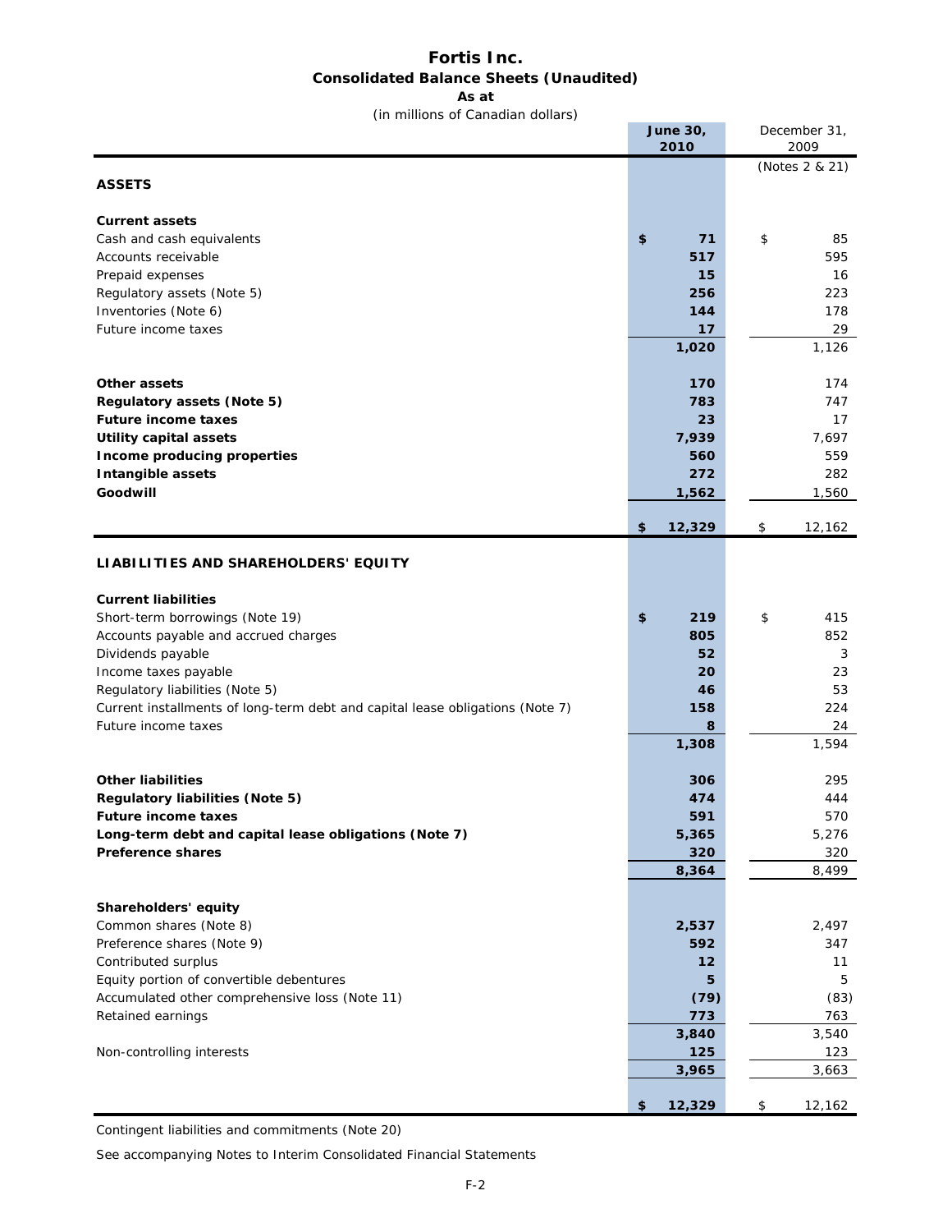# Fortis Inc.

## Consolidated Balance Sheets (Unaudited)

**As at**

(in millions of Canadian dollars)

| | June 30, 2010 | December 31, 2009 |
|---|---|---|
| | | (Notes 2 & 21) |
| **ASSETS** | | |
| **Current assets** | | |
| Cash and cash equivalents | $ 71 | $ 85 |
| Accounts receivable | 517 | 595 |
| Prepaid expenses | 15 | 16 |
| Regulatory assets (Note 5) | 256 | 223 |
| Inventories (Note 6) | 144 | 178 |
| Future income taxes | 17 | 29 |
| | 1,020 | 1,126 |
| **Other assets** | 170 | 174 |
| **Regulatory assets (Note 5)** | 783 | 747 |
| **Future income taxes** | 23 | 17 |
| **Utility capital assets** | 7,939 | 7,697 |
| **Income producing properties** | 560 | 559 |
| **Intangible assets** | 272 | 282 |
| **Goodwill** | 1,562 | 1,560 |
| | $ 12,329 | $ 12,162 |
| **LIABILITIES AND SHAREHOLDERS' EQUITY** | | |
| **Current liabilities** | | |
| Short-term borrowings (Note 19) | $ 219 | $ 415 |
| Accounts payable and accrued charges | 805 | 852 |
| Dividends payable | 52 | 3 |
| Income taxes payable | 20 | 23 |
| Regulatory liabilities (Note 5) | 46 | 53 |
| Current installments of long-term debt and capital lease obligations (Note 7) | 158 | 224 |
| Future income taxes | 8 | 24 |
| | 1,308 | 1,594 |
| **Other liabilities** | 306 | 295 |
| **Regulatory liabilities (Note 5)** | 474 | 444 |
| **Future income taxes** | 591 | 570 |
| **Long-term debt and capital lease obligations (Note 7)** | 5,365 | 5,276 |
| **Preference shares** | 320 | 320 |
| | 8,364 | 8,499 |
| **Shareholders' equity** | | |
| Common shares (Note 8) | 2,537 | 2,497 |
| Preference shares (Note 9) | 592 | 347 |
| Contributed surplus | 12 | 11 |
| Equity portion of convertible debentures | 5 | 5 |
| Accumulated other comprehensive loss (Note 11) | (79) | (83) |
| Retained earnings | 773 | 763 |
| | 3,840 | 3,540 |
| Non-controlling interests | 125 | 123 |
| | 3,965 | 3,663 |
| | $ 12,329 | $ 12,162 |

Contingent liabilities and commitments (Note 20)

See accompanying Notes to Interim Consolidated Financial Statements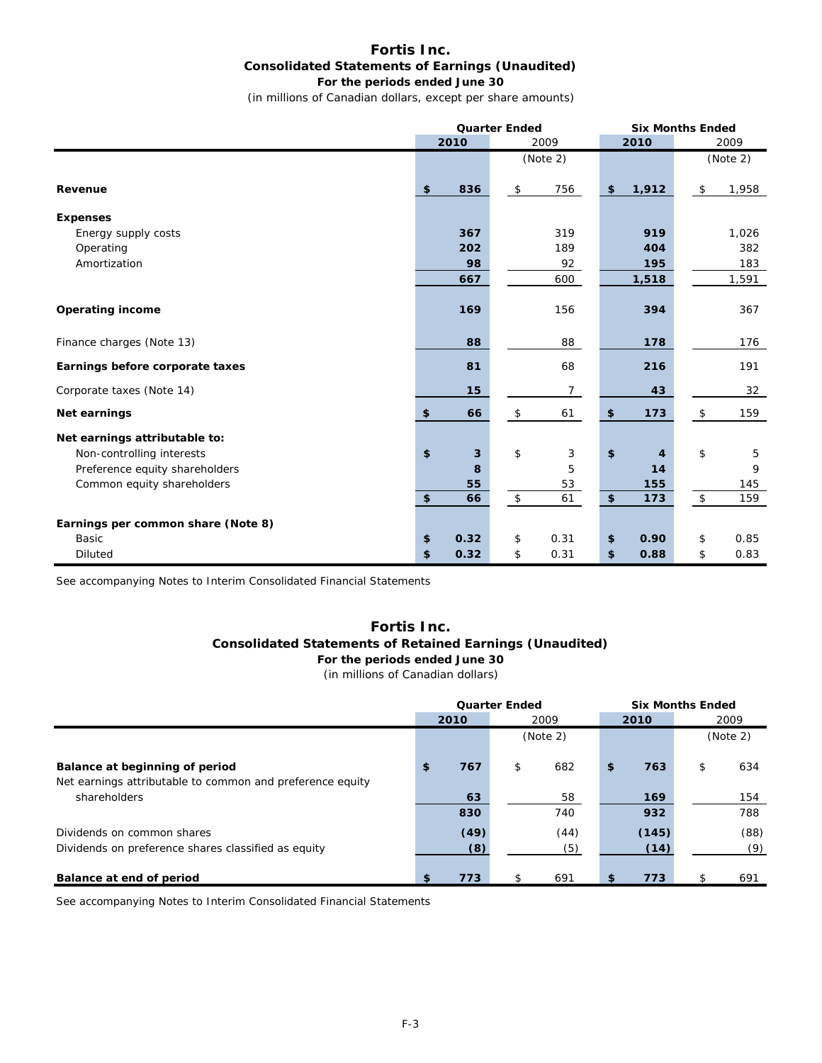# Fortis Inc.
## Consolidated Statements of Earnings (Unaudited)
### For the periods ended June 30
(in millions of Canadian dollars, except per share amounts)

| | Quarter Ended | | Six Months Ended | |
|---|---|---|---|---|
| | **2010** | 2009 | **2010** | 2009 |
| | | (Note 2) | | (Note 2) |
| **Revenue** | **$ 836** | $ 756 | **$ 1,912** | $ 1,958 |
| **Expenses** | | | | |
| Energy supply costs | **367** | 319 | **919** | 1,026 |
| Operating | **202** | 189 | **404** | 382 |
| Amortization | **98** | 92 | **195** | 183 |
| | **667** | 600 | **1,518** | 1,591 |
| **Operating income** | **169** | 156 | **394** | 367 |
| Finance charges (Note 13) | **88** | 88 | **178** | 176 |
| **Earnings before corporate taxes** | **81** | 68 | **216** | 191 |
| Corporate taxes (Note 14) | **15** | 7 | **43** | 32 |
| **Net earnings** | **$ 66** | $ 61 | **$ 173** | $ 159 |
| **Net earnings attributable to:** | | | | |
| Non-controlling interests | **$ 3** | $ 3 | **$ 4** | $ 5 |
| Preference equity shareholders | **8** | 5 | **14** | 9 |
| Common equity shareholders | **55** | 53 | **155** | 145 |
| | **$ 66** | $ 61 | **$ 173** | $ 159 |
| **Earnings per common share (Note 8)** | | | | |
| Basic | **$ 0.32** | $ 0.31 | **$ 0.90** | $ 0.85 |
| Diluted | **$ 0.32** | $ 0.31 | **$ 0.88** | $ 0.83 |

See accompanying Notes to Interim Consolidated Financial Statements

# Fortis Inc.
## Consolidated Statements of Retained Earnings (Unaudited)
### For the periods ended June 30
(in millions of Canadian dollars)

| | Quarter Ended | | Six Months Ended | |
|---|---|---|---|---|
| | **2010** | 2009 | **2010** | 2009 |
| | | (Note 2) | | (Note 2) |
| **Balance at beginning of period** | **$ 767** | $ 682 | **$ 763** | $ 634 |
| Net earnings attributable to common and preference equity shareholders | **63** | 58 | **169** | 154 |
| | **830** | 740 | **932** | 788 |
| Dividends on common shares | **(49)** | (44) | **(145)** | (88) |
| Dividends on preference shares classified as equity | **(8)** | (5) | **(14)** | (9) |
| **Balance at end of period** | **$ 773** | $ 691 | **$ 773** | $ 691 |

See accompanying Notes to Interim Consolidated Financial Statements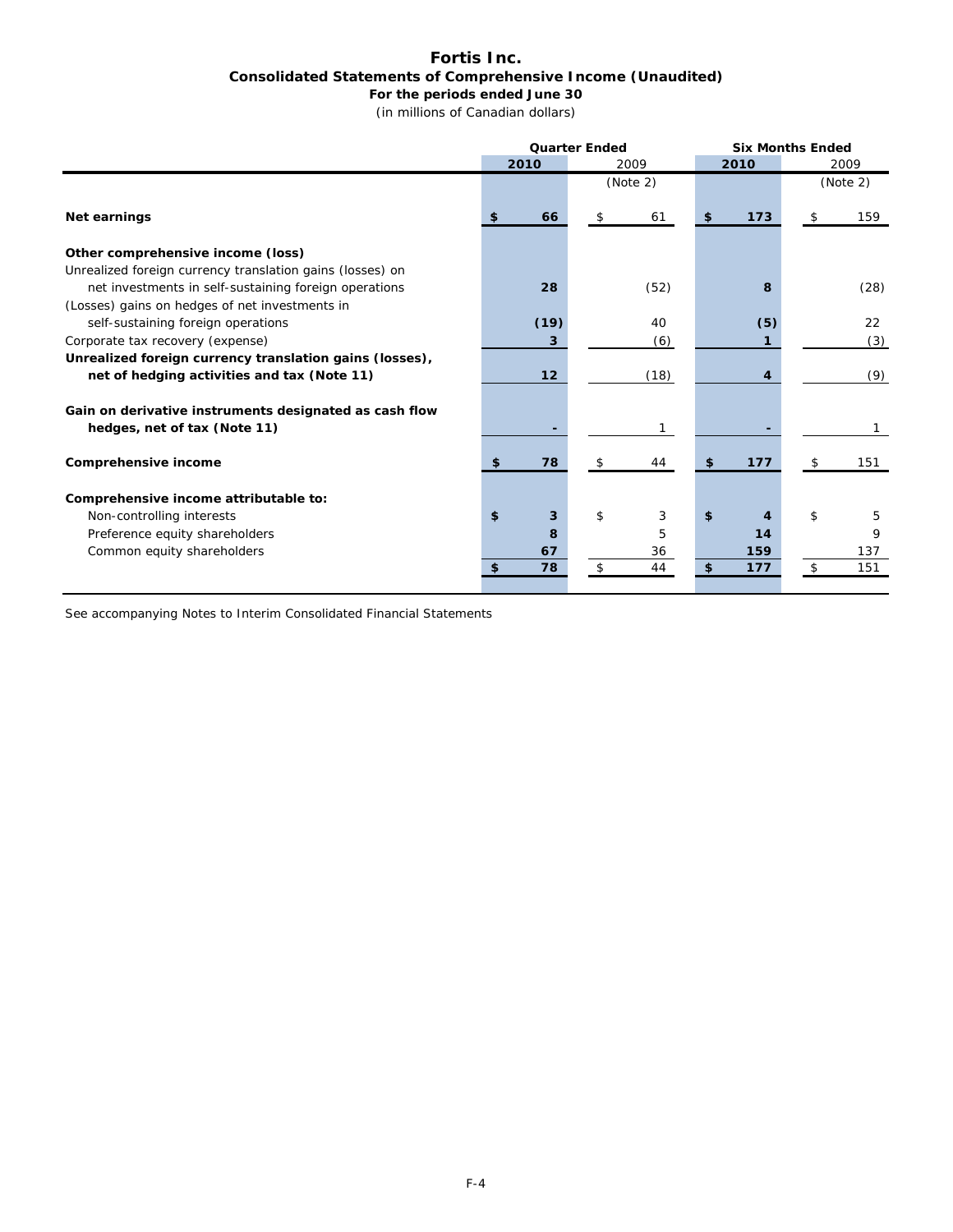# Fortis Inc.

## Consolidated Statements of Comprehensive Income (Unaudited)

**For the periods ended June 30**

(in millions of Canadian dollars)

| | Quarter Ended | | Six Months Ended | |
|---|---|---|---|---|
| | **2010** | 2009 (Note 2) | **2010** | 2009 (Note 2) |
| **Net earnings** | **$ 66** | $ 61 | **$ 173** | $ 159 |
| **Other comprehensive income (loss)** | | | | |
| Unrealized foreign currency translation gains (losses) on net investments in self-sustaining foreign operations | **28** | (52) | **8** | (28) |
| (Losses) gains on hedges of net investments in self-sustaining foreign operations | **(19)** | 40 | **(5)** | 22 |
| Corporate tax recovery (expense) | **3** | (6) | **1** | (3) |
| **Unrealized foreign currency translation gains (losses), net of hedging activities and tax (Note 11)** | **12** | (18) | **4** | (9) |
| **Gain on derivative instruments designated as cash flow hedges, net of tax (Note 11)** | **-** | 1 | **-** | 1 |
| **Comprehensive income** | **$ 78** | $ 44 | **$ 177** | $ 151 |
| **Comprehensive income attributable to:** | | | | |
| Non-controlling interests | **$ 3** | $ 3 | **$ 4** | $ 5 |
| Preference equity shareholders | **8** | 5 | **14** | 9 |
| Common equity shareholders | **67** | 36 | **159** | 137 |
| | **$ 78** | $ 44 | **$ 177** | $ 151 |

See accompanying Notes to Interim Consolidated Financial Statements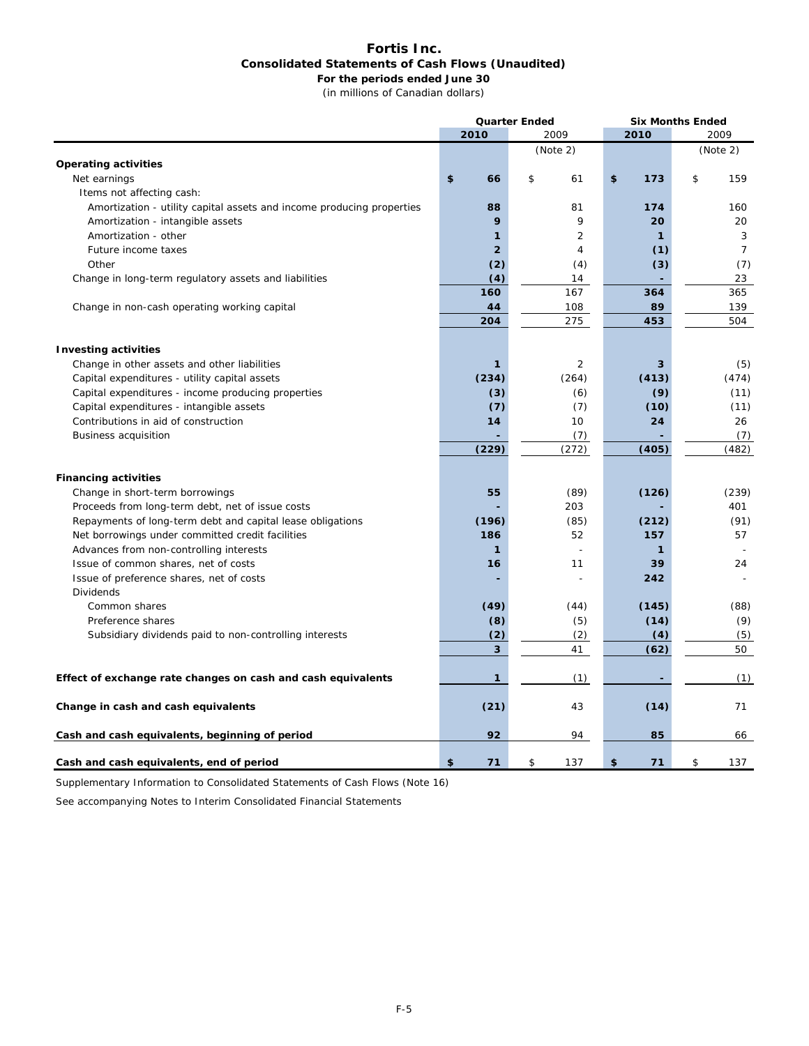# Fortis Inc.

## Consolidated Statements of Cash Flows (Unaudited)

**For the periods ended June 30**

(in millions of Canadian dollars)

| | Quarter Ended | | Six Months Ended | |
|---|---|---|---|---|
| | **2010** | 2009 | **2010** | 2009 |
| | | (Note 2) | | (Note 2) |
| **Operating activities** | | | | |
| Net earnings | **$ 66** | $ 61 | **$ 173** | $ 159 |
| Items not affecting cash: | | | | |
| Amortization - utility capital assets and income producing properties | **88** | 81 | **174** | 160 |
| Amortization - intangible assets | **9** | 9 | **20** | 20 |
| Amortization - other | **1** | 2 | **1** | 3 |
| Future income taxes | **2** | 4 | **(1)** | 7 |
| Other | **(2)** | (4) | **(3)** | (7) |
| Change in long-term regulatory assets and liabilities | **(4)** | 14 | **-** | 23 |
| | **160** | 167 | **364** | 365 |
| Change in non-cash operating working capital | **44** | 108 | **89** | 139 |
| | **204** | 275 | **453** | 504 |
| **Investing activities** | | | | |
| Change in other assets and other liabilities | **1** | 2 | **3** | (5) |
| Capital expenditures - utility capital assets | **(234)** | (264) | **(413)** | (474) |
| Capital expenditures - income producing properties | **(3)** | (6) | **(9)** | (11) |
| Capital expenditures - intangible assets | **(7)** | (7) | **(10)** | (11) |
| Contributions in aid of construction | **14** | 10 | **24** | 26 |
| Business acquisition | **-** | (7) | **-** | (7) |
| | **(229)** | (272) | **(405)** | (482) |
| **Financing activities** | | | | |
| Change in short-term borrowings | **55** | (89) | **(126)** | (239) |
| Proceeds from long-term debt, net of issue costs | **-** | 203 | **-** | 401 |
| Repayments of long-term debt and capital lease obligations | **(196)** | (85) | **(212)** | (91) |
| Net borrowings under committed credit facilities | **186** | 52 | **157** | 57 |
| Advances from non-controlling interests | **1** | - | **1** | - |
| Issue of common shares, net of costs | **16** | 11 | **39** | 24 |
| Issue of preference shares, net of costs | **-** | - | **242** | - |
| Dividends | | | | |
| Common shares | **(49)** | (44) | **(145)** | (88) |
| Preference shares | **(8)** | (5) | **(14)** | (9) |
| Subsidiary dividends paid to non-controlling interests | **(2)** | (2) | **(4)** | (5) |
| | **3** | 41 | **(62)** | 50 |
| **Effect of exchange rate changes on cash and cash equivalents** | **1** | (1) | **-** | (1) |
| **Change in cash and cash equivalents** | **(21)** | 43 | **(14)** | 71 |
| **Cash and cash equivalents, beginning of period** | **92** | 94 | **85** | 66 |
| **Cash and cash equivalents, end of period** | **$ 71** | $ 137 | **$ 71** | $ 137 |

Supplementary Information to Consolidated Statements of Cash Flows (Note 16)

See accompanying Notes to Interim Consolidated Financial Statements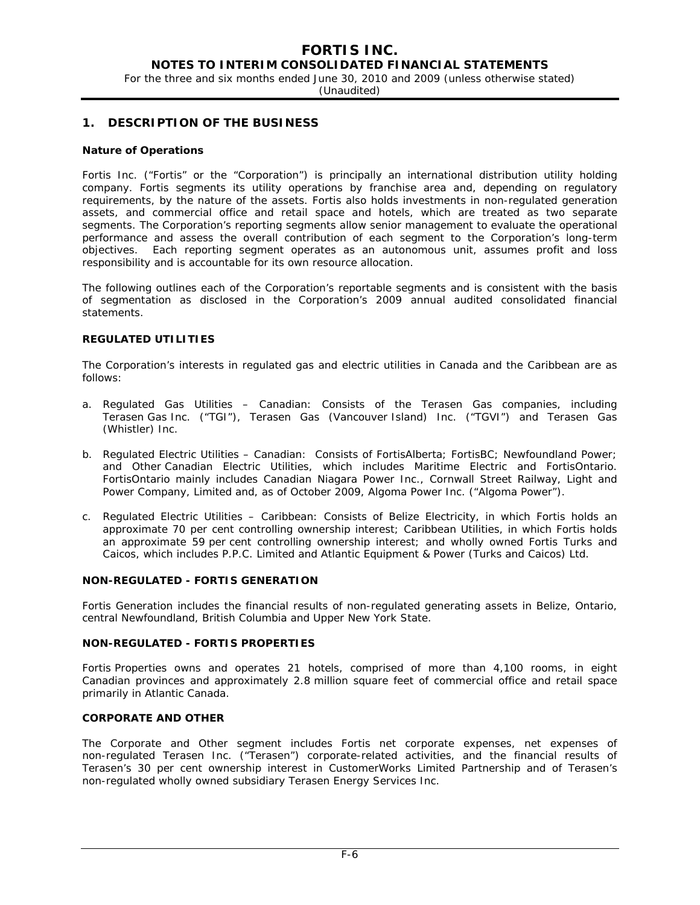## 1. DESCRIPTION OF THE BUSINESS

### Nature of Operations

Fortis Inc. ("Fortis" or the "Corporation") is principally an international distribution utility holding company. Fortis segments its utility operations by franchise area and, depending on regulatory requirements, by the nature of the assets. Fortis also holds investments in non-regulated generation assets, and commercial office and retail space and hotels, which are treated as two separate segments. The Corporation's reporting segments allow senior management to evaluate the operational performance and assess the overall contribution of each segment to the Corporation's long-term objectives. Each reporting segment operates as an autonomous unit, assumes profit and loss responsibility and is accountable for its own resource allocation.

The following outlines each of the Corporation's reportable segments and is consistent with the basis of segmentation as disclosed in the Corporation's 2009 annual audited consolidated financial statements.

### REGULATED UTILITIES

The Corporation's interests in regulated gas and electric utilities in Canada and the Caribbean are as follows:

a. Regulated Gas Utilities – Canadian: Consists of the Terasen Gas companies, including Terasen Gas Inc. ("TGI"), Terasen Gas (Vancouver Island) Inc. ("TGVI") and Terasen Gas (Whistler) Inc.

b. Regulated Electric Utilities – Canadian: Consists of FortisAlberta; FortisBC; Newfoundland Power; and Other Canadian Electric Utilities, which includes Maritime Electric and FortisOntario. FortisOntario mainly includes Canadian Niagara Power Inc., Cornwall Street Railway, Light and Power Company, Limited and, as of October 2009, Algoma Power Inc. ("Algoma Power").

c. Regulated Electric Utilities – Caribbean: Consists of Belize Electricity, in which Fortis holds an approximate 70 per cent controlling ownership interest; Caribbean Utilities, in which Fortis holds an approximate 59 per cent controlling ownership interest; and wholly owned Fortis Turks and Caicos, which includes P.P.C. Limited and Atlantic Equipment & Power (Turks and Caicos) Ltd.

### NON-REGULATED - FORTIS GENERATION

Fortis Generation includes the financial results of non-regulated generating assets in Belize, Ontario, central Newfoundland, British Columbia and Upper New York State.

### NON-REGULATED - FORTIS PROPERTIES

Fortis Properties owns and operates 21 hotels, comprised of more than 4,100 rooms, in eight Canadian provinces and approximately 2.8 million square feet of commercial office and retail space primarily in Atlantic Canada.

### CORPORATE AND OTHER

The Corporate and Other segment includes Fortis net corporate expenses, net expenses of non-regulated Terasen Inc. ("Terasen") corporate-related activities, and the financial results of Terasen's 30 per cent ownership interest in CustomerWorks Limited Partnership and of Terasen's non-regulated wholly owned subsidiary Terasen Energy Services Inc.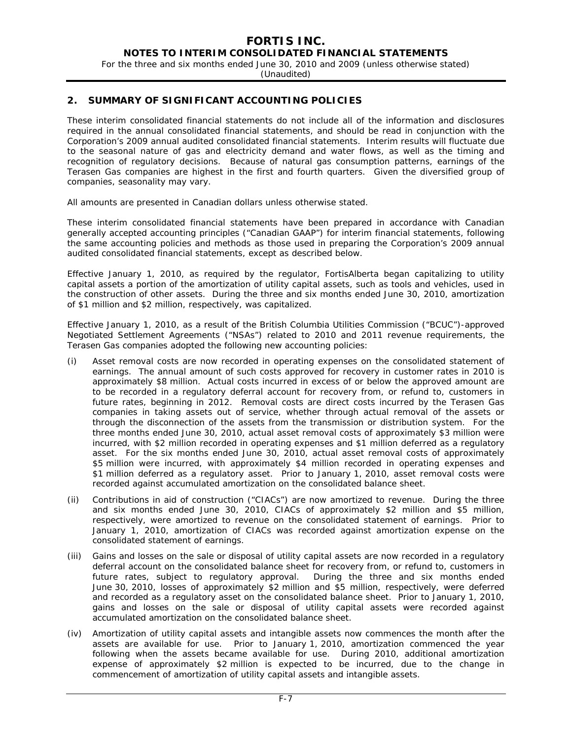## 2. SUMMARY OF SIGNIFICANT ACCOUNTING POLICIES

These interim consolidated financial statements do not include all of the information and disclosures required in the annual consolidated financial statements, and should be read in conjunction with the Corporation's 2009 annual audited consolidated financial statements. Interim results will fluctuate due to the seasonal nature of gas and electricity demand and water flows, as well as the timing and recognition of regulatory decisions. Because of natural gas consumption patterns, earnings of the Terasen Gas companies are highest in the first and fourth quarters. Given the diversified group of companies, seasonality may vary.

All amounts are presented in Canadian dollars unless otherwise stated.

These interim consolidated financial statements have been prepared in accordance with Canadian generally accepted accounting principles ("Canadian GAAP") for interim financial statements, following the same accounting policies and methods as those used in preparing the Corporation's 2009 annual audited consolidated financial statements, except as described below.

Effective January 1, 2010, as required by the regulator, FortisAlberta began capitalizing to utility capital assets a portion of the amortization of utility capital assets, such as tools and vehicles, used in the construction of other assets. During the three and six months ended June 30, 2010, amortization of $1 million and $2 million, respectively, was capitalized.

Effective January 1, 2010, as a result of the British Columbia Utilities Commission ("BCUC")-approved Negotiated Settlement Agreements ("NSAs") related to 2010 and 2011 revenue requirements, the Terasen Gas companies adopted the following new accounting policies:

(i) Asset removal costs are now recorded in operating expenses on the consolidated statement of earnings. The annual amount of such costs approved for recovery in customer rates in 2010 is approximately $8 million. Actual costs incurred in excess of or below the approved amount are to be recorded in a regulatory deferral account for recovery from, or refund to, customers in future rates, beginning in 2012. Removal costs are direct costs incurred by the Terasen Gas companies in taking assets out of service, whether through actual removal of the assets or through the disconnection of the assets from the transmission or distribution system. For the three months ended June 30, 2010, actual asset removal costs of approximately $3 million were incurred, with $2 million recorded in operating expenses and $1 million deferred as a regulatory asset. For the six months ended June 30, 2010, actual asset removal costs of approximately $5 million were incurred, with approximately $4 million recorded in operating expenses and $1 million deferred as a regulatory asset. Prior to January 1, 2010, asset removal costs were recorded against accumulated amortization on the consolidated balance sheet.

(ii) Contributions in aid of construction ("CIACs") are now amortized to revenue. During the three and six months ended June 30, 2010, CIACs of approximately $2 million and $5 million, respectively, were amortized to revenue on the consolidated statement of earnings. Prior to January 1, 2010, amortization of CIACs was recorded against amortization expense on the consolidated statement of earnings.

(iii) Gains and losses on the sale or disposal of utility capital assets are now recorded in a regulatory deferral account on the consolidated balance sheet for recovery from, or refund to, customers in future rates, subject to regulatory approval. During the three and six months ended June 30, 2010, losses of approximately $2 million and $5 million, respectively, were deferred and recorded as a regulatory asset on the consolidated balance sheet. Prior to January 1, 2010, gains and losses on the sale or disposal of utility capital assets were recorded against accumulated amortization on the consolidated balance sheet.

(iv) Amortization of utility capital assets and intangible assets now commences the month after the assets are available for use. Prior to January 1, 2010, amortization commenced the year following when the assets became available for use. During 2010, additional amortization expense of approximately $2 million is expected to be incurred, due to the change in commencement of amortization of utility capital assets and intangible assets.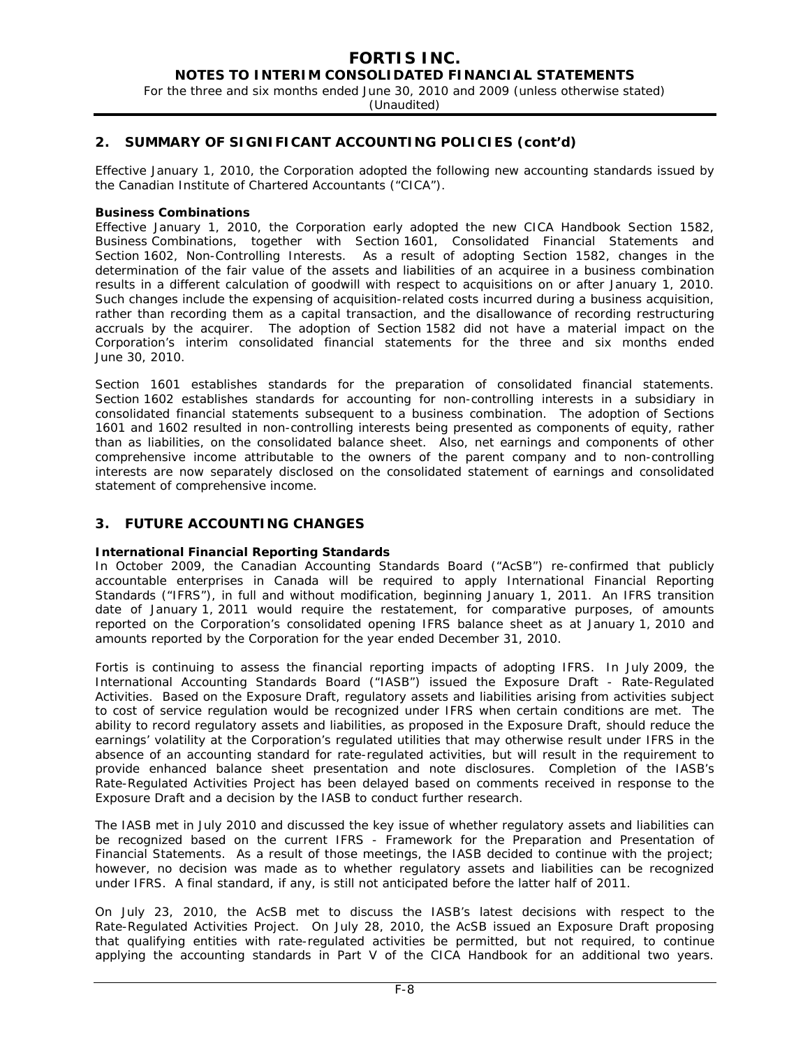## 2. SUMMARY OF SIGNIFICANT ACCOUNTING POLICIES (cont'd)

Effective January 1, 2010, the Corporation adopted the following new accounting standards issued by the Canadian Institute of Chartered Accountants ("CICA").

**Business Combinations**

Effective January 1, 2010, the Corporation early adopted the new CICA Handbook Section 1582, Business Combinations, together with Section 1601, Consolidated Financial Statements and Section 1602, Non-Controlling Interests. As a result of adopting Section 1582, changes in the determination of the fair value of the assets and liabilities of an acquiree in a business combination results in a different calculation of goodwill with respect to acquisitions on or after January 1, 2010. Such changes include the expensing of acquisition-related costs incurred during a business acquisition, rather than recording them as a capital transaction, and the disallowance of recording restructuring accruals by the acquirer. The adoption of Section 1582 did not have a material impact on the Corporation's interim consolidated financial statements for the three and six months ended June 30, 2010.

Section 1601 establishes standards for the preparation of consolidated financial statements. Section 1602 establishes standards for accounting for non-controlling interests in a subsidiary in consolidated financial statements subsequent to a business combination. The adoption of Sections 1601 and 1602 resulted in non-controlling interests being presented as components of equity, rather than as liabilities, on the consolidated balance sheet. Also, net earnings and components of other comprehensive income attributable to the owners of the parent company and to non-controlling interests are now separately disclosed on the consolidated statement of earnings and consolidated statement of comprehensive income.

## 3. FUTURE ACCOUNTING CHANGES

**International Financial Reporting Standards**

In October 2009, the Canadian Accounting Standards Board ("AcSB") re-confirmed that publicly accountable enterprises in Canada will be required to apply International Financial Reporting Standards ("IFRS"), in full and without modification, beginning January 1, 2011. An IFRS transition date of January 1, 2011 would require the restatement, for comparative purposes, of amounts reported on the Corporation's consolidated opening IFRS balance sheet as at January 1, 2010 and amounts reported by the Corporation for the year ended December 31, 2010.

Fortis is continuing to assess the financial reporting impacts of adopting IFRS. In July 2009, the International Accounting Standards Board ("IASB") issued the Exposure Draft - Rate-Regulated Activities. Based on the Exposure Draft, regulatory assets and liabilities arising from activities subject to cost of service regulation would be recognized under IFRS when certain conditions are met. The ability to record regulatory assets and liabilities, as proposed in the Exposure Draft, should reduce the earnings' volatility at the Corporation's regulated utilities that may otherwise result under IFRS in the absence of an accounting standard for rate-regulated activities, but will result in the requirement to provide enhanced balance sheet presentation and note disclosures. Completion of the IASB's Rate-Regulated Activities Project has been delayed based on comments received in response to the Exposure Draft and a decision by the IASB to conduct further research.

The IASB met in July 2010 and discussed the key issue of whether regulatory assets and liabilities can be recognized based on the current IFRS - Framework for the Preparation and Presentation of Financial Statements. As a result of those meetings, the IASB decided to continue with the project; however, no decision was made as to whether regulatory assets and liabilities can be recognized under IFRS. A final standard, if any, is still not anticipated before the latter half of 2011.

On July 23, 2010, the AcSB met to discuss the IASB's latest decisions with respect to the Rate-Regulated Activities Project. On July 28, 2010, the AcSB issued an Exposure Draft proposing that qualifying entities with rate-regulated activities be permitted, but not required, to continue applying the accounting standards in Part V of the CICA Handbook for an additional two years.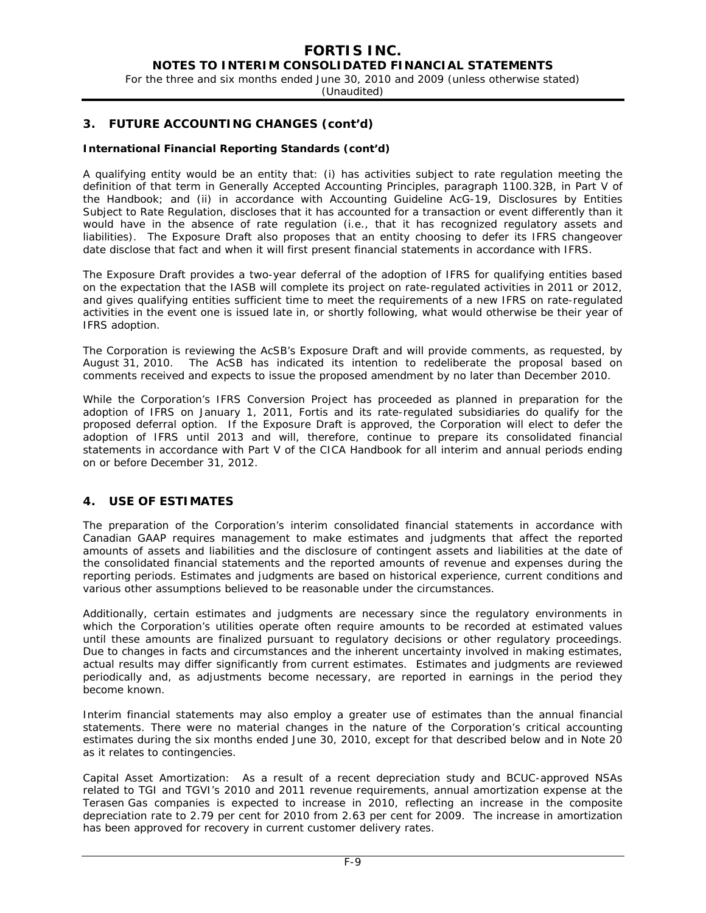## 3. FUTURE ACCOUNTING CHANGES (cont'd)

**International Financial Reporting Standards (cont'd)**

A qualifying entity would be an entity that: (i) has activities subject to rate regulation meeting the definition of that term in Generally Accepted Accounting Principles, paragraph 1100.32B, in Part V of the Handbook; and (ii) in accordance with Accounting Guideline AcG-19, Disclosures by Entities Subject to Rate Regulation, discloses that it has accounted for a transaction or event differently than it would have in the absence of rate regulation (i.e., that it has recognized regulatory assets and liabilities). The Exposure Draft also proposes that an entity choosing to defer its IFRS changeover date disclose that fact and when it will first present financial statements in accordance with IFRS.

The Exposure Draft provides a two-year deferral of the adoption of IFRS for qualifying entities based on the expectation that the IASB will complete its project on rate-regulated activities in 2011 or 2012, and gives qualifying entities sufficient time to meet the requirements of a new IFRS on rate-regulated activities in the event one is issued late in, or shortly following, what would otherwise be their year of IFRS adoption.

The Corporation is reviewing the AcSB's Exposure Draft and will provide comments, as requested, by August 31, 2010. The AcSB has indicated its intention to redeliberate the proposal based on comments received and expects to issue the proposed amendment by no later than December 2010.

While the Corporation's IFRS Conversion Project has proceeded as planned in preparation for the adoption of IFRS on January 1, 2011, Fortis and its rate-regulated subsidiaries do qualify for the proposed deferral option. If the Exposure Draft is approved, the Corporation will elect to defer the adoption of IFRS until 2013 and will, therefore, continue to prepare its consolidated financial statements in accordance with Part V of the CICA Handbook for all interim and annual periods ending on or before December 31, 2012.

## 4. USE OF ESTIMATES

The preparation of the Corporation's interim consolidated financial statements in accordance with Canadian GAAP requires management to make estimates and judgments that affect the reported amounts of assets and liabilities and the disclosure of contingent assets and liabilities at the date of the consolidated financial statements and the reported amounts of revenue and expenses during the reporting periods. Estimates and judgments are based on historical experience, current conditions and various other assumptions believed to be reasonable under the circumstances.

Additionally, certain estimates and judgments are necessary since the regulatory environments in which the Corporation's utilities operate often require amounts to be recorded at estimated values until these amounts are finalized pursuant to regulatory decisions or other regulatory proceedings. Due to changes in facts and circumstances and the inherent uncertainty involved in making estimates, actual results may differ significantly from current estimates. Estimates and judgments are reviewed periodically and, as adjustments become necessary, are reported in earnings in the period they become known.

Interim financial statements may also employ a greater use of estimates than the annual financial statements. There were no material changes in the nature of the Corporation's critical accounting estimates during the six months ended June 30, 2010, except for that described below and in Note 20 as it relates to contingencies.

Capital Asset Amortization: As a result of a recent depreciation study and BCUC-approved NSAs related to TGI and TGVI's 2010 and 2011 revenue requirements, annual amortization expense at the Terasen Gas companies is expected to increase in 2010, reflecting an increase in the composite depreciation rate to 2.79 per cent for 2010 from 2.63 per cent for 2009. The increase in amortization has been approved for recovery in current customer delivery rates.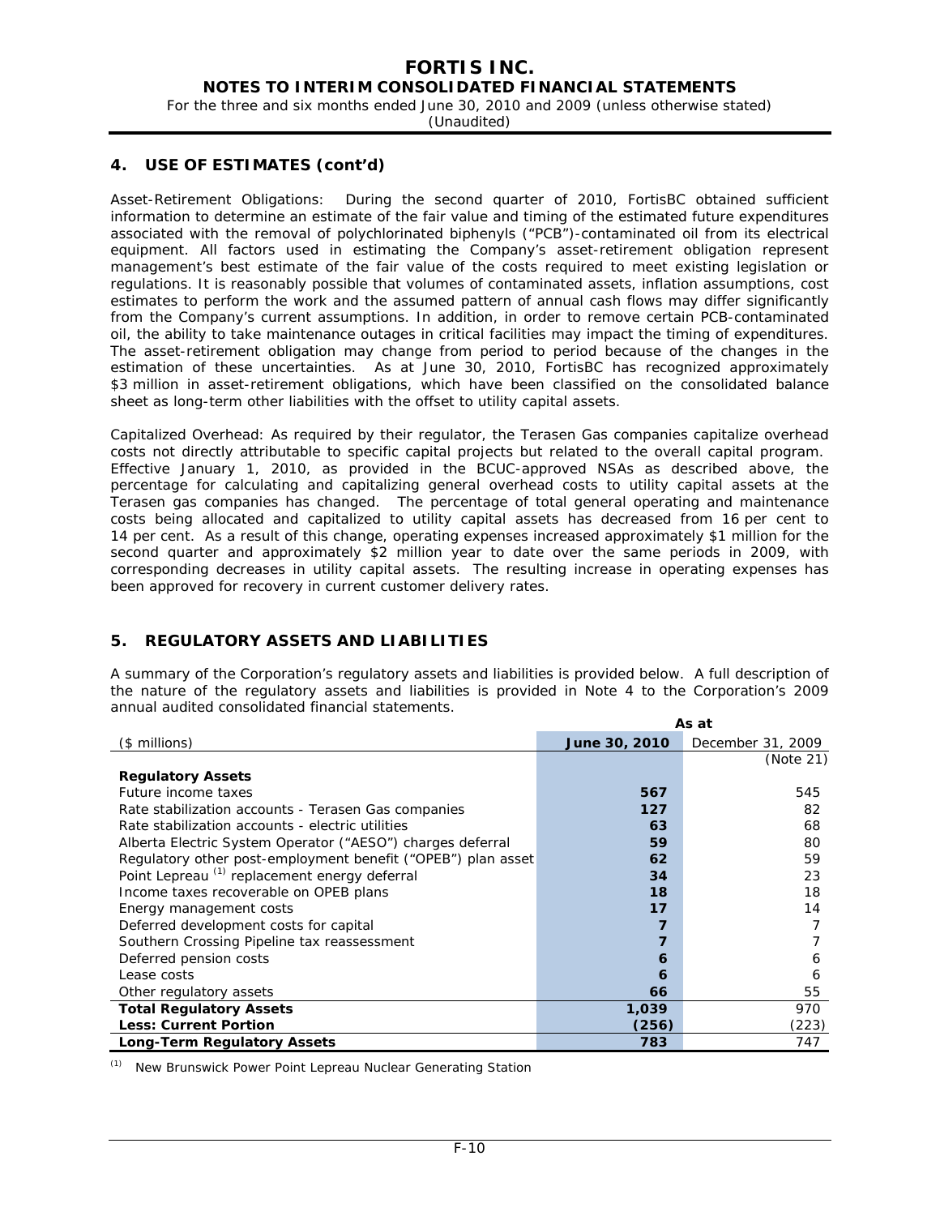## 4. USE OF ESTIMATES (cont'd)

Asset-Retirement Obligations: During the second quarter of 2010, FortisBC obtained sufficient information to determine an estimate of the fair value and timing of the estimated future expenditures associated with the removal of polychlorinated biphenyls ("PCB")-contaminated oil from its electrical equipment. All factors used in estimating the Company's asset-retirement obligation represent management's best estimate of the fair value of the costs required to meet existing legislation or regulations. It is reasonably possible that volumes of contaminated assets, inflation assumptions, cost estimates to perform the work and the assumed pattern of annual cash flows may differ significantly from the Company's current assumptions. In addition, in order to remove certain PCB-contaminated oil, the ability to take maintenance outages in critical facilities may impact the timing of expenditures. The asset-retirement obligation may change from period to period because of the changes in the estimation of these uncertainties. As at June 30, 2010, FortisBC has recognized approximately $3 million in asset-retirement obligations, which have been classified on the consolidated balance sheet as long-term other liabilities with the offset to utility capital assets.

Capitalized Overhead: As required by their regulator, the Terasen Gas companies capitalize overhead costs not directly attributable to specific capital projects but related to the overall capital program. Effective January 1, 2010, as provided in the BCUC-approved NSAs as described above, the percentage for calculating and capitalizing general overhead costs to utility capital assets at the Terasen gas companies has changed. The percentage of total general operating and maintenance costs being allocated and capitalized to utility capital assets has decreased from 16 per cent to 14 per cent. As a result of this change, operating expenses increased approximately $1 million for the second quarter and approximately $2 million year to date over the same periods in 2009, with corresponding decreases in utility capital assets. The resulting increase in operating expenses has been approved for recovery in current customer delivery rates.

## 5. REGULATORY ASSETS AND LIABILITIES

A summary of the Corporation's regulatory assets and liabilities is provided below. A full description of the nature of the regulatory assets and liabilities is provided in Note 4 to the Corporation's 2009 annual audited consolidated financial statements.

| | As at | |
|---|---|---|
| ($ millions) | **June 30, 2010** | December 31, 2009 |
| | | (Note 21) |
| **Regulatory Assets** | | |
| Future income taxes | **567** | 545 |
| Rate stabilization accounts - Terasen Gas companies | **127** | 82 |
| Rate stabilization accounts - electric utilities | **63** | 68 |
| Alberta Electric System Operator ("AESO") charges deferral | **59** | 80 |
| Regulatory other post-employment benefit ("OPEB") plan asset | **62** | 59 |
| Point Lepreau [(1)] replacement energy deferral | **34** | 23 |
| Income taxes recoverable on OPEB plans | **18** | 18 |
| Energy management costs | **17** | 14 |
| Deferred development costs for capital | **7** | 7 |
| Southern Crossing Pipeline tax reassessment | **7** | 7 |
| Deferred pension costs | **6** | 6 |
| Lease costs | **6** | 6 |
| Other regulatory assets | **66** | 55 |
| **Total Regulatory Assets** | **1,039** | 970 |
| **Less: Current Portion** | **(256)** | (223) |
| **Long-Term Regulatory Assets** | **783** | 747 |

(1) New Brunswick Power Point Lepreau Nuclear Generating Station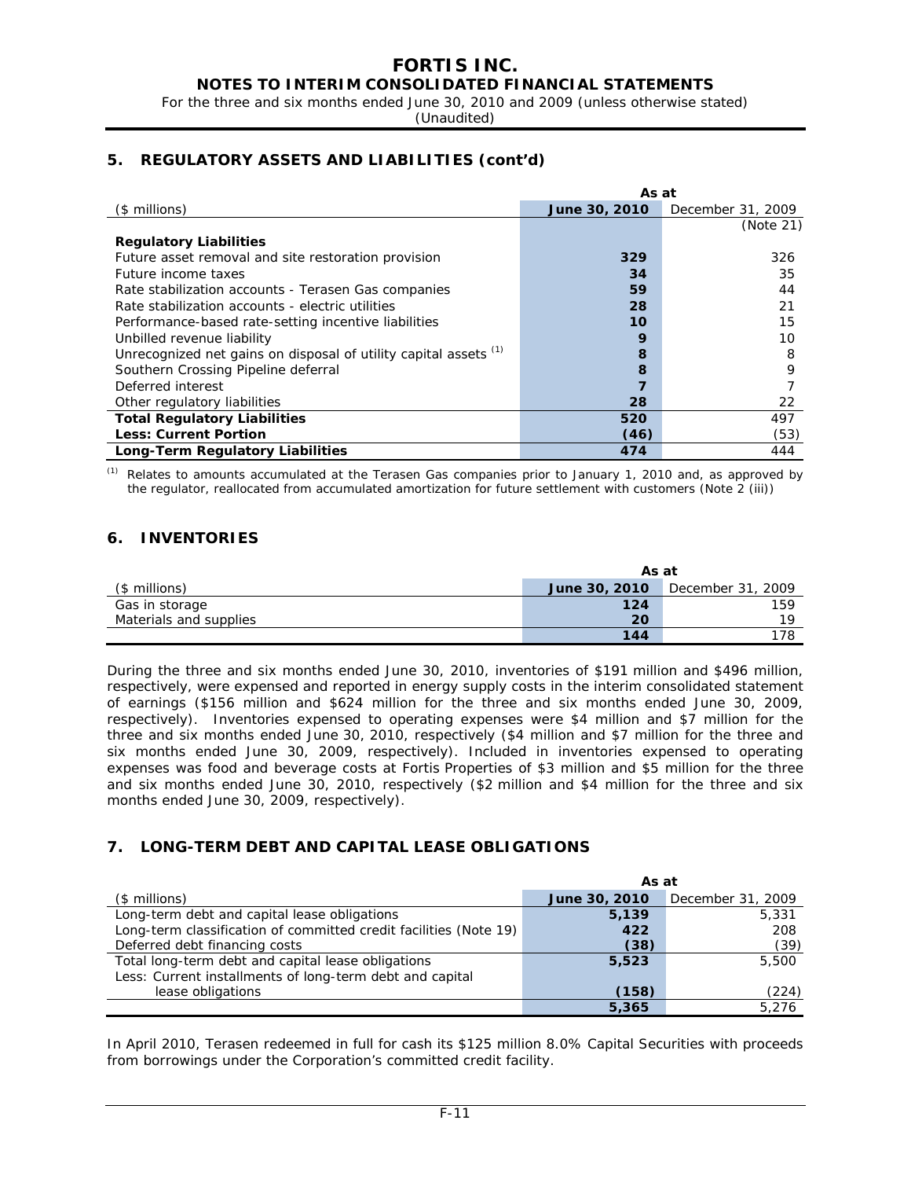## 5. REGULATORY ASSETS AND LIABILITIES (cont'd)

| ($ millions) | As at June 30, 2010 | December 31, 2009 |
|---|---|---|
| | | (Note 21) |
| **Regulatory Liabilities** | | |
| Future asset removal and site restoration provision | **329** | 326 |
| Future income taxes | **34** | 35 |
| Rate stabilization accounts - Terasen Gas companies | **59** | 44 |
| Rate stabilization accounts - electric utilities | **28** | 21 |
| Performance-based rate-setting incentive liabilities | **10** | 15 |
| Unbilled revenue liability | **9** | 10 |
| Unrecognized net gains on disposal of utility capital assets [(1)] | **8** | 8 |
| Southern Crossing Pipeline deferral | **8** | 9 |
| Deferred interest | **7** | 7 |
| Other regulatory liabilities | **28** | 22 |
| **Total Regulatory Liabilities** | **520** | 497 |
| **Less: Current Portion** | **(46)** | (53) |
| **Long-Term Regulatory Liabilities** | **474** | 444 |

[(1)] Relates to amounts accumulated at the Terasen Gas companies prior to January 1, 2010 and, as approved by the regulator, reallocated from accumulated amortization for future settlement with customers (Note 2 (iii))

## 6. INVENTORIES

| ($ millions) | As at June 30, 2010 | December 31, 2009 |
|---|---|---|
| Gas in storage | **124** | 159 |
| Materials and supplies | **20** | 19 |
| | **144** | 178 |

During the three and six months ended June 30, 2010, inventories of $191 million and $496 million, respectively, were expensed and reported in energy supply costs in the interim consolidated statement of earnings ($156 million and $624 million for the three and six months ended June 30, 2009, respectively). Inventories expensed to operating expenses were $4 million and $7 million for the three and six months ended June 30, 2010, respectively ($4 million and $7 million for the three and six months ended June 30, 2009, respectively). Included in inventories expensed to operating expenses was food and beverage costs at Fortis Properties of $3 million and $5 million for the three and six months ended June 30, 2010, respectively ($2 million and $4 million for the three and six months ended June 30, 2009, respectively).

## 7. LONG-TERM DEBT AND CAPITAL LEASE OBLIGATIONS

| ($ millions) | As at June 30, 2010 | December 31, 2009 |
|---|---|---|
| Long-term debt and capital lease obligations | **5,139** | 5,331 |
| Long-term classification of committed credit facilities (Note 19) | **422** | 208 |
| Deferred debt financing costs | **(38)** | (39) |
| Total long-term debt and capital lease obligations | **5,523** | 5,500 |
| Less: Current installments of long-term debt and capital lease obligations | **(158)** | (224) |
| | **5,365** | 5,276 |

In April 2010, Terasen redeemed in full for cash its $125 million 8.0% Capital Securities with proceeds from borrowings under the Corporation's committed credit facility.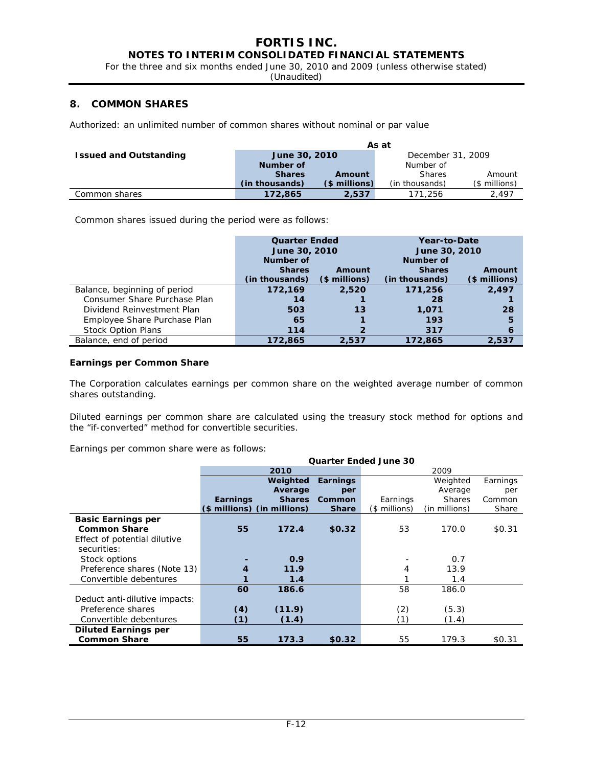## 8. COMMON SHARES

Authorized: an unlimited number of common shares without nominal or par value

| Issued and Outstanding | As at June 30, 2010 Number of Shares (in thousands) | June 30, 2010 Amount ($ millions) | December 31, 2009 Number of Shares (in thousands) | December 31, 2009 Amount ($ millions) |
|---|---|---|---|---|
| Common shares | **172,865** | **2,537** | 171,256 | 2,497 |

Common shares issued during the period were as follows:

| | Quarter Ended June 30, 2010 Number of Shares (in thousands) | Quarter Ended June 30, 2010 Amount ($ millions) | Year-to-Date June 30, 2010 Number of Shares (in thousands) | Year-to-Date June 30, 2010 Amount ($ millions) |
|---|---|---|---|---|
| Balance, beginning of period | **172,169** | **2,520** | **171,256** | **2,497** |
| Consumer Share Purchase Plan | **14** | **1** | **28** | **1** |
| Dividend Reinvestment Plan | **503** | **13** | **1,071** | **28** |
| Employee Share Purchase Plan | **65** | **1** | **193** | **5** |
| Stock Option Plans | **114** | **2** | **317** | **6** |
| Balance, end of period | **172,865** | **2,537** | **172,865** | **2,537** |

**Earnings per Common Share**

The Corporation calculates earnings per common share on the weighted average number of common shares outstanding.

Diluted earnings per common share are calculated using the treasury stock method for options and the "if-converted" method for convertible securities.

Earnings per common share were as follows:

| | Quarter Ended June 30 | | | | | |
|---|---|---|---|---|---|---|
| | 2010 | | | 2009 | | |
| | Earnings ($ millions) | Weighted Average Shares (in millions) | Earnings per Common Share | Earnings ($ millions) | Weighted Average Shares (in millions) | Earnings per Common Share |
| **Basic Earnings per Common Share** | **55** | **172.4** | **$0.32** | 53 | 170.0 | $0.31 |
| Effect of potential dilutive securities: | | | | | | |
| Stock options | **-** | **0.9** | | - | 0.7 | |
| Preference shares (Note 13) | **4** | **11.9** | | 4 | 13.9 | |
| Convertible debentures | **1** | **1.4** | | 1 | 1.4 | |
| | **60** | **186.6** | | 58 | 186.0 | |
| Deduct anti-dilutive impacts: | | | | | | |
| Preference shares | **(4)** | **(11.9)** | | (2) | (5.3) | |
| Convertible debentures | **(1)** | **(1.4)** | | (1) | (1.4) | |
| **Diluted Earnings per Common Share** | **55** | **173.3** | **$0.32** | 55 | 179.3 | $0.31 |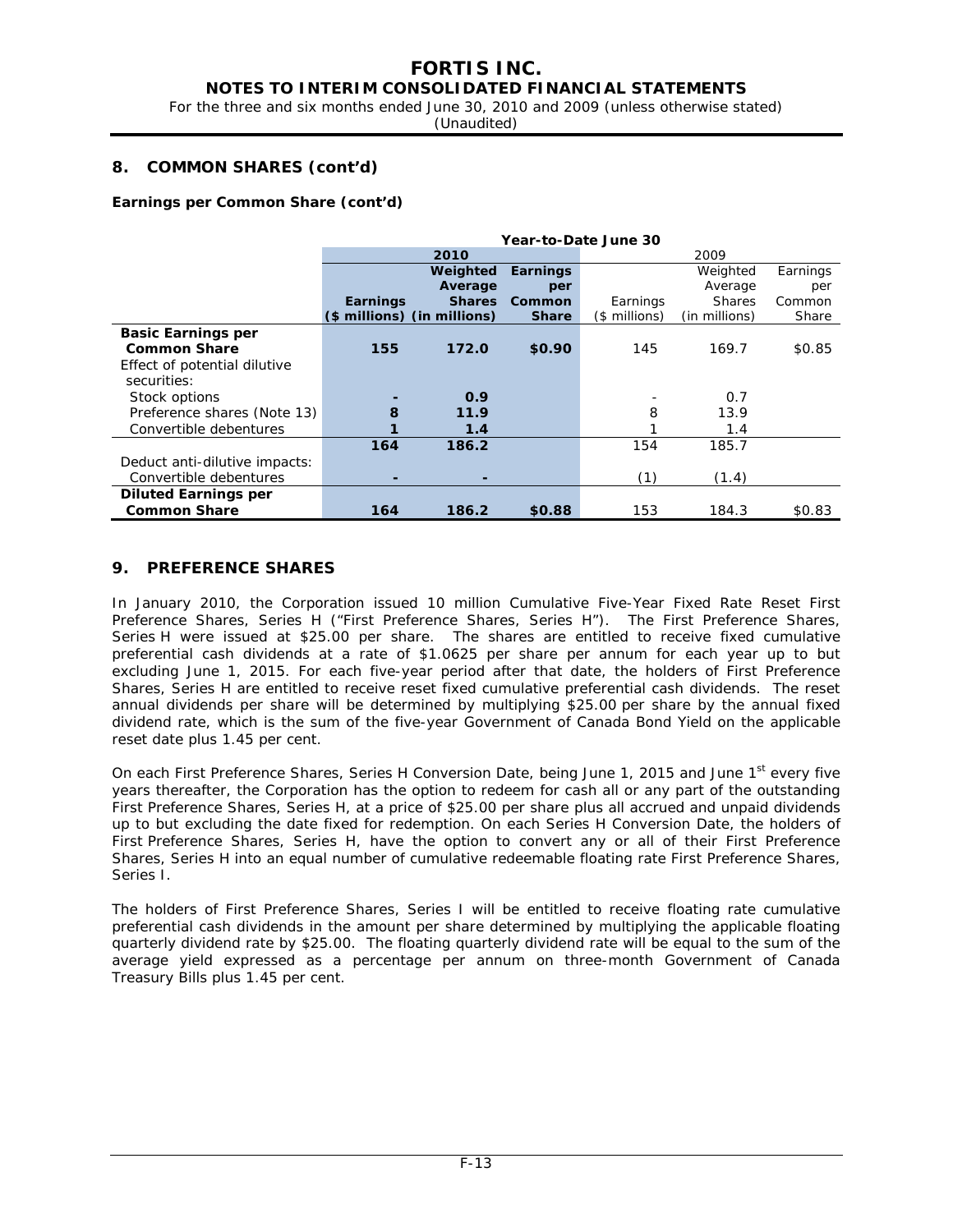## 8. COMMON SHARES (cont'd)

**Earnings per Common Share (cont'd)**

| | Year-to-Date June 30 | | | | | |
|---|---|---|---|---|---|---|
| | **2010** | | | 2009 | | |
| | **Earnings ($ millions)** | **Weighted Average Shares (in millions)** | **Earnings per Common Share** | Earnings ($ millions) | Weighted Average Shares (in millions) | Earnings per Common Share |
| **Basic Earnings per Common Share** | **155** | **172.0** | **$0.90** | 145 | 169.7 | $0.85 |
| Effect of potential dilutive securities: | | | | | | |
| Stock options | **-** | **0.9** | | - | 0.7 | |
| Preference shares (Note 13) | **8** | **11.9** | | 8 | 13.9 | |
| Convertible debentures | **1** | **1.4** | | 1 | 1.4 | |
| | **164** | **186.2** | | 154 | 185.7 | |
| Deduct anti-dilutive impacts: | | | | | | |
| Convertible debentures | **-** | **-** | | (1) | (1.4) | |
| **Diluted Earnings per Common Share** | **164** | **186.2** | **$0.88** | 153 | 184.3 | $0.83 |

## 9. PREFERENCE SHARES

In January 2010, the Corporation issued 10 million Cumulative Five-Year Fixed Rate Reset First Preference Shares, Series H ("First Preference Shares, Series H"). The First Preference Shares, Series H were issued at $25.00 per share. The shares are entitled to receive fixed cumulative preferential cash dividends at a rate of $1.0625 per share per annum for each year up to but excluding June 1, 2015. For each five-year period after that date, the holders of First Preference Shares, Series H are entitled to receive reset fixed cumulative preferential cash dividends. The reset annual dividends per share will be determined by multiplying $25.00 per share by the annual fixed dividend rate, which is the sum of the five-year Government of Canada Bond Yield on the applicable reset date plus 1.45 per cent.

On each First Preference Shares, Series H Conversion Date, being June 1, 2015 and June 1st every five years thereafter, the Corporation has the option to redeem for cash all or any part of the outstanding First Preference Shares, Series H, at a price of $25.00 per share plus all accrued and unpaid dividends up to but excluding the date fixed for redemption. On each Series H Conversion Date, the holders of First Preference Shares, Series H, have the option to convert any or all of their First Preference Shares, Series H into an equal number of cumulative redeemable floating rate First Preference Shares, Series I.

The holders of First Preference Shares, Series I will be entitled to receive floating rate cumulative preferential cash dividends in the amount per share determined by multiplying the applicable floating quarterly dividend rate by $25.00. The floating quarterly dividend rate will be equal to the sum of the average yield expressed as a percentage per annum on three-month Government of Canada Treasury Bills plus 1.45 per cent.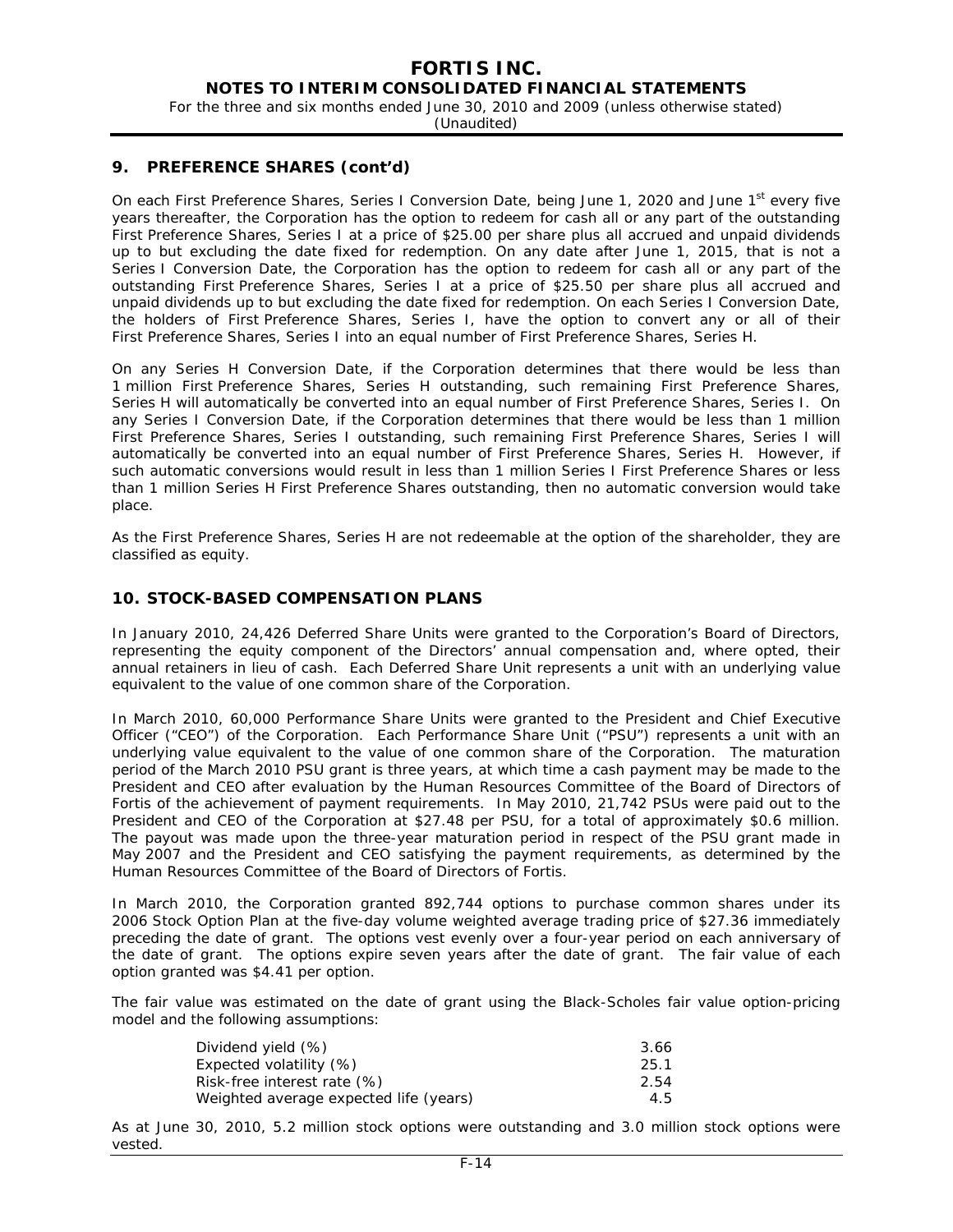## 9. PREFERENCE SHARES (cont'd)

On each First Preference Shares, Series I Conversion Date, being June 1, 2020 and June 1st every five years thereafter, the Corporation has the option to redeem for cash all or any part of the outstanding First Preference Shares, Series I at a price of $25.00 per share plus all accrued and unpaid dividends up to but excluding the date fixed for redemption. On any date after June 1, 2015, that is not a Series I Conversion Date, the Corporation has the option to redeem for cash all or any part of the outstanding First Preference Shares, Series I at a price of $25.50 per share plus all accrued and unpaid dividends up to but excluding the date fixed for redemption. On each Series I Conversion Date, the holders of First Preference Shares, Series I, have the option to convert any or all of their First Preference Shares, Series I into an equal number of First Preference Shares, Series H.

On any Series H Conversion Date, if the Corporation determines that there would be less than 1 million First Preference Shares, Series H outstanding, such remaining First Preference Shares, Series H will automatically be converted into an equal number of First Preference Shares, Series I. On any Series I Conversion Date, if the Corporation determines that there would be less than 1 million First Preference Shares, Series I outstanding, such remaining First Preference Shares, Series I will automatically be converted into an equal number of First Preference Shares, Series H. However, if such automatic conversions would result in less than 1 million Series I First Preference Shares or less than 1 million Series H First Preference Shares outstanding, then no automatic conversion would take place.

As the First Preference Shares, Series H are not redeemable at the option of the shareholder, they are classified as equity.

## 10. STOCK-BASED COMPENSATION PLANS

In January 2010, 24,426 Deferred Share Units were granted to the Corporation's Board of Directors, representing the equity component of the Directors' annual compensation and, where opted, their annual retainers in lieu of cash. Each Deferred Share Unit represents a unit with an underlying value equivalent to the value of one common share of the Corporation.

In March 2010, 60,000 Performance Share Units were granted to the President and Chief Executive Officer ("CEO") of the Corporation. Each Performance Share Unit ("PSU") represents a unit with an underlying value equivalent to the value of one common share of the Corporation. The maturation period of the March 2010 PSU grant is three years, at which time a cash payment may be made to the President and CEO after evaluation by the Human Resources Committee of the Board of Directors of Fortis of the achievement of payment requirements. In May 2010, 21,742 PSUs were paid out to the President and CEO of the Corporation at $27.48 per PSU, for a total of approximately $0.6 million. The payout was made upon the three-year maturation period in respect of the PSU grant made in May 2007 and the President and CEO satisfying the payment requirements, as determined by the Human Resources Committee of the Board of Directors of Fortis.

In March 2010, the Corporation granted 892,744 options to purchase common shares under its 2006 Stock Option Plan at the five-day volume weighted average trading price of $27.36 immediately preceding the date of grant. The options vest evenly over a four-year period on each anniversary of the date of grant. The options expire seven years after the date of grant. The fair value of each option granted was $4.41 per option.

The fair value was estimated on the date of grant using the Black-Scholes fair value option-pricing model and the following assumptions:

| | |
|---|---|
| Dividend yield (%) | 3.66 |
| Expected volatility (%) | 25.1 |
| Risk-free interest rate (%) | 2.54 |
| Weighted average expected life (years) | 4.5 |

As at June 30, 2010, 5.2 million stock options were outstanding and 3.0 million stock options were vested.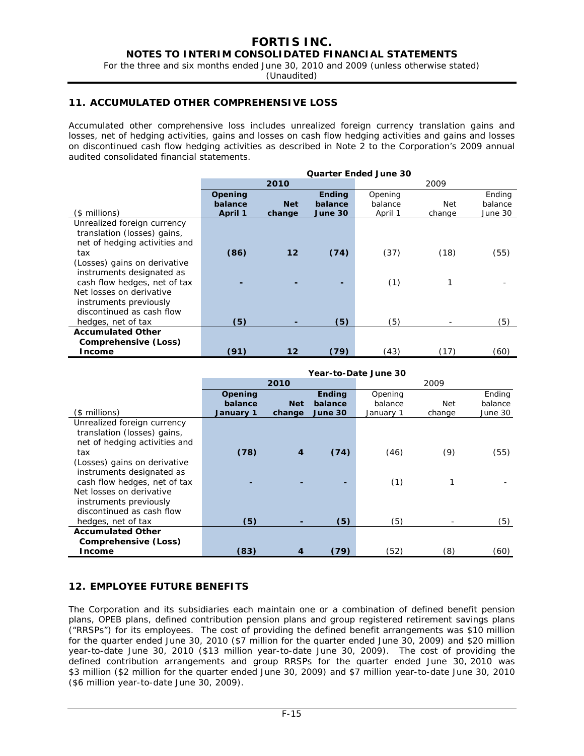## 11. ACCUMULATED OTHER COMPREHENSIVE LOSS

Accumulated other comprehensive loss includes unrealized foreign currency translation gains and losses, net of hedging activities, gains and losses on cash flow hedging activities and gains and losses on discontinued cash flow hedging activities as described in Note 2 to the Corporation's 2009 annual audited consolidated financial statements.

| | Quarter Ended June 30 | | | | | |
|---|---|---|---|---|---|---|
| | **2010** | | | 2009 | | |
| ($ millions) | **Opening balance April 1** | **Net change** | **Ending balance June 30** | Opening balance April 1 | Net change | Ending balance June 30 |
| Unrealized foreign currency translation (losses) gains, net of hedging activities and tax | **(86)** | **12** | **(74)** | (37) | (18) | (55) |
| (Losses) gains on derivative instruments designated as cash flow hedges, net of tax | **-** | **-** | **-** | (1) | 1 | - |
| Net losses on derivative instruments previously discontinued as cash flow hedges, net of tax | **(5)** | **-** | **(5)** | (5) | - | (5) |
| **Accumulated Other Comprehensive (Loss) Income** | **(91)** | **12** | **(79)** | (43) | (17) | (60) |

| | Year-to-Date June 30 | | | | | |
|---|---|---|---|---|---|---|
| | **2010** | | | 2009 | | |
| ($ millions) | **Opening balance January 1** | **Net change** | **Ending balance June 30** | Opening balance January 1 | Net change | Ending balance June 30 |
| Unrealized foreign currency translation (losses) gains, net of hedging activities and tax | **(78)** | **4** | **(74)** | (46) | (9) | (55) |
| (Losses) gains on derivative instruments designated as cash flow hedges, net of tax | **-** | **-** | **-** | (1) | 1 | - |
| Net losses on derivative instruments previously discontinued as cash flow hedges, net of tax | **(5)** | **-** | **(5)** | (5) | - | (5) |
| **Accumulated Other Comprehensive (Loss) Income** | **(83)** | **4** | **(79)** | (52) | (8) | (60) |

## 12. EMPLOYEE FUTURE BENEFITS

The Corporation and its subsidiaries each maintain one or a combination of defined benefit pension plans, OPEB plans, defined contribution pension plans and group registered retirement savings plans ("RRSPs") for its employees. The cost of providing the defined benefit arrangements was $10 million for the quarter ended June 30, 2010 ($7 million for the quarter ended June 30, 2009) and $20 million year-to-date June 30, 2010 ($13 million year-to-date June 30, 2009). The cost of providing the defined contribution arrangements and group RRSPs for the quarter ended June 30, 2010 was $3 million ($2 million for the quarter ended June 30, 2009) and $7 million year-to-date June 30, 2010 ($6 million year-to-date June 30, 2009).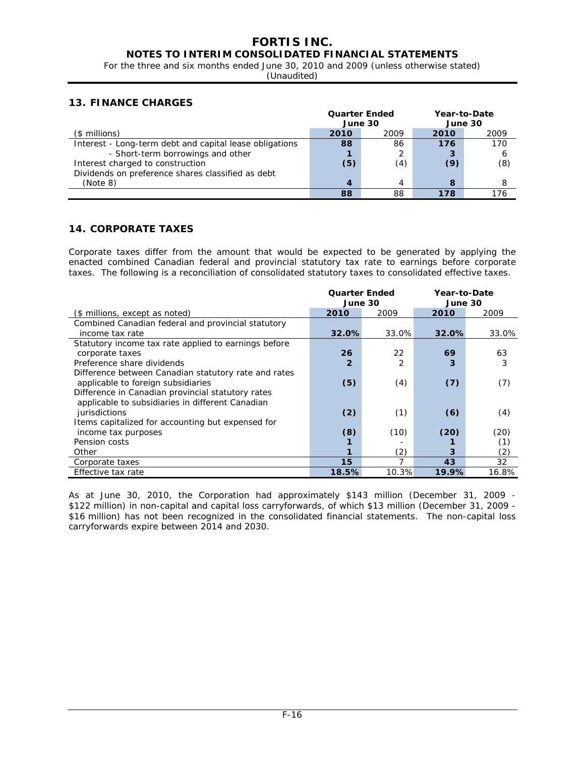## 13. FINANCE CHARGES

| ($ millions) | Quarter Ended June 30 | | Year-to-Date June 30 | |
|---|---|---|---|---|
| | **2010** | 2009 | **2010** | 2009 |
| Interest - Long-term debt and capital lease obligations | **88** | 86 | **176** | 170 |
| - Short-term borrowings and other | **1** | 2 | **3** | 6 |
| Interest charged to construction | **(5)** | (4) | **(9)** | (8) |
| Dividends on preference shares classified as debt (Note 8) | **4** | 4 | **8** | 8 |
| | **88** | 88 | **178** | 176 |

## 14. CORPORATE TAXES

Corporate taxes differ from the amount that would be expected to be generated by applying the enacted combined Canadian federal and provincial statutory tax rate to earnings before corporate taxes. The following is a reconciliation of consolidated statutory taxes to consolidated effective taxes.

| ($ millions, except as noted) | Quarter Ended June 30 | | Year-to-Date June 30 | |
|---|---|---|---|---|
| | **2010** | 2009 | **2010** | 2009 |
| Combined Canadian federal and provincial statutory income tax rate | **32.0%** | 33.0% | **32.0%** | 33.0% |
| Statutory income tax rate applied to earnings before corporate taxes | **26** | 22 | **69** | 63 |
| Preference share dividends | **2** | 2 | **3** | 3 |
| Difference between Canadian statutory rate and rates applicable to foreign subsidiaries | **(5)** | (4) | **(7)** | (7) |
| Difference in Canadian provincial statutory rates applicable to subsidiaries in different Canadian jurisdictions | **(2)** | (1) | **(6)** | (4) |
| Items capitalized for accounting but expensed for income tax purposes | **(8)** | (10) | **(20)** | (20) |
| Pension costs | **1** | - | **1** | (1) |
| Other | **1** | (2) | **3** | (2) |
| Corporate taxes | **15** | 7 | **43** | 32 |
| Effective tax rate | **18.5%** | 10.3% | **19.9%** | 16.8% |

As at June 30, 2010, the Corporation had approximately $143 million (December 31, 2009 - $122 million) in non-capital and capital loss carryforwards, of which $13 million (December 31, 2009 - $16 million) has not been recognized in the consolidated financial statements. The non-capital loss carryforwards expire between 2014 and 2030.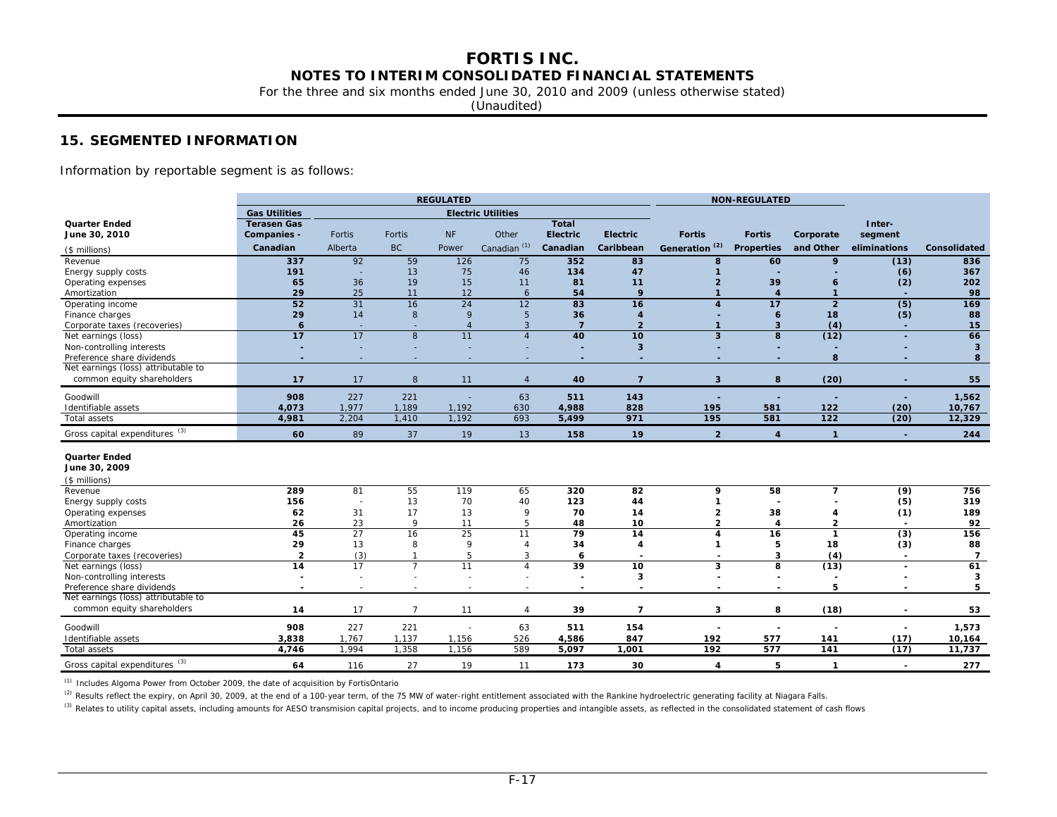## 15. SEGMENTED INFORMATION

Information by reportable segment is as follows:

| | REGULATED | | | | | | | NON-REGULATED | | | | |
|---|---|---|---|---|---|---|---|---|---|---|---|---|
| | Gas Utilities | Electric Utilities | | | | | | | | | | |
| **Quarter Ended June 30, 2010** ($ millions) | Terasen Gas Companies - Canadian | Fortis Alberta | Fortis BC | NF Power | Other Canadian [1] | Total Electric Canadian | Electric Caribbean | Fortis Generation [2] | Fortis Properties | Corporate and Other | Inter-segment eliminations | Consolidated |
| Revenue | 337 | 92 | 59 | 126 | 75 | 352 | 83 | 8 | 60 | 9 | (13) | 836 |
| Energy supply costs | 191 | - | 13 | 75 | 46 | 134 | 47 | 1 | - | - | (6) | 367 |
| Operating expenses | 65 | 36 | 19 | 15 | 11 | 81 | 11 | 2 | 39 | 6 | (2) | 202 |
| Amortization | 29 | 25 | 11 | 12 | 6 | 54 | 9 | 1 | 4 | 1 | - | 98 |
| Operating income | 52 | 31 | 16 | 24 | 12 | 83 | 16 | 4 | 17 | 2 | (5) | 169 |
| Finance charges | 29 | 14 | 8 | 9 | 5 | 36 | 4 | - | 6 | 18 | (5) | 88 |
| Corporate taxes (recoveries) | 6 | - | - | 4 | 3 | 7 | 2 | 1 | 3 | (4) | - | 15 |
| Net earnings (loss) | 17 | 17 | 8 | 11 | 4 | 40 | 10 | 3 | 8 | (12) | - | 66 |
| Non-controlling interests | - | - | - | - | - | - | 3 | - | - | - | - | 3 |
| Preference share dividends | - | - | - | - | - | - | - | - | - | 8 | - | 8 |
| Net earnings (loss) attributable to common equity shareholders | 17 | 17 | 8 | 11 | 4 | 40 | 7 | 3 | 8 | (20) | - | 55 |
| Goodwill | 908 | 227 | 221 | - | 63 | 511 | 143 | - | - | - | - | 1,562 |
| Identifiable assets | 4,073 | 1,977 | 1,189 | 1,192 | 630 | 4,988 | 828 | 195 | 581 | 122 | (20) | 10,767 |
| Total assets | 4,981 | 2,204 | 1,410 | 1,192 | 693 | 5,499 | 971 | 195 | 581 | 122 | (20) | 12,329 |
| Gross capital expenditures [3] | 60 | 89 | 37 | 19 | 13 | 158 | 19 | 2 | 4 | 1 | - | 244 |
| **Quarter Ended June 30, 2009** ($ millions) | | | | | | | | | | | | |
| Revenue | 289 | 81 | 55 | 119 | 65 | 320 | 82 | 9 | 58 | 7 | (9) | 756 |
| Energy supply costs | 156 | - | 13 | 70 | 40 | 123 | 44 | 1 | - | - | (5) | 319 |
| Operating expenses | 62 | 31 | 17 | 13 | 9 | 70 | 14 | 2 | 38 | 4 | (1) | 189 |
| Amortization | 26 | 23 | 9 | 11 | 5 | 48 | 10 | 2 | 4 | 2 | - | 92 |
| Operating income | 45 | 27 | 16 | 25 | 11 | 79 | 14 | 4 | 16 | 1 | (3) | 156 |
| Finance charges | 29 | 13 | 8 | 9 | 4 | 34 | 4 | 1 | 5 | 18 | (3) | 88 |
| Corporate taxes (recoveries) | 2 | (3) | 1 | 5 | 3 | 6 | - | - | 3 | (4) | - | 7 |
| Net earnings (loss) | 14 | 17 | 7 | 11 | 4 | 39 | 10 | 3 | 8 | (13) | - | 61 |
| Non-controlling interests | - | - | - | - | - | - | 3 | - | - | - | - | 3 |
| Preference share dividends | - | - | - | - | - | - | - | - | - | 5 | - | 5 |
| Net earnings (loss) attributable to common equity shareholders | 14 | 17 | 7 | 11 | 4 | 39 | 7 | 3 | 8 | (18) | - | 53 |
| Goodwill | 908 | 227 | 221 | - | 63 | 511 | 154 | - | - | - | - | 1,573 |
| Identifiable assets | 3,838 | 1,767 | 1,137 | 1,156 | 526 | 4,586 | 847 | 192 | 577 | 141 | (17) | 10,164 |
| Total assets | 4,746 | 1,994 | 1,358 | 1,156 | 589 | 5,097 | 1,001 | 192 | 577 | 141 | (17) | 11,737 |
| Gross capital expenditures [3] | 64 | 116 | 27 | 19 | 11 | 173 | 30 | 4 | 5 | 1 | - | 277 |

[1] Includes Algoma Power from October 2009, the date of acquisition by FortisOntario

[2] Results reflect the expiry, on April 30, 2009, at the end of a 100-year term, of the 75 MW of water-right entitlement associated with the Rankine hydroelectric generating facility at Niagara Falls.

[3] Relates to utility capital assets, including amounts for AESO transmision capital projects, and to income producing properties and intangible assets, as reflected in the consolidated statement of cash flows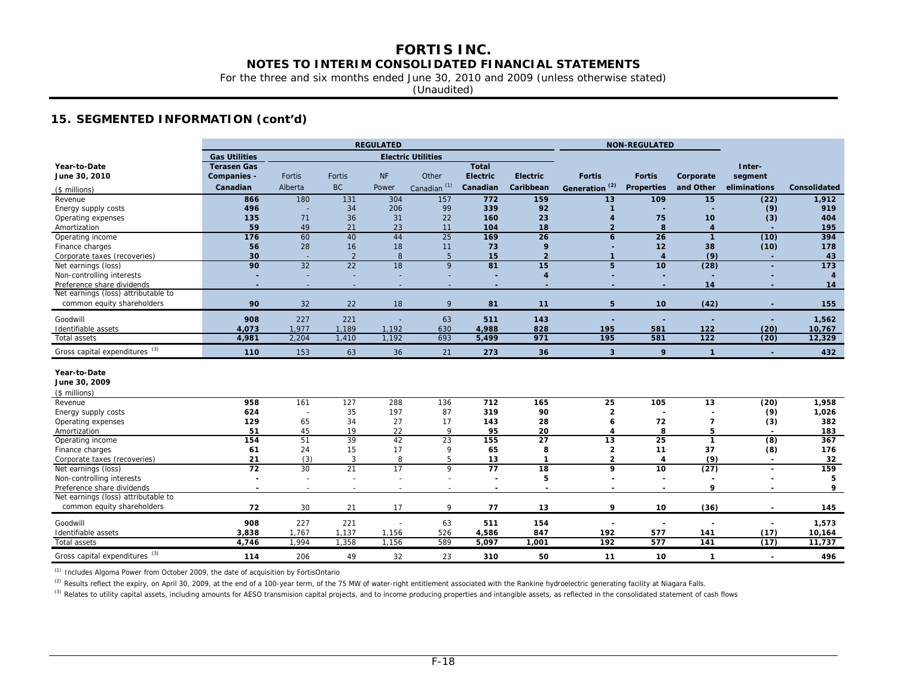## 15. SEGMENTED INFORMATION (cont'd)

| | REGULATED | | | | | | | NON-REGULATED | | | | |
|---|---|---|---|---|---|---|---|---|---|---|---|---|
| | Gas Utilities | Electric Utilities | | | | | | | | | | |
| **Year-to-Date June 30, 2010** ($ millions) | Terasen Gas Companies - Canadian | Fortis Alberta | Fortis BC | NF Power | Other Canadian [1] | Total Electric Canadian | Electric Caribbean | Fortis Generation [2] | Fortis Properties | Corporate and Other | Inter-segment eliminations | Consolidated |
| Revenue | 866 | 180 | 131 | 304 | 157 | 772 | 159 | 13 | 109 | 15 | (22) | 1,912 |
| Energy supply costs | 496 | - | 34 | 206 | 99 | 339 | 92 | 1 | - | - | (9) | 919 |
| Operating expenses | 135 | 71 | 36 | 31 | 22 | 160 | 23 | 4 | 75 | 10 | (3) | 404 |
| Amortization | 59 | 49 | 21 | 23 | 11 | 104 | 18 | 2 | 8 | 4 | - | 195 |
| Operating income | 176 | 60 | 40 | 44 | 25 | 169 | 26 | 6 | 26 | 1 | (10) | 394 |
| Finance charges | 56 | 28 | 16 | 18 | 11 | 73 | 9 | - | 12 | 38 | (10) | 178 |
| Corporate taxes (recoveries) | 30 | - | 2 | 8 | 5 | 15 | 2 | 1 | 4 | (9) | - | 43 |
| Net earnings (loss) | 90 | 32 | 22 | 18 | 9 | 81 | 15 | 5 | 10 | (28) | - | 173 |
| Non-controlling interests | - | - | - | - | - | - | 4 | - | - | - | - | 4 |
| Preference share dividends | - | - | - | - | - | - | - | - | - | 14 | - | 14 |
| Net earnings (loss) attributable to common equity shareholders | 90 | 32 | 22 | 18 | 9 | 81 | 11 | 5 | 10 | (42) | - | 155 |
| Goodwill | 908 | 227 | 221 | - | 63 | 511 | 143 | - | - | - | - | 1,562 |
| Identifiable assets | 4,073 | 1,977 | 1,189 | 1,192 | 630 | 4,988 | 828 | 195 | 581 | 122 | (20) | 10,767 |
| Total assets | 4,981 | 2,204 | 1,410 | 1,192 | 693 | 5,499 | 971 | 195 | 581 | 122 | (20) | 12,329 |
| Gross capital expenditures [3] | 110 | 153 | 63 | 36 | 21 | 273 | 36 | 3 | 9 | 1 | - | 432 |
| **Year-to-Date June 30, 2009** ($ millions) | | | | | | | | | | | | |
| Revenue | 958 | 161 | 127 | 288 | 136 | 712 | 165 | 25 | 105 | 13 | (20) | 1,958 |
| Energy supply costs | 624 | - | 35 | 197 | 87 | 319 | 90 | 2 | - | - | (9) | 1,026 |
| Operating expenses | 129 | 65 | 34 | 27 | 17 | 143 | 28 | 6 | 72 | 7 | (3) | 382 |
| Amortization | 51 | 45 | 19 | 22 | 9 | 95 | 20 | 4 | 8 | 5 | - | 183 |
| Operating income | 154 | 51 | 39 | 42 | 23 | 155 | 27 | 13 | 25 | 1 | (8) | 367 |
| Finance charges | 61 | 24 | 15 | 17 | 9 | 65 | 8 | 2 | 11 | 37 | (8) | 176 |
| Corporate taxes (recoveries) | 21 | (3) | 3 | 8 | 5 | 13 | 1 | 2 | 4 | (9) | - | 32 |
| Net earnings (loss) | 72 | 30 | 21 | 17 | 9 | 77 | 18 | 9 | 10 | (27) | - | 159 |
| Non-controlling interests | - | - | - | - | - | - | 5 | - | - | - | - | 5 |
| Preference share dividends | - | - | - | - | - | - | - | - | - | 9 | - | 9 |
| Net earnings (loss) attributable to common equity shareholders | 72 | 30 | 21 | 17 | 9 | 77 | 13 | 9 | 10 | (36) | - | 145 |
| Goodwill | 908 | 227 | 221 | - | 63 | 511 | 154 | - | - | - | - | 1,573 |
| Identifiable assets | 3,838 | 1,767 | 1,137 | 1,156 | 526 | 4,586 | 847 | 192 | 577 | 141 | (17) | 10,164 |
| Total assets | 4,746 | 1,994 | 1,358 | 1,156 | 589 | 5,097 | 1,001 | 192 | 577 | 141 | (17) | 11,737 |
| Gross capital expenditures [3] | 114 | 206 | 49 | 32 | 23 | 310 | 50 | 11 | 10 | 1 | - | 496 |

[1] Includes Algoma Power from October 2009, the date of acquisition by FortisOntario

[2] Results reflect the expiry, on April 30, 2009, at the end of a 100-year term, of the 75 MW of water-right entitlement associated with the Rankine hydroelectric generating facility at Niagara Falls.

[3] Relates to utility capital assets, including amounts for AESO transmision capital projects, and to income producing properties and intangible assets, as reflected in the consolidated statement of cash flows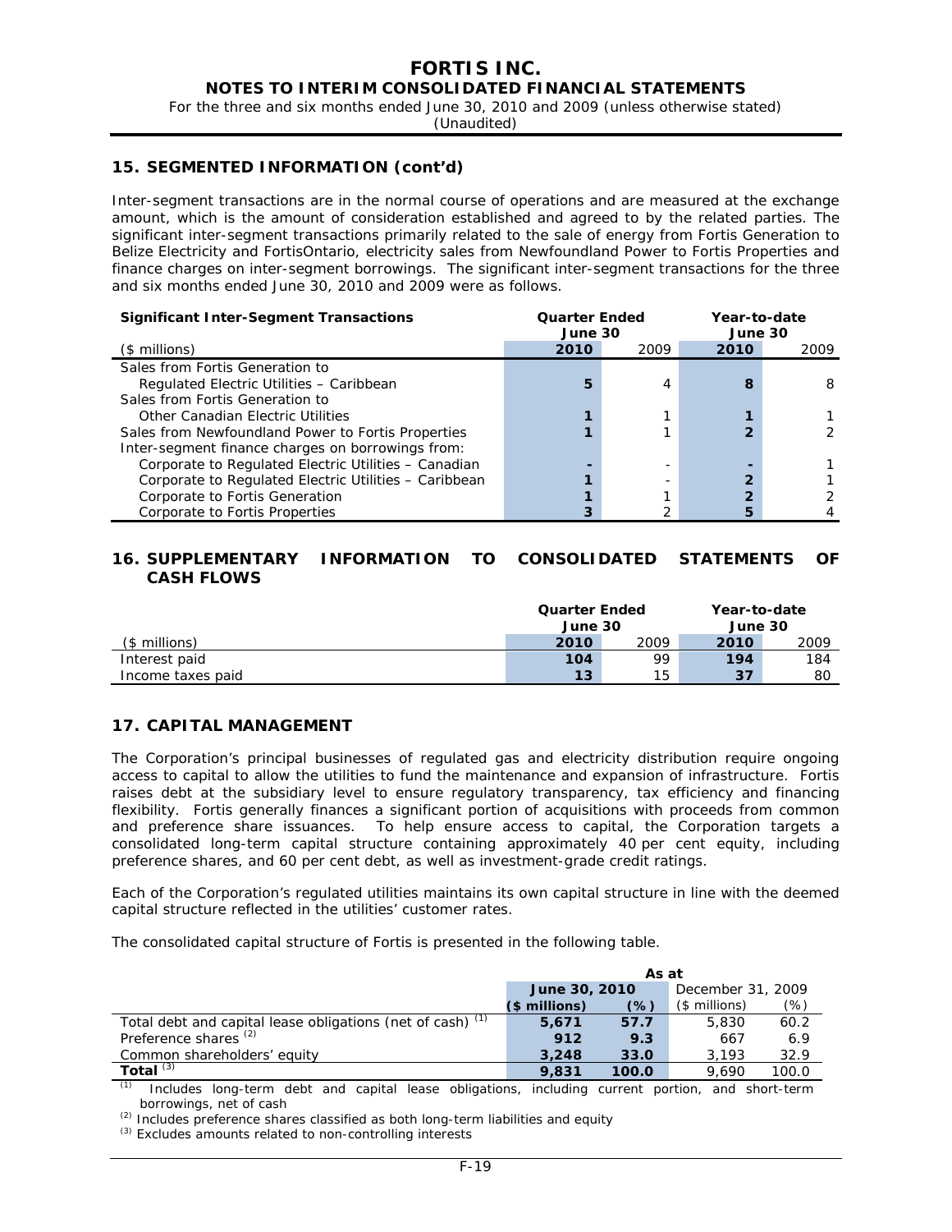## 15. SEGMENTED INFORMATION (cont'd)

Inter-segment transactions are in the normal course of operations and are measured at the exchange amount, which is the amount of consideration established and agreed to by the related parties. The significant inter-segment transactions primarily related to the sale of energy from Fortis Generation to Belize Electricity and FortisOntario, electricity sales from Newfoundland Power to Fortis Properties and finance charges on inter-segment borrowings. The significant inter-segment transactions for the three and six months ended June 30, 2010 and 2009 were as follows.

| **Significant Inter-Segment Transactions** | **Quarter Ended June 30** | | **Year-to-date June 30** | |
|---|---|---|---|---|
| ($ millions) | **2010** | 2009 | **2010** | 2009 |
| Sales from Fortis Generation to Regulated Electric Utilities – Caribbean | **5** | 4 | **8** | 8 |
| Sales from Fortis Generation to Other Canadian Electric Utilities | **1** | 1 | **1** | 1 |
| Sales from Newfoundland Power to Fortis Properties | **1** | 1 | **2** | 2 |
| Inter-segment finance charges on borrowings from: | | | | |
| Corporate to Regulated Electric Utilities – Canadian | **-** | - | **-** | 1 |
| Corporate to Regulated Electric Utilities – Caribbean | **1** | - | **2** | 1 |
| Corporate to Fortis Generation | **1** | 1 | **2** | 2 |
| Corporate to Fortis Properties | **3** | 2 | **5** | 4 |

## 16. SUPPLEMENTARY INFORMATION TO CONSOLIDATED STATEMENTS OF CASH FLOWS

| | **Quarter Ended June 30** | | **Year-to-date June 30** | |
|---|---|---|---|---|
| ($ millions) | **2010** | 2009 | **2010** | 2009 |
| Interest paid | **104** | 99 | **194** | 184 |
| Income taxes paid | **13** | 15 | **37** | 80 |

## 17. CAPITAL MANAGEMENT

The Corporation's principal businesses of regulated gas and electricity distribution require ongoing access to capital to allow the utilities to fund the maintenance and expansion of infrastructure. Fortis raises debt at the subsidiary level to ensure regulatory transparency, tax efficiency and financing flexibility. Fortis generally finances a significant portion of acquisitions with proceeds from common and preference share issuances. To help ensure access to capital, the Corporation targets a consolidated long-term capital structure containing approximately 40 per cent equity, including preference shares, and 60 per cent debt, as well as investment-grade credit ratings.

Each of the Corporation's regulated utilities maintains its own capital structure in line with the deemed capital structure reflected in the utilities' customer rates.

The consolidated capital structure of Fortis is presented in the following table.

| | **As at** | | | |
|---|---|---|---|---|
| | **June 30, 2010** | | December 31, 2009 | |
| | **($ millions)** | **(%)** | ($ millions) | (%) |
| Total debt and capital lease obligations (net of cash) [(1)] | **5,671** | **57.7** | 5,830 | 60.2 |
| Preference shares [(2)] | **912** | **9.3** | 667 | 6.9 |
| Common shareholders' equity | **3,248** | **33.0** | 3,193 | 32.9 |
| **Total** [(3)] | **9,831** | **100.0** | 9,690 | 100.0 |

[(1)] Includes long-term debt and capital lease obligations, including current portion, and short-term borrowings, net of cash

[(2)] Includes preference shares classified as both long-term liabilities and equity

[(3)] Excludes amounts related to non-controlling interests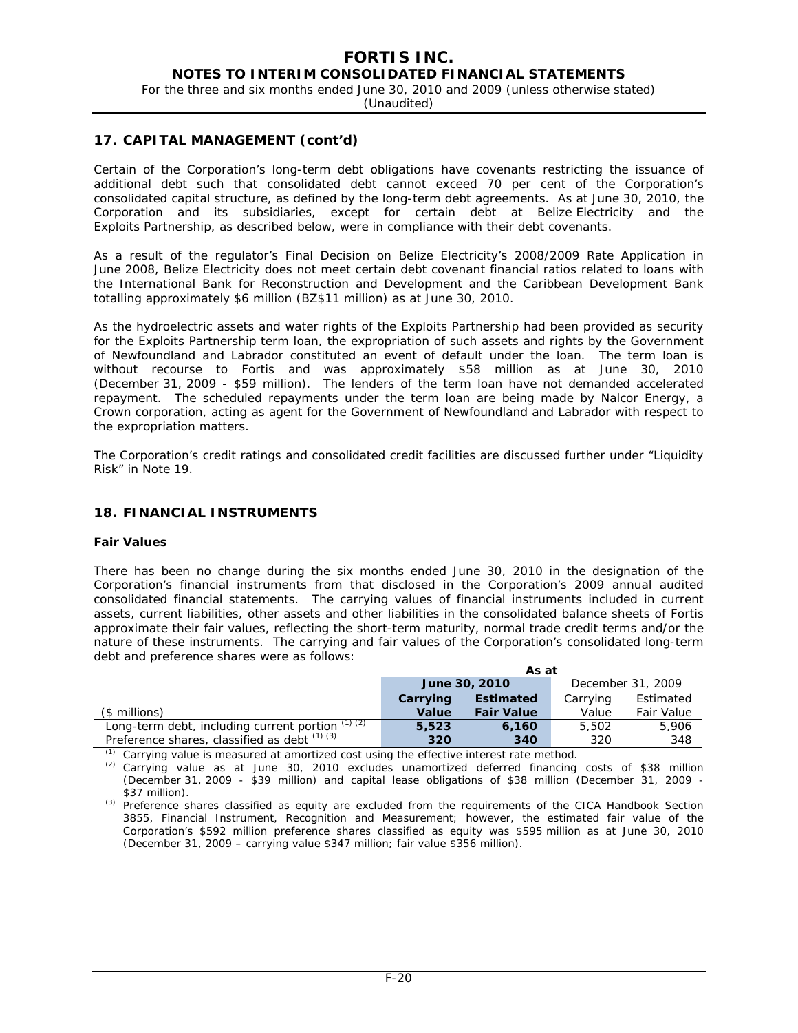## 17. CAPITAL MANAGEMENT (cont'd)

Certain of the Corporation's long-term debt obligations have covenants restricting the issuance of additional debt such that consolidated debt cannot exceed 70 per cent of the Corporation's consolidated capital structure, as defined by the long-term debt agreements. As at June 30, 2010, the Corporation and its subsidiaries, except for certain debt at Belize Electricity and the Exploits Partnership, as described below, were in compliance with their debt covenants.

As a result of the regulator's Final Decision on Belize Electricity's 2008/2009 Rate Application in June 2008, Belize Electricity does not meet certain debt covenant financial ratios related to loans with the International Bank for Reconstruction and Development and the Caribbean Development Bank totalling approximately $6 million (BZ$11 million) as at June 30, 2010.

As the hydroelectric assets and water rights of the Exploits Partnership had been provided as security for the Exploits Partnership term loan, the expropriation of such assets and rights by the Government of Newfoundland and Labrador constituted an event of default under the loan. The term loan is without recourse to Fortis and was approximately $58 million as at June 30, 2010 (December 31, 2009 - $59 million). The lenders of the term loan have not demanded accelerated repayment. The scheduled repayments under the term loan are being made by Nalcor Energy, a Crown corporation, acting as agent for the Government of Newfoundland and Labrador with respect to the expropriation matters.

The Corporation's credit ratings and consolidated credit facilities are discussed further under "Liquidity Risk" in Note 19.

## 18. FINANCIAL INSTRUMENTS

### Fair Values

There has been no change during the six months ended June 30, 2010 in the designation of the Corporation's financial instruments from that disclosed in the Corporation's 2009 annual audited consolidated financial statements. The carrying values of financial instruments included in current assets, current liabilities, other assets and other liabilities in the consolidated balance sheets of Fortis approximate their fair values, reflecting the short-term maturity, normal trade credit terms and/or the nature of these instruments. The carrying and fair values of the Corporation's consolidated long-term debt and preference shares were as follows:

| | As at | | | |
|---|---|---|---|---|
| | **June 30, 2010** | | December 31, 2009 | |
| ($ millions) | **Carrying Value** | **Estimated Fair Value** | Carrying Value | Estimated Fair Value |
| Long-term debt, including current portion [(1)] [(2)] | **5,523** | **6,160** | 5,502 | 5,906 |
| Preference shares, classified as debt [(1)] [(3)] | **320** | **340** | 320 | 348 |

(1) Carrying value is measured at amortized cost using the effective interest rate method.

(2) Carrying value as at June 30, 2010 excludes unamortized deferred financing costs of $38 million (December 31, 2009 - $39 million) and capital lease obligations of $38 million (December 31, 2009 - $37 million).

(3) Preference shares classified as equity are excluded from the requirements of the CICA Handbook Section 3855, Financial Instrument, Recognition and Measurement; however, the estimated fair value of the Corporation's $592 million preference shares classified as equity was $595 million as at June 30, 2010 (December 31, 2009 – carrying value $347 million; fair value $356 million).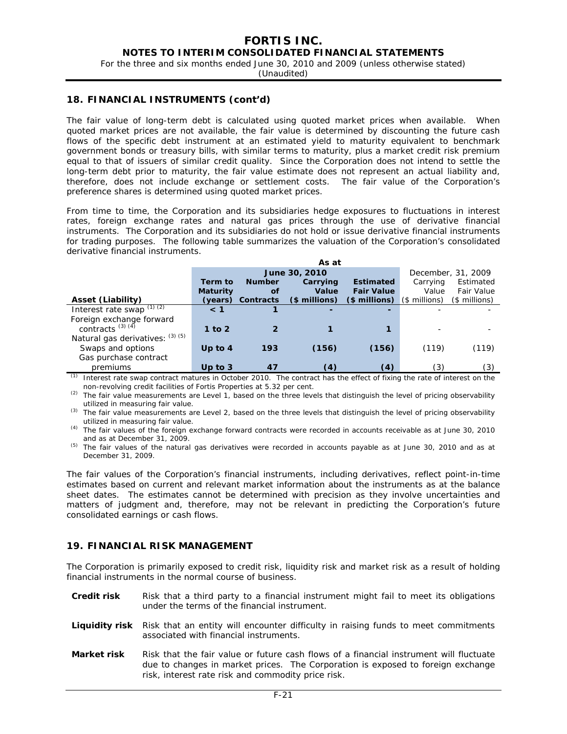## 18. FINANCIAL INSTRUMENTS (cont'd)

The fair value of long-term debt is calculated using quoted market prices when available. When quoted market prices are not available, the fair value is determined by discounting the future cash flows of the specific debt instrument at an estimated yield to maturity equivalent to benchmark government bonds or treasury bills, with similar terms to maturity, plus a market credit risk premium equal to that of issuers of similar credit quality. Since the Corporation does not intend to settle the long-term debt prior to maturity, the fair value estimate does not represent an actual liability and, therefore, does not include exchange or settlement costs. The fair value of the Corporation's preference shares is determined using quoted market prices.

From time to time, the Corporation and its subsidiaries hedge exposures to fluctuations in interest rates, foreign exchange rates and natural gas prices through the use of derivative financial instruments. The Corporation and its subsidiaries do not hold or issue derivative financial instruments for trading purposes. The following table summarizes the valuation of the Corporation's consolidated derivative financial instruments.

| | As at | | | | | |
|---|---|---|---|---|---|---|
| | June 30, 2010 | | | | December, 31, 2009 | |
| **Asset (Liability)** | **Term to Maturity (years)** | **Number of Contracts** | **Carrying Value ($ millions)** | **Estimated Fair Value ($ millions)** | Carrying Value ($ millions) | Estimated Fair Value ($ millions) |
| Interest rate swap [1] [2] | **< 1** | **1** | **-** | **-** | - | - |
| Foreign exchange forward contracts [3] [4] | **1 to 2** | **2** | **1** | **1** | - | - |
| Natural gas derivatives: [3] [5] | | | | | | |
| Swaps and options | **Up to 4** | **193** | **(156)** | **(156)** | (119) | (119) |
| Gas purchase contract premiums | **Up to 3** | **47** | **(4)** | **(4)** | (3) | (3) |

[1] Interest rate swap contract matures in October 2010. The contract has the effect of fixing the rate of interest on the non-revolving credit facilities of Fortis Properties at 5.32 per cent.

[2] The fair value measurements are Level 1, based on the three levels that distinguish the level of pricing observability utilized in measuring fair value.

[3] The fair value measurements are Level 2, based on the three levels that distinguish the level of pricing observability utilized in measuring fair value.

[4] The fair values of the foreign exchange forward contracts were recorded in accounts receivable as at June 30, 2010 and as at December 31, 2009.

[5] The fair values of the natural gas derivatives were recorded in accounts payable as at June 30, 2010 and as at December 31, 2009.

The fair values of the Corporation's financial instruments, including derivatives, reflect point-in-time estimates based on current and relevant market information about the instruments as at the balance sheet dates. The estimates cannot be determined with precision as they involve uncertainties and matters of judgment and, therefore, may not be relevant in predicting the Corporation's future consolidated earnings or cash flows.

## 19. FINANCIAL RISK MANAGEMENT

The Corporation is primarily exposed to credit risk, liquidity risk and market risk as a result of holding financial instruments in the normal course of business.

**Credit risk** Risk that a third party to a financial instrument might fail to meet its obligations under the terms of the financial instrument.

**Liquidity risk** Risk that an entity will encounter difficulty in raising funds to meet commitments associated with financial instruments.

**Market risk** Risk that the fair value or future cash flows of a financial instrument will fluctuate due to changes in market prices. The Corporation is exposed to foreign exchange risk, interest rate risk and commodity price risk.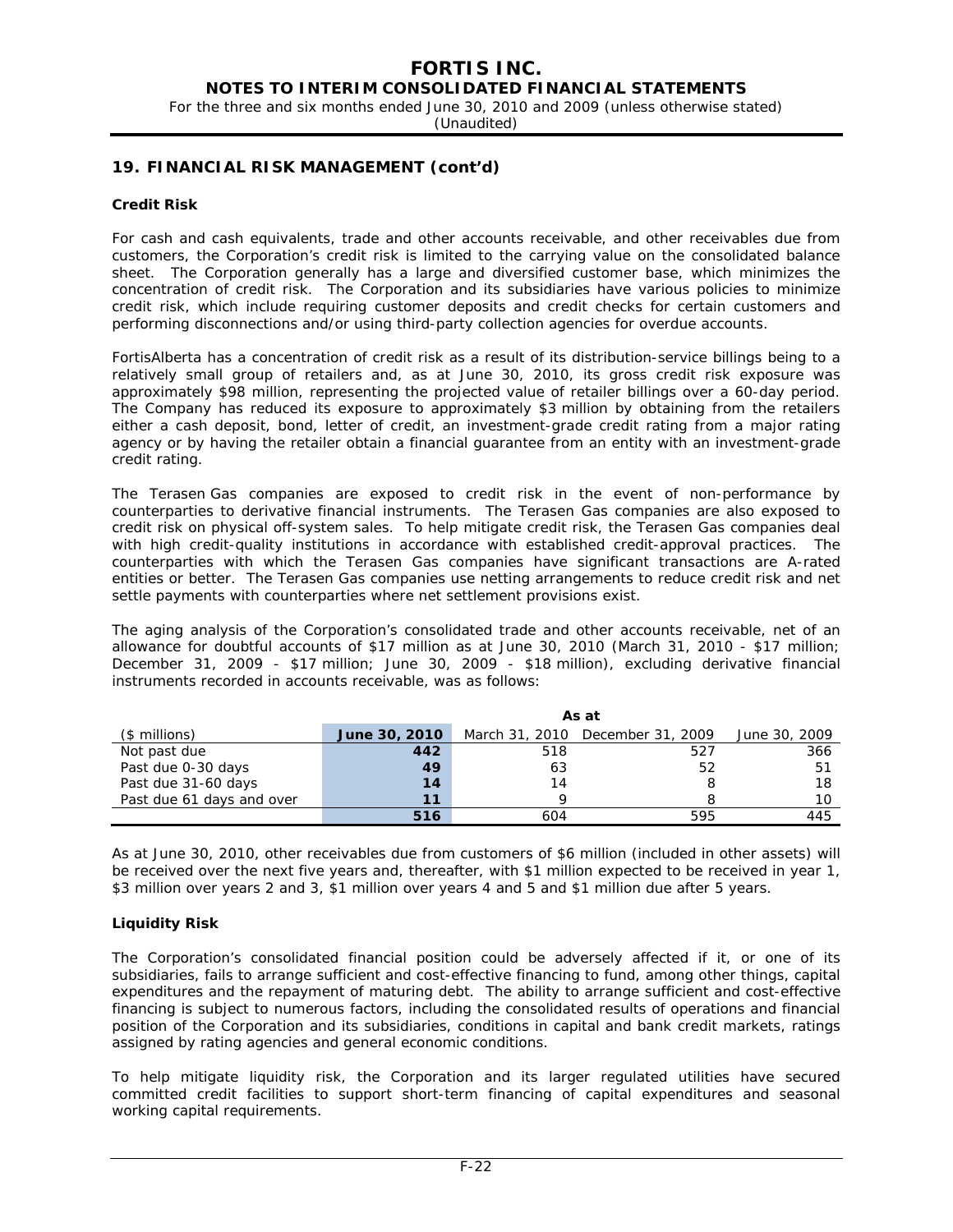## 19. FINANCIAL RISK MANAGEMENT (cont'd)

### Credit Risk

For cash and cash equivalents, trade and other accounts receivable, and other receivables due from customers, the Corporation's credit risk is limited to the carrying value on the consolidated balance sheet. The Corporation generally has a large and diversified customer base, which minimizes the concentration of credit risk. The Corporation and its subsidiaries have various policies to minimize credit risk, which include requiring customer deposits and credit checks for certain customers and performing disconnections and/or using third-party collection agencies for overdue accounts.

FortisAlberta has a concentration of credit risk as a result of its distribution-service billings being to a relatively small group of retailers and, as at June 30, 2010, its gross credit risk exposure was approximately $98 million, representing the projected value of retailer billings over a 60-day period. The Company has reduced its exposure to approximately $3 million by obtaining from the retailers either a cash deposit, bond, letter of credit, an investment-grade credit rating from a major rating agency or by having the retailer obtain a financial guarantee from an entity with an investment-grade credit rating.

The Terasen Gas companies are exposed to credit risk in the event of non-performance by counterparties to derivative financial instruments. The Terasen Gas companies are also exposed to credit risk on physical off-system sales. To help mitigate credit risk, the Terasen Gas companies deal with high credit-quality institutions in accordance with established credit-approval practices. The counterparties with which the Terasen Gas companies have significant transactions are A-rated entities or better. The Terasen Gas companies use netting arrangements to reduce credit risk and net settle payments with counterparties where net settlement provisions exist.

The aging analysis of the Corporation's consolidated trade and other accounts receivable, net of an allowance for doubtful accounts of $17 million as at June 30, 2010 (March 31, 2010 - $17 million; December 31, 2009 - $17 million; June 30, 2009 - $18 million), excluding derivative financial instruments recorded in accounts receivable, was as follows:

| | As at | | | |
|---|---|---|---|---|
| ($ millions) | **June 30, 2010** | March 31, 2010 | December 31, 2009 | June 30, 2009 |
| Not past due | **442** | 518 | 527 | 366 |
| Past due 0-30 days | **49** | 63 | 52 | 51 |
| Past due 31-60 days | **14** | 14 | 8 | 18 |
| Past due 61 days and over | **11** | 9 | 8 | 10 |
| | **516** | 604 | 595 | 445 |

As at June 30, 2010, other receivables due from customers of $6 million (included in other assets) will be received over the next five years and, thereafter, with $1 million expected to be received in year 1, $3 million over years 2 and 3, $1 million over years 4 and 5 and $1 million due after 5 years.

### Liquidity Risk

The Corporation's consolidated financial position could be adversely affected if it, or one of its subsidiaries, fails to arrange sufficient and cost-effective financing to fund, among other things, capital expenditures and the repayment of maturing debt. The ability to arrange sufficient and cost-effective financing is subject to numerous factors, including the consolidated results of operations and financial position of the Corporation and its subsidiaries, conditions in capital and bank credit markets, ratings assigned by rating agencies and general economic conditions.

To help mitigate liquidity risk, the Corporation and its larger regulated utilities have secured committed credit facilities to support short-term financing of capital expenditures and seasonal working capital requirements.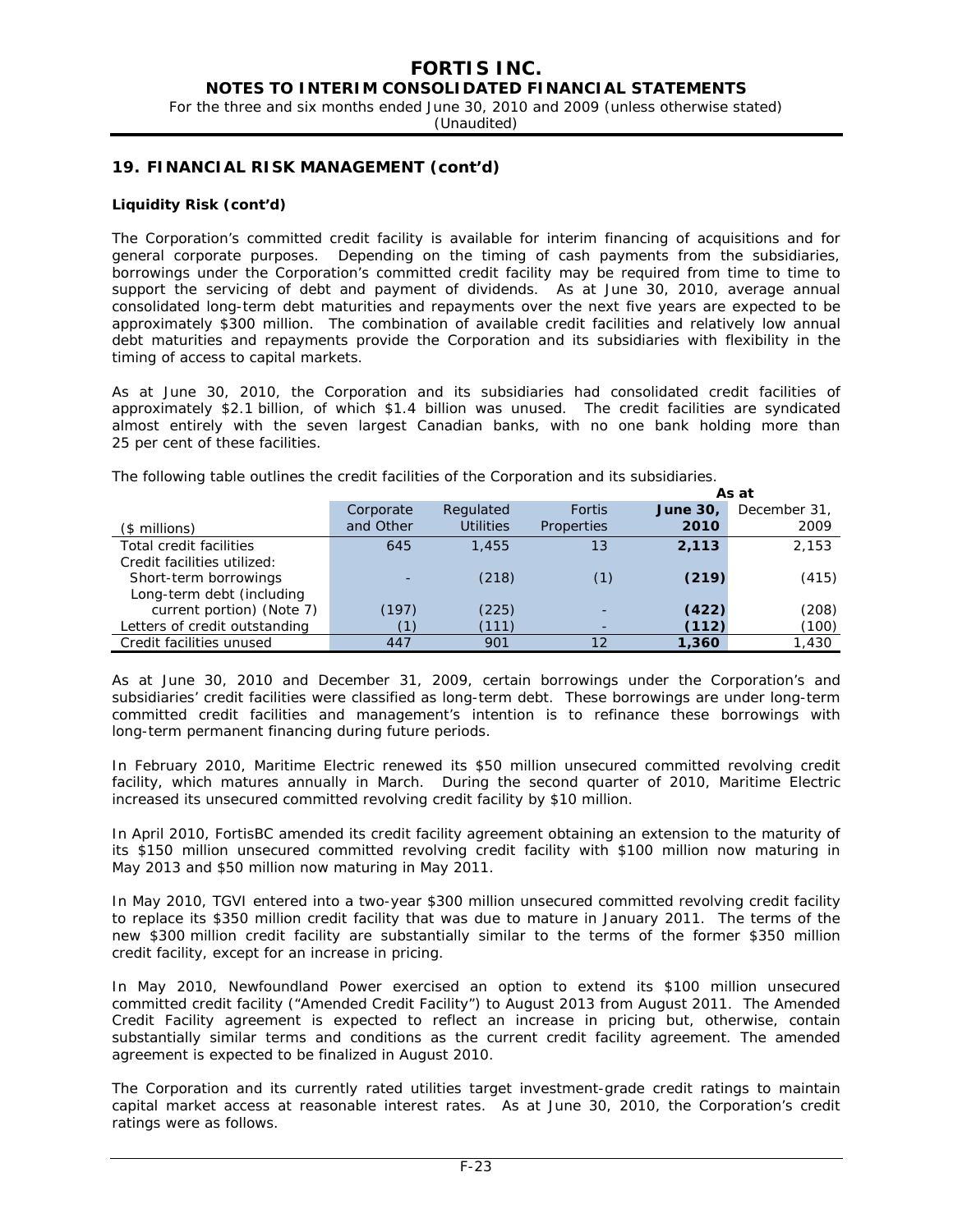## 19. FINANCIAL RISK MANAGEMENT (cont'd)

**Liquidity Risk (cont'd)**

The Corporation's committed credit facility is available for interim financing of acquisitions and for general corporate purposes. Depending on the timing of cash payments from the subsidiaries, borrowings under the Corporation's committed credit facility may be required from time to time to support the servicing of debt and payment of dividends. As at June 30, 2010, average annual consolidated long-term debt maturities and repayments over the next five years are expected to be approximately $300 million. The combination of available credit facilities and relatively low annual debt maturities and repayments provide the Corporation and its subsidiaries with flexibility in the timing of access to capital markets.

As at June 30, 2010, the Corporation and its subsidiaries had consolidated credit facilities of approximately $2.1 billion, of which $1.4 billion was unused. The credit facilities are syndicated almost entirely with the seven largest Canadian banks, with no one bank holding more than 25 per cent of these facilities.

The following table outlines the credit facilities of the Corporation and its subsidiaries.

| ($ millions) | Corporate and Other | Regulated Utilities | Fortis Properties | As at **June 30, 2010** | As at December 31, 2009 |
|---|---|---|---|---|---|
| Total credit facilities | 645 | 1,455 | 13 | **2,113** | 2,153 |
| Credit facilities utilized: | | | | | |
| Short-term borrowings | - | (218) | (1) | **(219)** | (415) |
| Long-term debt (including current portion) (Note 7) | (197) | (225) | - | **(422)** | (208) |
| Letters of credit outstanding | (1) | (111) | - | **(112)** | (100) |
| Credit facilities unused | 447 | 901 | 12 | **1,360** | 1,430 |

As at June 30, 2010 and December 31, 2009, certain borrowings under the Corporation's and subsidiaries' credit facilities were classified as long-term debt. These borrowings are under long-term committed credit facilities and management's intention is to refinance these borrowings with long-term permanent financing during future periods.

In February 2010, Maritime Electric renewed its $50 million unsecured committed revolving credit facility, which matures annually in March. During the second quarter of 2010, Maritime Electric increased its unsecured committed revolving credit facility by $10 million.

In April 2010, FortisBC amended its credit facility agreement obtaining an extension to the maturity of its $150 million unsecured committed revolving credit facility with $100 million now maturing in May 2013 and $50 million now maturing in May 2011.

In May 2010, TGVI entered into a two-year $300 million unsecured committed revolving credit facility to replace its $350 million credit facility that was due to mature in January 2011. The terms of the new $300 million credit facility are substantially similar to the terms of the former $350 million credit facility, except for an increase in pricing.

In May 2010, Newfoundland Power exercised an option to extend its $100 million unsecured committed credit facility ("Amended Credit Facility") to August 2013 from August 2011. The Amended Credit Facility agreement is expected to reflect an increase in pricing but, otherwise, contain substantially similar terms and conditions as the current credit facility agreement. The amended agreement is expected to be finalized in August 2010.

The Corporation and its currently rated utilities target investment-grade credit ratings to maintain capital market access at reasonable interest rates. As at June 30, 2010, the Corporation's credit ratings were as follows.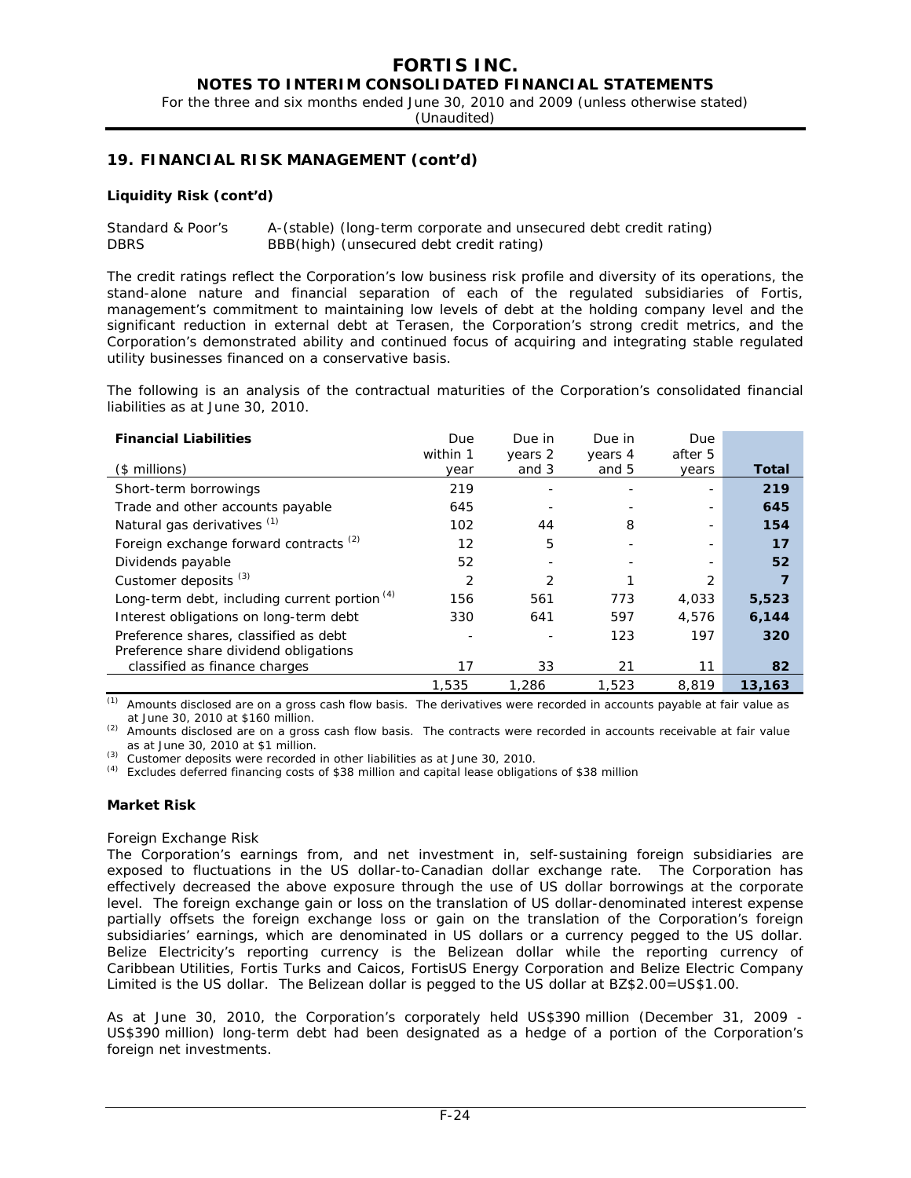## 19. FINANCIAL RISK MANAGEMENT (cont'd)

### Liquidity Risk (cont'd)

Standard & Poor's A-(stable) (long-term corporate and unsecured debt credit rating)
DBRS BBB(high) (unsecured debt credit rating)

The credit ratings reflect the Corporation's low business risk profile and diversity of its operations, the stand-alone nature and financial separation of each of the regulated subsidiaries of Fortis, management's commitment to maintaining low levels of debt at the holding company level and the significant reduction in external debt at Terasen, the Corporation's strong credit metrics, and the Corporation's demonstrated ability and continued focus of acquiring and integrating stable regulated utility businesses financed on a conservative basis.

The following is an analysis of the contractual maturities of the Corporation's consolidated financial liabilities as at June 30, 2010.

| **Financial Liabilities** ($ millions) | Due within 1 year | Due in years 2 and 3 | Due in years 4 and 5 | Due after 5 years | **Total** |
|---|---|---|---|---|---|
| Short-term borrowings | 219 | - | - | - | **219** |
| Trade and other accounts payable | 645 | - | - | - | **645** |
| Natural gas derivatives [(1)] | 102 | 44 | 8 | - | **154** |
| Foreign exchange forward contracts [(2)] | 12 | 5 | - | - | **17** |
| Dividends payable | 52 | - | - | - | **52** |
| Customer deposits [(3)] | 2 | 2 | 1 | 2 | **7** |
| Long-term debt, including current portion [(4)] | 156 | 561 | 773 | 4,033 | **5,523** |
| Interest obligations on long-term debt | 330 | 641 | 597 | 4,576 | **6,144** |
| Preference shares, classified as debt | - | - | 123 | 197 | **320** |
| Preference share dividend obligations classified as finance charges | 17 | 33 | 21 | 11 | **82** |
| | 1,535 | 1,286 | 1,523 | 8,819 | **13,163** |

(1) Amounts disclosed are on a gross cash flow basis. The derivatives were recorded in accounts payable at fair value as at June 30, 2010 at $160 million.
(2) Amounts disclosed are on a gross cash flow basis. The contracts were recorded in accounts receivable at fair value as at June 30, 2010 at $1 million.
(3) Customer deposits were recorded in other liabilities as at June 30, 2010.
(4) Excludes deferred financing costs of $38 million and capital lease obligations of $38 million

### Market Risk

*Foreign Exchange Risk*
The Corporation's earnings from, and net investment in, self-sustaining foreign subsidiaries are exposed to fluctuations in the US dollar-to-Canadian dollar exchange rate. The Corporation has effectively decreased the above exposure through the use of US dollar borrowings at the corporate level. The foreign exchange gain or loss on the translation of US dollar-denominated interest expense partially offsets the foreign exchange loss or gain on the translation of the Corporation's foreign subsidiaries' earnings, which are denominated in US dollars or a currency pegged to the US dollar. Belize Electricity's reporting currency is the Belizean dollar while the reporting currency of Caribbean Utilities, Fortis Turks and Caicos, FortisUS Energy Corporation and Belize Electric Company Limited is the US dollar. The Belizean dollar is pegged to the US dollar at BZ$2.00=US$1.00.

As at June 30, 2010, the Corporation's corporately held US$390 million (December 31, 2009 - US$390 million) long-term debt had been designated as a hedge of a portion of the Corporation's foreign net investments.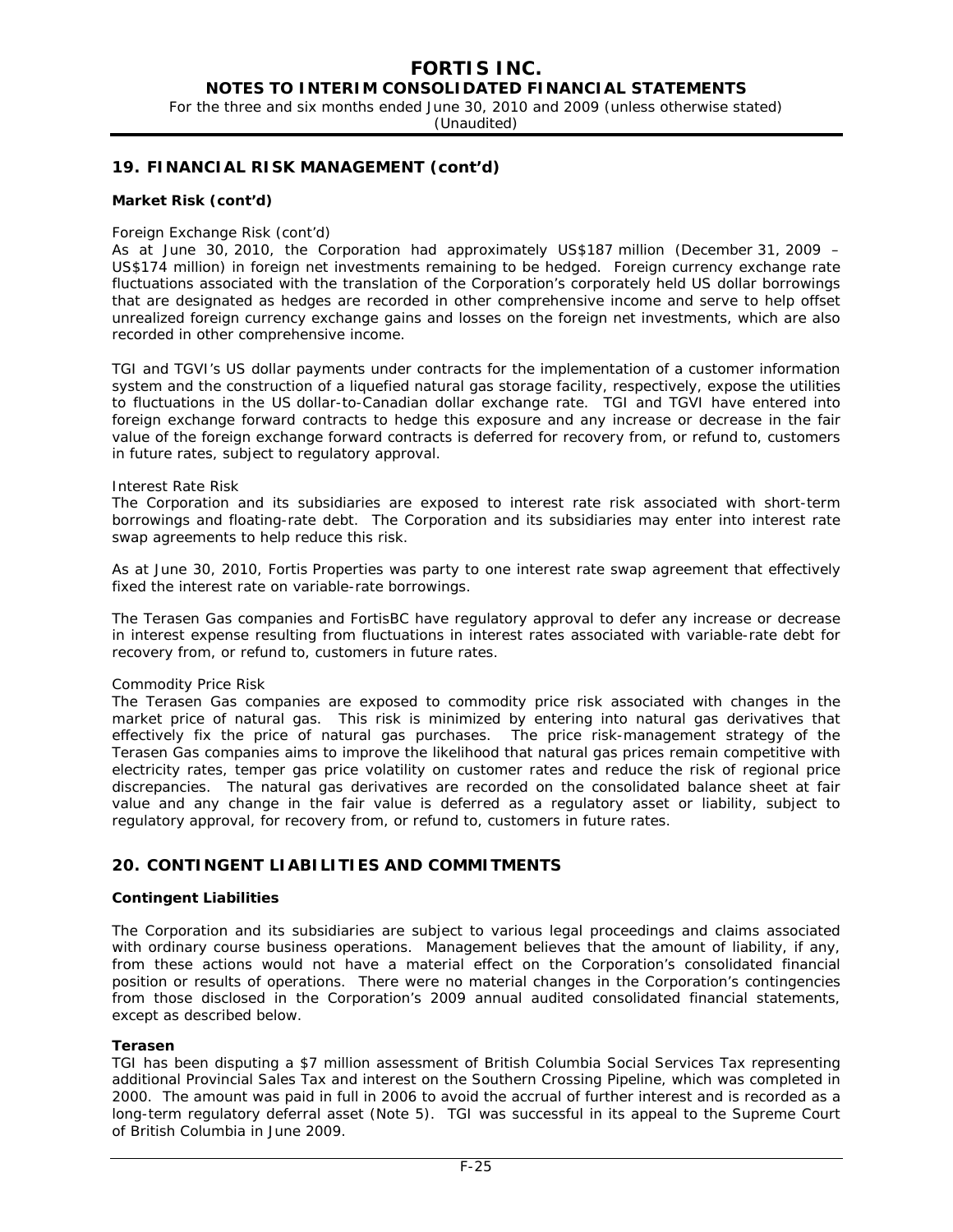## 19. FINANCIAL RISK MANAGEMENT (cont'd)

### Market Risk (cont'd)

*Foreign Exchange Risk (cont'd)*

As at June 30, 2010, the Corporation had approximately US$187 million (December 31, 2009 – US$174 million) in foreign net investments remaining to be hedged. Foreign currency exchange rate fluctuations associated with the translation of the Corporation's corporately held US dollar borrowings that are designated as hedges are recorded in other comprehensive income and serve to help offset unrealized foreign currency exchange gains and losses on the foreign net investments, which are also recorded in other comprehensive income.

TGI and TGVI's US dollar payments under contracts for the implementation of a customer information system and the construction of a liquefied natural gas storage facility, respectively, expose the utilities to fluctuations in the US dollar-to-Canadian dollar exchange rate. TGI and TGVI have entered into foreign exchange forward contracts to hedge this exposure and any increase or decrease in the fair value of the foreign exchange forward contracts is deferred for recovery from, or refund to, customers in future rates, subject to regulatory approval.

*Interest Rate Risk*

The Corporation and its subsidiaries are exposed to interest rate risk associated with short-term borrowings and floating-rate debt. The Corporation and its subsidiaries may enter into interest rate swap agreements to help reduce this risk.

As at June 30, 2010, Fortis Properties was party to one interest rate swap agreement that effectively fixed the interest rate on variable-rate borrowings.

The Terasen Gas companies and FortisBC have regulatory approval to defer any increase or decrease in interest expense resulting from fluctuations in interest rates associated with variable-rate debt for recovery from, or refund to, customers in future rates.

*Commodity Price Risk*

The Terasen Gas companies are exposed to commodity price risk associated with changes in the market price of natural gas. This risk is minimized by entering into natural gas derivatives that effectively fix the price of natural gas purchases. The price risk-management strategy of the Terasen Gas companies aims to improve the likelihood that natural gas prices remain competitive with electricity rates, temper gas price volatility on customer rates and reduce the risk of regional price discrepancies. The natural gas derivatives are recorded on the consolidated balance sheet at fair value and any change in the fair value is deferred as a regulatory asset or liability, subject to regulatory approval, for recovery from, or refund to, customers in future rates.

## 20. CONTINGENT LIABILITIES AND COMMITMENTS

### Contingent Liabilities

The Corporation and its subsidiaries are subject to various legal proceedings and claims associated with ordinary course business operations. Management believes that the amount of liability, if any, from these actions would not have a material effect on the Corporation's consolidated financial position or results of operations. There were no material changes in the Corporation's contingencies from those disclosed in the Corporation's 2009 annual audited consolidated financial statements, except as described below.

**Terasen**

TGI has been disputing a $7 million assessment of British Columbia Social Services Tax representing additional Provincial Sales Tax and interest on the Southern Crossing Pipeline, which was completed in 2000. The amount was paid in full in 2006 to avoid the accrual of further interest and is recorded as a long-term regulatory deferral asset (Note 5). TGI was successful in its appeal to the Supreme Court of British Columbia in June 2009.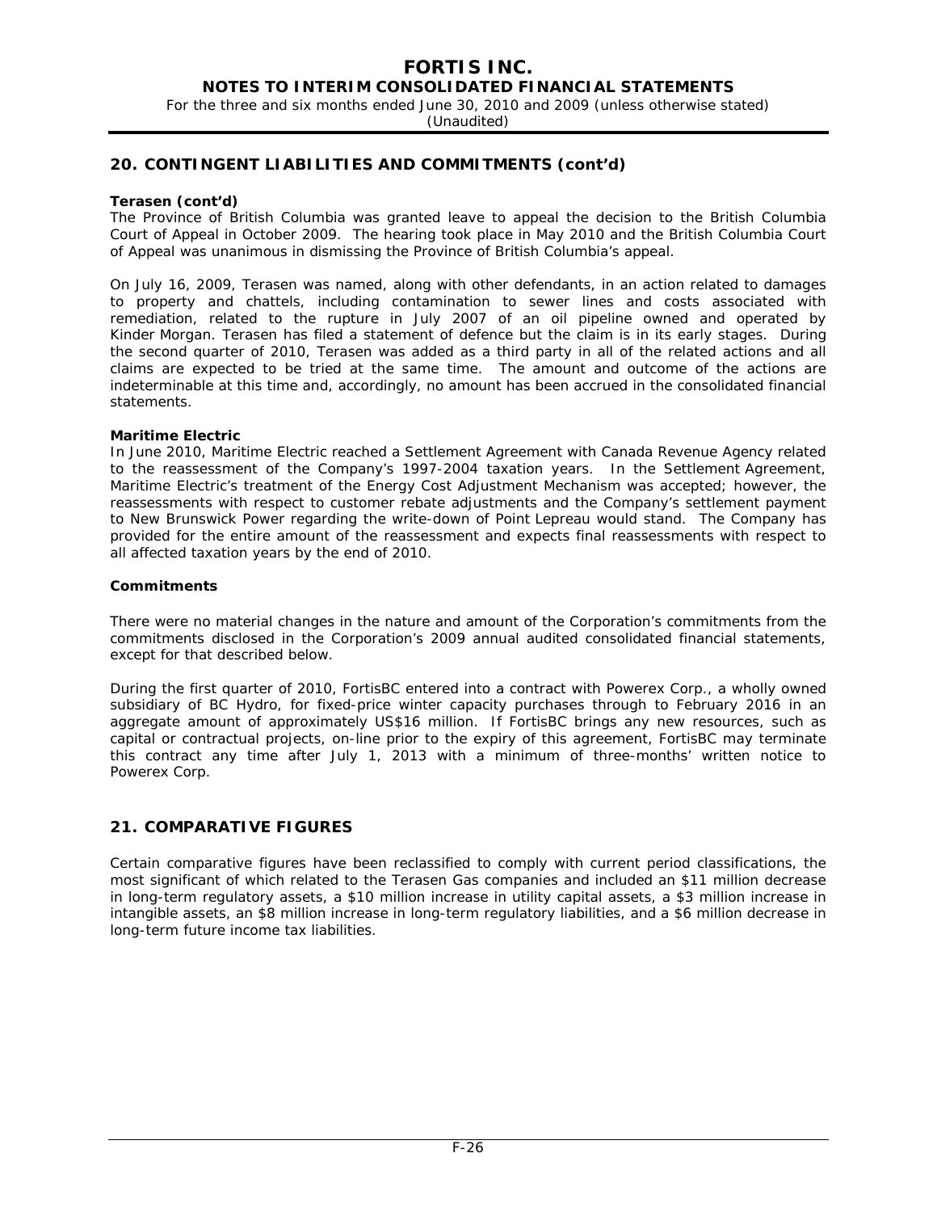## 20. CONTINGENT LIABILITIES AND COMMITMENTS (cont'd)

**Terasen (cont'd)**

The Province of British Columbia was granted leave to appeal the decision to the British Columbia Court of Appeal in October 2009. The hearing took place in May 2010 and the British Columbia Court of Appeal was unanimous in dismissing the Province of British Columbia's appeal.

On July 16, 2009, Terasen was named, along with other defendants, in an action related to damages to property and chattels, including contamination to sewer lines and costs associated with remediation, related to the rupture in July 2007 of an oil pipeline owned and operated by Kinder Morgan. Terasen has filed a statement of defence but the claim is in its early stages. During the second quarter of 2010, Terasen was added as a third party in all of the related actions and all claims are expected to be tried at the same time. The amount and outcome of the actions are indeterminable at this time and, accordingly, no amount has been accrued in the consolidated financial statements.

**Maritime Electric**

In June 2010, Maritime Electric reached a Settlement Agreement with Canada Revenue Agency related to the reassessment of the Company's 1997-2004 taxation years. In the Settlement Agreement, Maritime Electric's treatment of the Energy Cost Adjustment Mechanism was accepted; however, the reassessments with respect to customer rebate adjustments and the Company's settlement payment to New Brunswick Power regarding the write-down of Point Lepreau would stand. The Company has provided for the entire amount of the reassessment and expects final reassessments with respect to all affected taxation years by the end of 2010.

**Commitments**

There were no material changes in the nature and amount of the Corporation's commitments from the commitments disclosed in the Corporation's 2009 annual audited consolidated financial statements, except for that described below.

During the first quarter of 2010, FortisBC entered into a contract with Powerex Corp., a wholly owned subsidiary of BC Hydro, for fixed-price winter capacity purchases through to February 2016 in an aggregate amount of approximately US$16 million. If FortisBC brings any new resources, such as capital or contractual projects, on-line prior to the expiry of this agreement, FortisBC may terminate this contract any time after July 1, 2013 with a minimum of three-months' written notice to Powerex Corp.

## 21. COMPARATIVE FIGURES

Certain comparative figures have been reclassified to comply with current period classifications, the most significant of which related to the Terasen Gas companies and included an $11 million decrease in long-term regulatory assets, a $10 million increase in utility capital assets, a $3 million increase in intangible assets, an $8 million increase in long-term regulatory liabilities, and a $6 million decrease in long-term future income tax liabilities.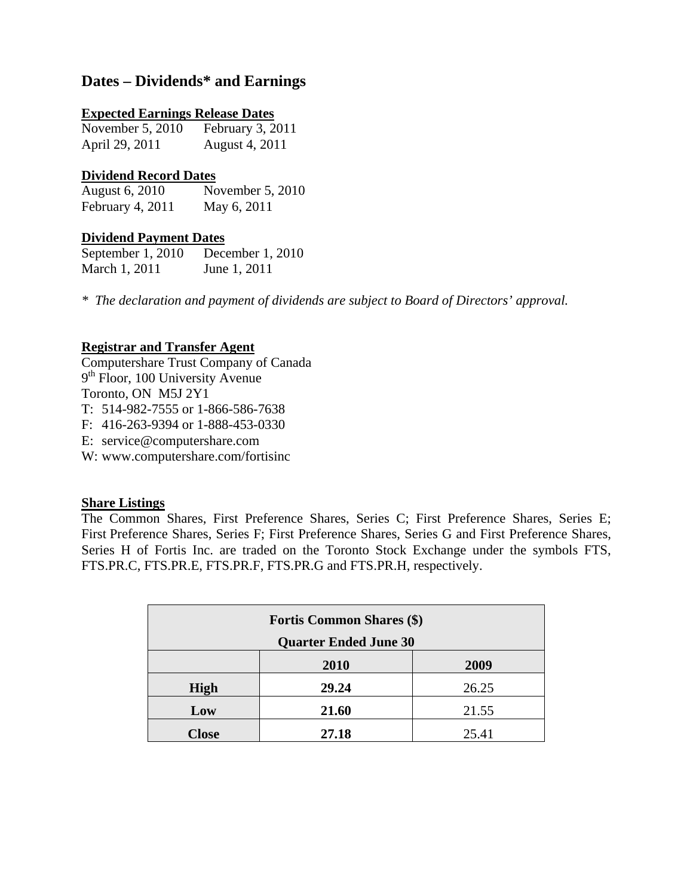## Dates – Dividends* and Earnings

**Expected Earnings Release Dates**

| | |
|---|---|
| November 5, 2010 | February 3, 2011 |
| April 29, 2011 | August 4, 2011 |

**Dividend Record Dates**

| | |
|---|---|
| August 6, 2010 | November 5, 2010 |
| February 4, 2011 | May 6, 2011 |

**Dividend Payment Dates**

| | |
|---|---|
| September 1, 2010 | December 1, 2010 |
| March 1, 2011 | June 1, 2011 |

*\* The declaration and payment of dividends are subject to Board of Directors' approval.*

**Registrar and Transfer Agent**

Computershare Trust Company of Canada
9th Floor, 100 University Avenue
Toronto, ON M5J 2Y1
T: 514-982-7555 or 1-866-586-7638
F: 416-263-9394 or 1-888-453-0330
E: service@computershare.com
W: www.computershare.com/fortisinc

**Share Listings**

The Common Shares, First Preference Shares, Series C; First Preference Shares, Series E; First Preference Shares, Series F; First Preference Shares, Series G and First Preference Shares, Series H of Fortis Inc. are traded on the Toronto Stock Exchange under the symbols FTS, FTS.PR.C, FTS.PR.E, FTS.PR.F, FTS.PR.G and FTS.PR.H, respectively.

| Fortis Common Shares ($) Quarter Ended June 30 | | |
|---|---|---|
| | **2010** | **2009** |
| **High** | **29.24** | 26.25 |
| **Low** | **21.60** | 21.55 |
| **Close** | **27.18** | 25.41 |